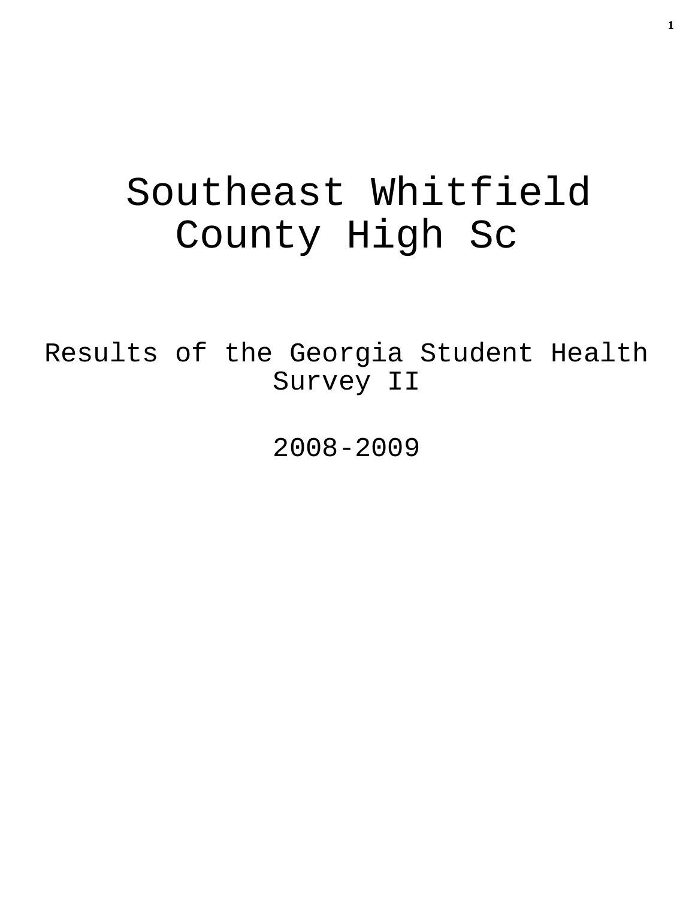# Southeast Whitfield County High Sc

Results of the Georgia Student Health Survey II

2008-2009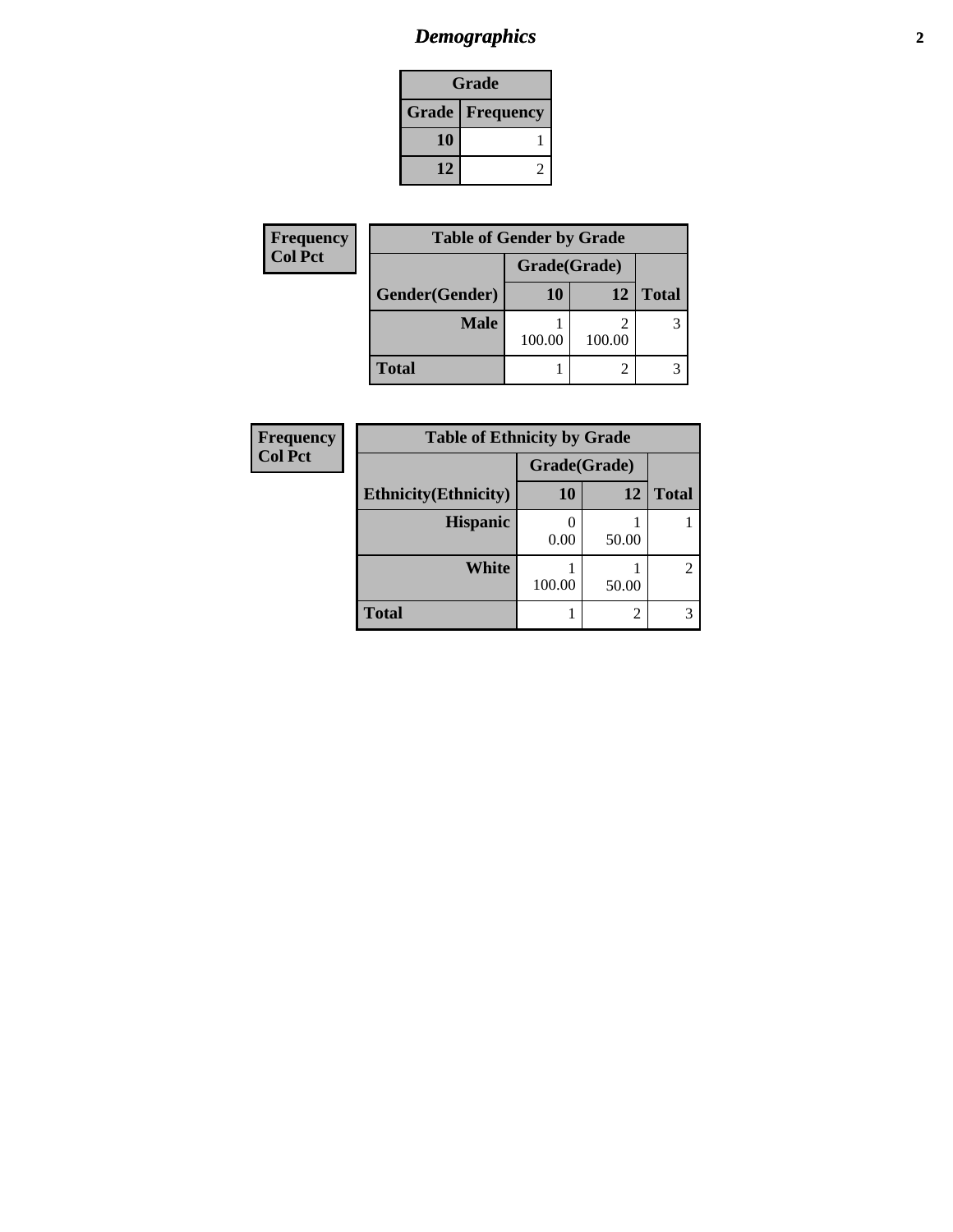## *Demographics*

| Grade | |
|---|---|
| **Grade** | **Frequency** |
| **10** | 1 |
| **12** | 2 |

**Frequency**
**Col Pct**

| Table of Gender by Grade | | | |
|---|---|---|---|
| | Grade(Grade) | | |
| **Gender(Gender)** | **10** | **12** | **Total** |
| **Male** | 1<br>100.00 | 2<br>100.00 | 3 |
| **Total** | 1 | 2 | 3 |

**Frequency**
**Col Pct**

| Table of Ethnicity by Grade | | | |
|---|---|---|---|
| | Grade(Grade) | | |
| **Ethnicity(Ethnicity)** | **10** | **12** | **Total** |
| **Hispanic** | 0<br>0.00 | 1<br>50.00 | 1 |
| **White** | 1<br>100.00 | 1<br>50.00 | 2 |
| **Total** | 1 | 2 | 3 |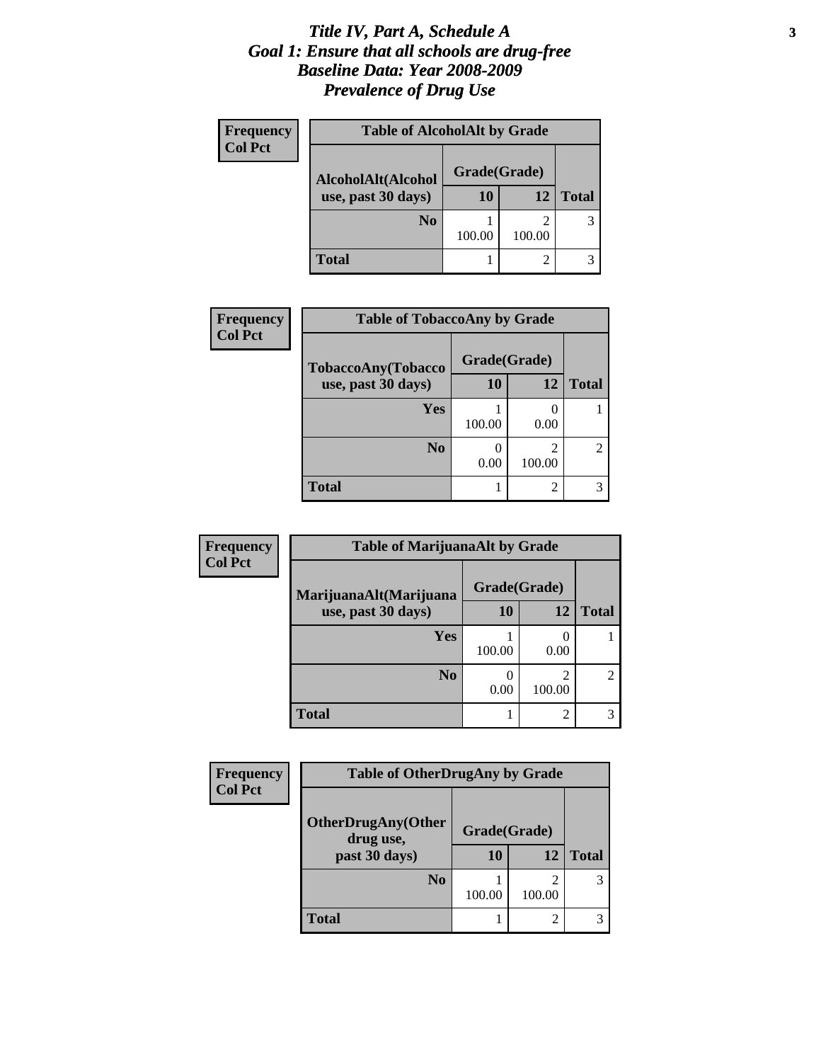# *Title IV, Part A, Schedule A*
# *Goal 1: Ensure that all schools are drug-free*
# *Baseline Data: Year 2008-2009*
# *Prevalence of Drug Use*

**Frequency**
**Col Pct**

**Table of AlcoholAlt by Grade**

| AlcoholAlt(Alcohol use, past 30 days) | Grade(Grade) | | |
|---|---|---|---|
| | **10** | **12** | **Total** |
| **No** | 1<br>100.00 | 2<br>100.00 | 3 |
| **Total** | 1 | 2 | 3 |

**Frequency**
**Col Pct**

**Table of TobaccoAny by Grade**

| TobaccoAny(Tobacco use, past 30 days) | Grade(Grade) | | |
|---|---|---|---|
| | **10** | **12** | **Total** |
| **Yes** | 1<br>100.00 | 0<br>0.00 | 1 |
| **No** | 0<br>0.00 | 2<br>100.00 | 2 |
| **Total** | 1 | 2 | 3 |

**Frequency**
**Col Pct**

**Table of MarijuanaAlt by Grade**

| MarijuanaAlt(Marijuana use, past 30 days) | Grade(Grade) | | |
|---|---|---|---|
| | **10** | **12** | **Total** |
| **Yes** | 1<br>100.00 | 0<br>0.00 | 1 |
| **No** | 0<br>0.00 | 2<br>100.00 | 2 |
| **Total** | 1 | 2 | 3 |

**Frequency**
**Col Pct**

**Table of OtherDrugAny by Grade**

| OtherDrugAny(Other drug use, past 30 days) | Grade(Grade) | | |
|---|---|---|---|
| | **10** | **12** | **Total** |
| **No** | 1<br>100.00 | 2<br>100.00 | 3 |
| **Total** | 1 | 2 | 3 |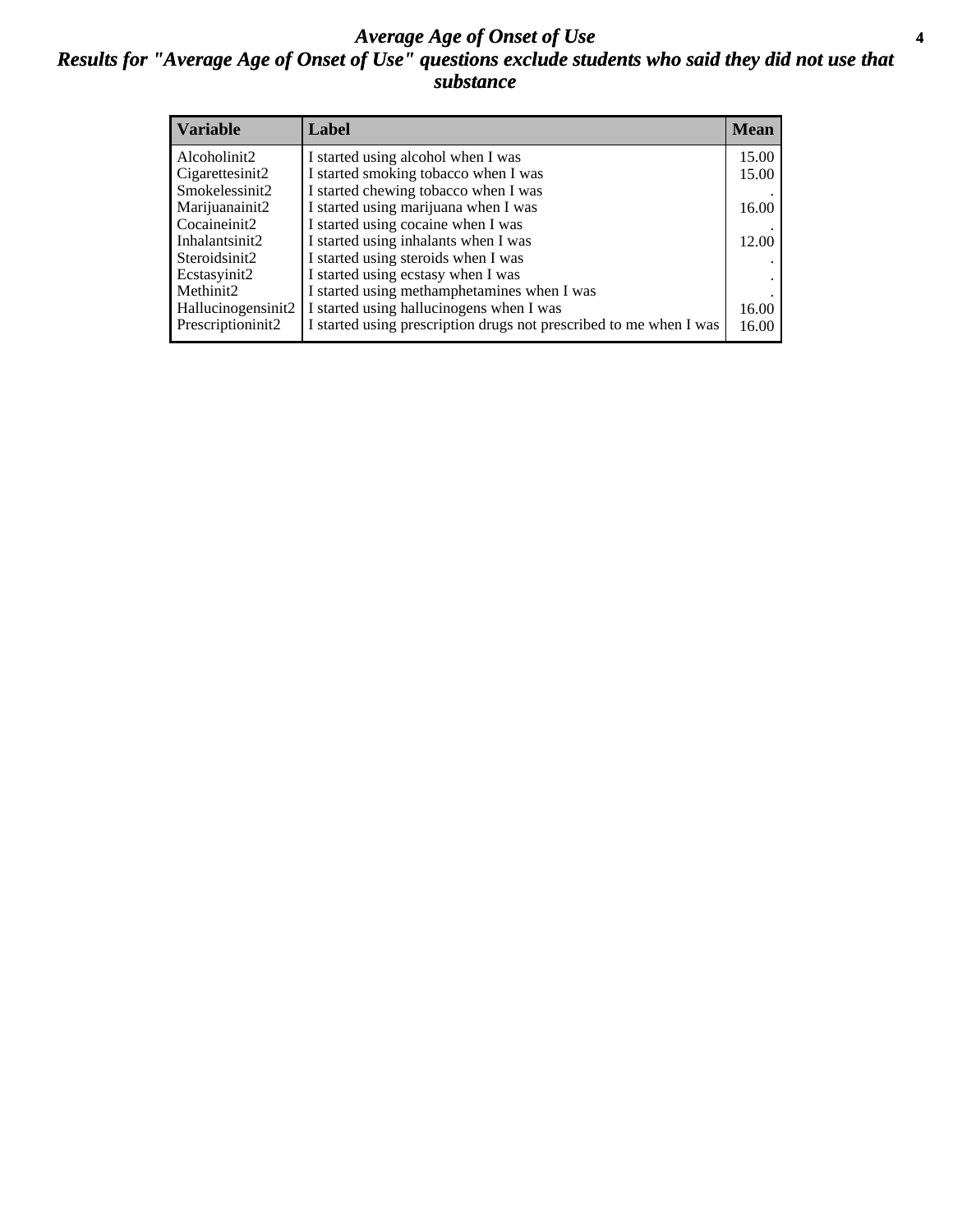# *Average Age of Onset of Use*

## *Results for "Average Age of Onset of Use" questions exclude students who said they did not use that substance*

| Variable | Label | Mean |
|---|---|---|
| Alcoholinit2 | I started using alcohol when I was | 15.00 |
| Cigarettesinit2 | I started smoking tobacco when I was | 15.00 |
| Smokelessinit2 | I started chewing tobacco when I was | . |
| Marijuanainit2 | I started using marijuana when I was | 16.00 |
| Cocaineinit2 | I started using cocaine when I was | . |
| Inhalantsinit2 | I started using inhalants when I was | 12.00 |
| Steroidsinit2 | I started using steroids when I was | . |
| Ecstasyinit2 | I started using ecstasy when I was | . |
| Methinit2 | I started using methamphetamines when I was | . |
| Hallucinogensinit2 | I started using hallucinogens when I was | 16.00 |
| Prescriptioninit2 | I started using prescription drugs not prescribed to me when I was | 16.00 |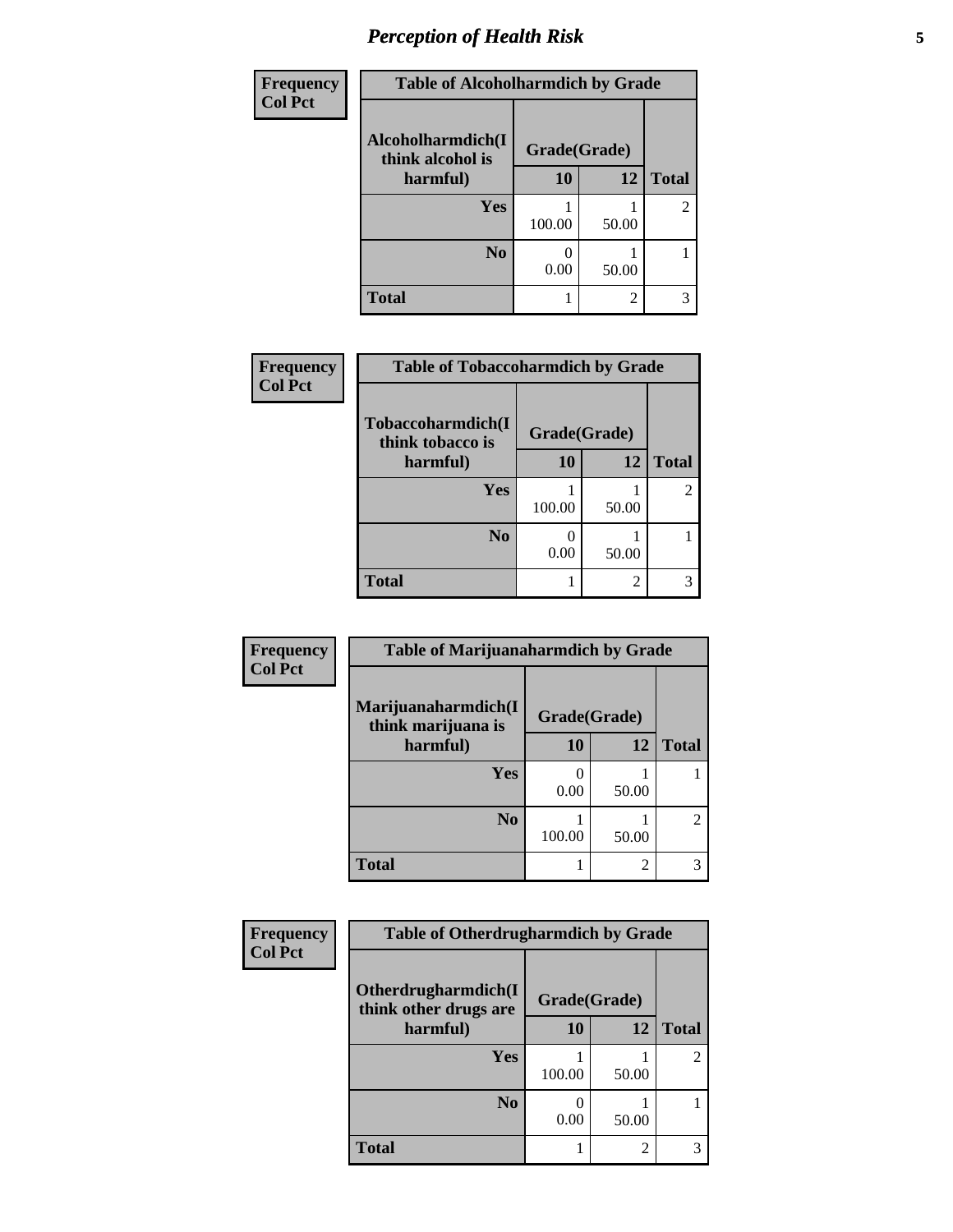# Perception of Health Risk

| Frequency<br>Col Pct | Table of Alcoholharmdich by Grade | | |
|---|---|---|---|
| **Alcoholharmdich(I think alcohol is harmful)** | **Grade(Grade)** | | |
| | **10** | **12** | **Total** |
| **Yes** | 1<br>100.00 | 1<br>50.00 | 2 |
| **No** | 0<br>0.00 | 1<br>50.00 | 1 |
| **Total** | 1 | 2 | 3 |

| Frequency<br>Col Pct | Table of Tobaccoharmdich by Grade | | |
|---|---|---|---|
| **Tobaccoharmdich(I think tobacco is harmful)** | **Grade(Grade)** | | |
| | **10** | **12** | **Total** |
| **Yes** | 1<br>100.00 | 1<br>50.00 | 2 |
| **No** | 0<br>0.00 | 1<br>50.00 | 1 |
| **Total** | 1 | 2 | 3 |

| Frequency<br>Col Pct | Table of Marijuanaharmdich by Grade | | |
|---|---|---|---|
| **Marijuanaharmdich(I think marijuana is harmful)** | **Grade(Grade)** | | |
| | **10** | **12** | **Total** |
| **Yes** | 0<br>0.00 | 1<br>50.00 | 1 |
| **No** | 1<br>100.00 | 1<br>50.00 | 2 |
| **Total** | 1 | 2 | 3 |

| Frequency<br>Col Pct | Table of Otherdrugharmdich by Grade | | |
|---|---|---|---|
| **Otherdrugharmdich(I think other drugs are harmful)** | **Grade(Grade)** | | |
| | **10** | **12** | **Total** |
| **Yes** | 1<br>100.00 | 1<br>50.00 | 2 |
| **No** | 0<br>0.00 | 1<br>50.00 | 1 |
| **Total** | 1 | 2 | 3 |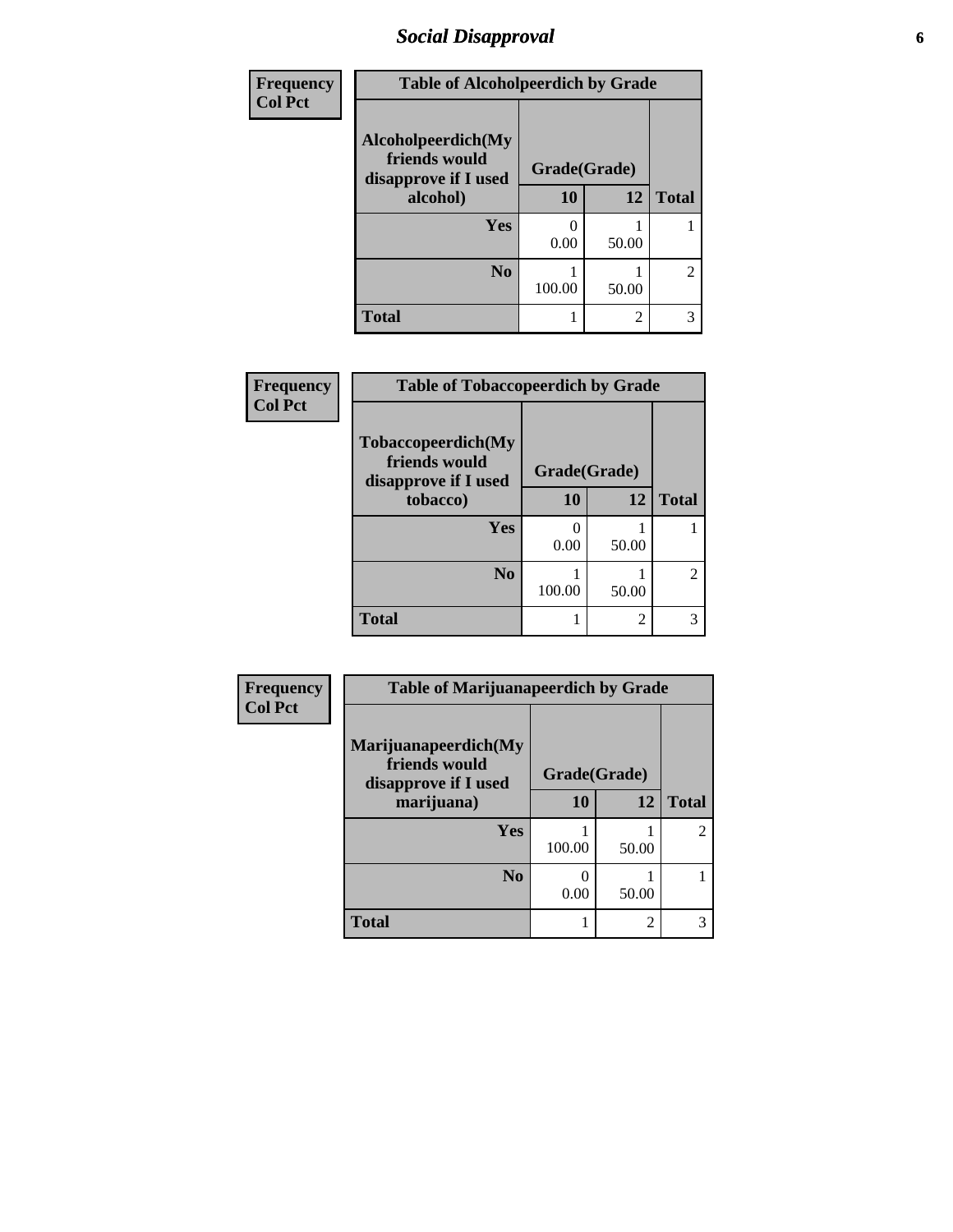# Social Disapproval

| Frequency<br>Col Pct | Table of Alcoholpeerdich by Grade | | |
|---|---|---|---|
| **Alcoholpeerdich(My friends would disapprove if I used alcohol)** | **Grade(Grade)** | | **Total** |
| | **10** | **12** | |
| **Yes** | 0<br>0.00 | 1<br>50.00 | 1 |
| **No** | 1<br>100.00 | 1<br>50.00 | 2 |
| **Total** | 1 | 2 | 3 |

| Frequency<br>Col Pct | Table of Tobaccopeerdich by Grade | | |
|---|---|---|---|
| **Tobaccopeerdich(My friends would disapprove if I used tobacco)** | **Grade(Grade)** | | **Total** |
| | **10** | **12** | |
| **Yes** | 0<br>0.00 | 1<br>50.00 | 1 |
| **No** | 1<br>100.00 | 1<br>50.00 | 2 |
| **Total** | 1 | 2 | 3 |

| Frequency<br>Col Pct | Table of Marijuanapeerdich by Grade | | |
|---|---|---|---|
| **Marijuanapeerdich(My friends would disapprove if I used marijuana)** | **Grade(Grade)** | | **Total** |
| | **10** | **12** | |
| **Yes** | 1<br>100.00 | 1<br>50.00 | 2 |
| **No** | 0<br>0.00 | 1<br>50.00 | 1 |
| **Total** | 1 | 2 | 3 |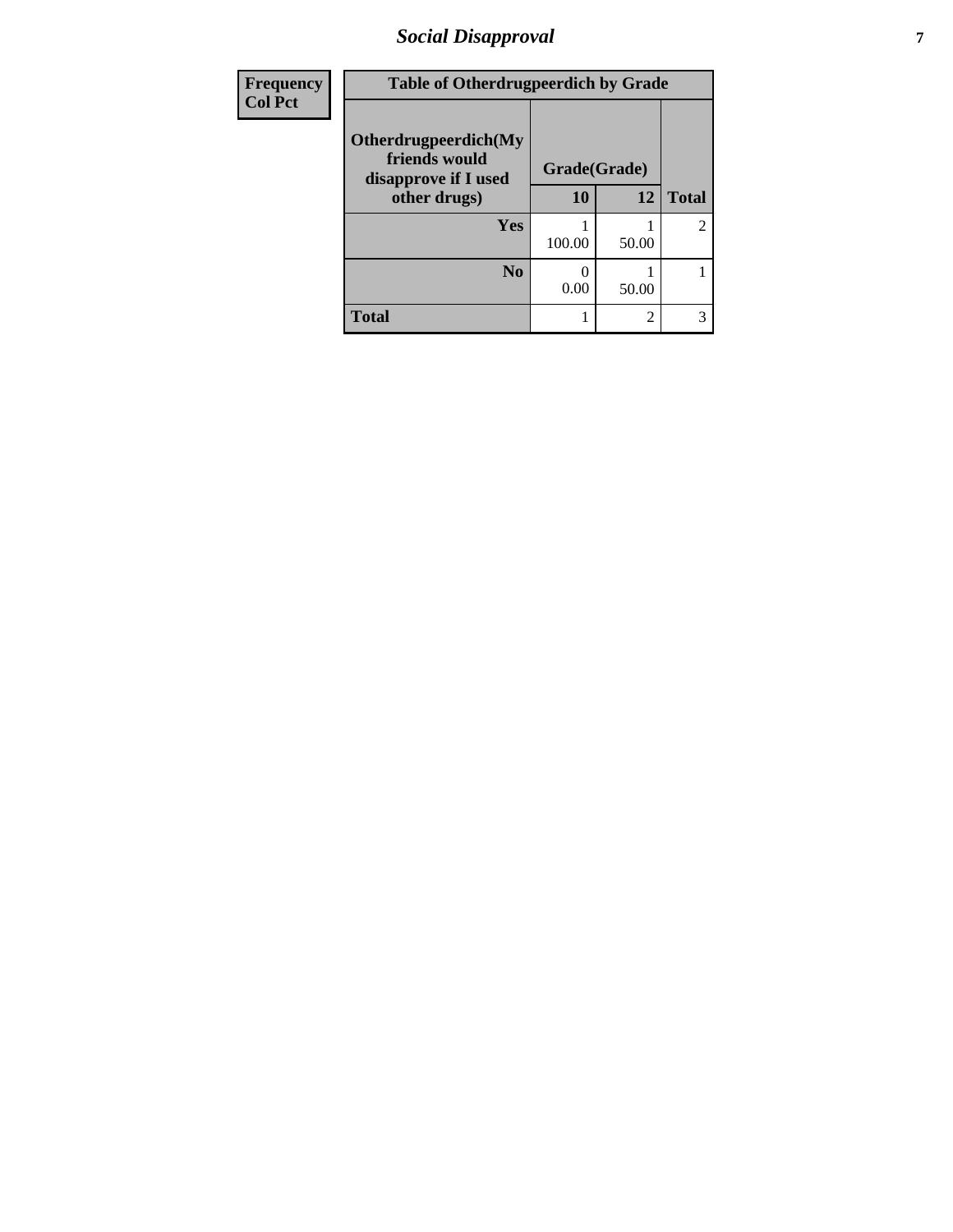## Social Disapproval

| Frequency<br>Col Pct | | | |
|---|---|---|---|
| **Table of Otherdrugpeerdich by Grade** | | | |
| **Otherdrugpeerdich(My friends would disapprove if I used other drugs)** | **Grade(Grade)** | | |
| | **10** | **12** | **Total** |
| **Yes** | 1<br>100.00 | 1<br>50.00 | 2 |
| **No** | 0<br>0.00 | 1<br>50.00 | 1 |
| **Total** | 1 | 2 | 3 |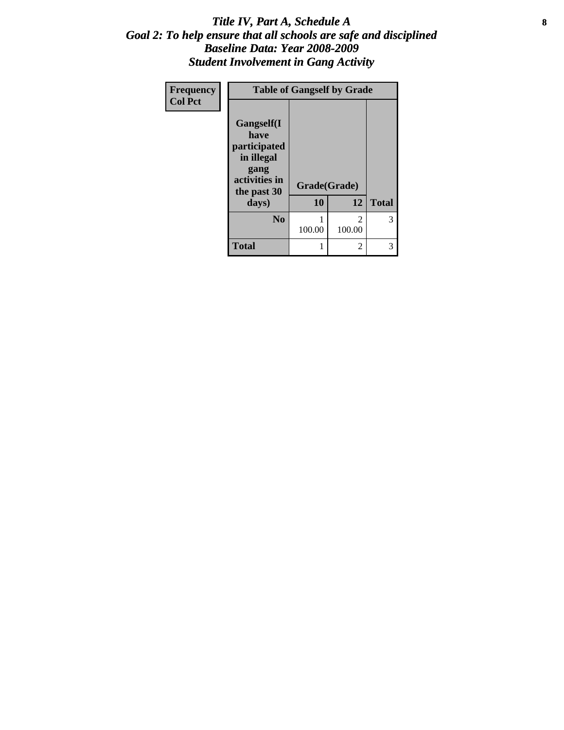# *Title IV, Part A, Schedule A*
## *Goal 2: To help ensure that all schools are safe and disciplined*
## *Baseline Data: Year 2008-2009*
## *Student Involvement in Gang Activity*

| Frequency<br>Col Pct | Table of Gangself by Grade | | |
|---|---|---|---|
| **Gangself(I have participated in illegal gang activities in the past 30 days)** | **Grade(Grade)** | | |
| | **10** | **12** | **Total** |
| **No** | 1<br>100.00 | 2<br>100.00 | 3 |
| **Total** | 1 | 2 | 3 |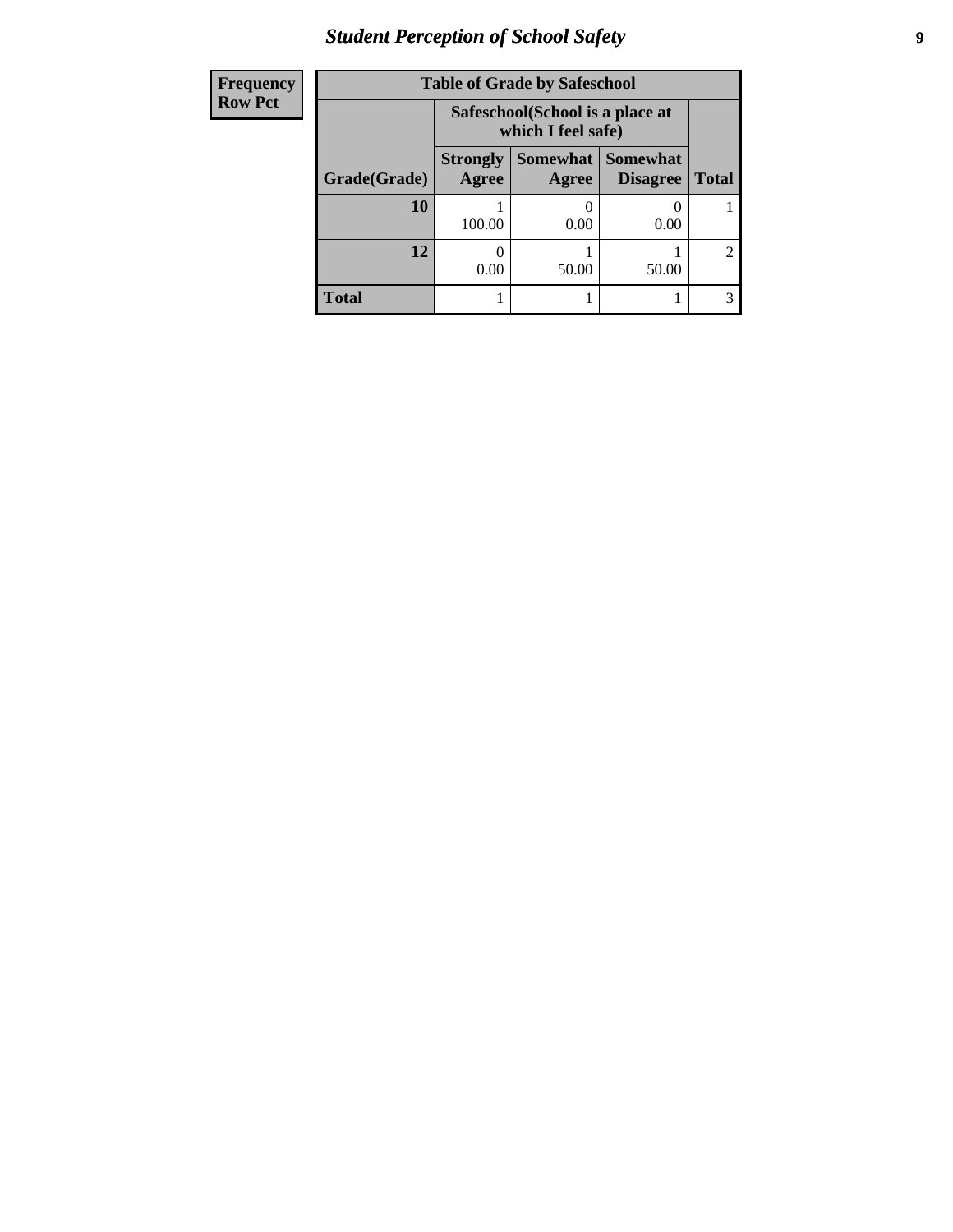| Frequency Row Pct |
| --- |

**Table of Grade by Safeschool**

| Grade(Grade) | Safeschool(School is a place at which I feel safe) Strongly Agree | Somewhat Agree | Somewhat Disagree | Total |
| --- | --- | --- | --- | --- |
| **10** | 1<br>100.00 | 0<br>0.00 | 0<br>0.00 | 1 |
| **12** | 0<br>0.00 | 1<br>50.00 | 1<br>50.00 | 2 |
| **Total** | 1 | 1 | 1 | 3 |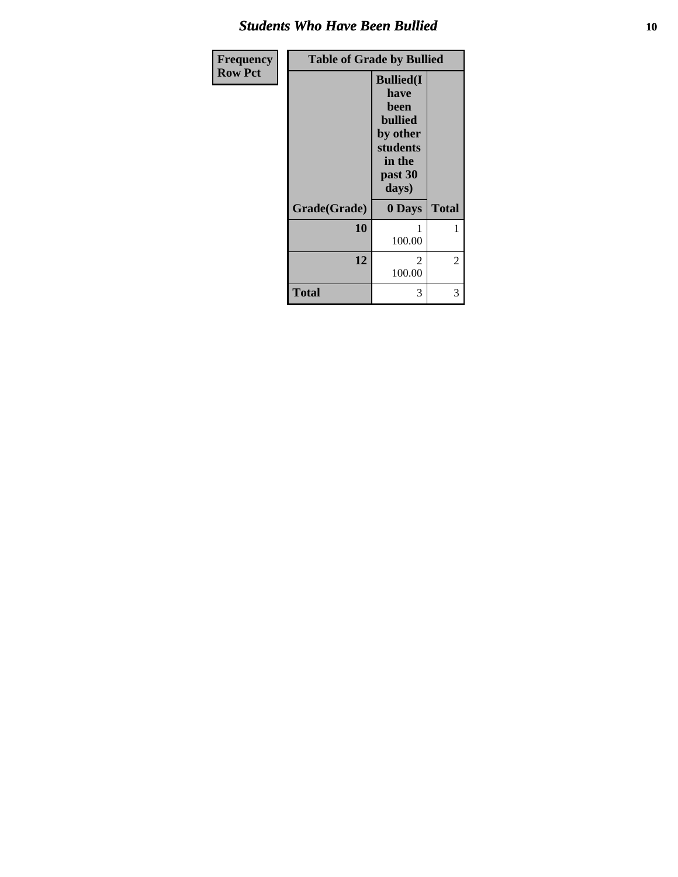# Students Who Have Been Bullied

| Frequency Row Pct |
|---|

| Table of Grade by Bullied | | |
|---|---|---|
| | Bullied(I have been bullied by other students in the past 30 days) | |
| Grade(Grade) | 0 Days | Total |
| 10 | 1 100.00 | 1 |
| 12 | 2 100.00 | 2 |
| Total | 3 | 3 |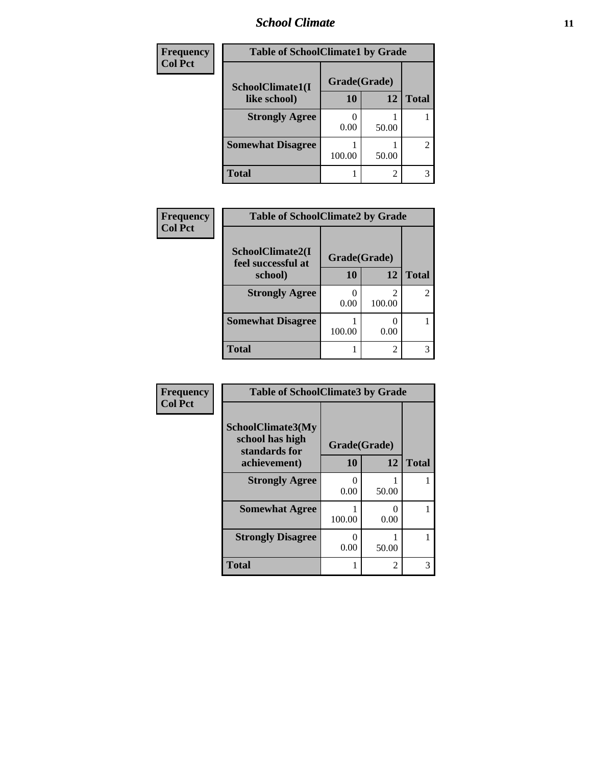| Frequency Col Pct | Table of SchoolClimate1 by Grade | | |
|---|---|---|---|
| SchoolClimate1(I like school) | Grade(Grade) | | |
| | 10 | 12 | Total |
| Strongly Agree | 0<br>0.00 | 1<br>50.00 | 1 |
| Somewhat Disagree | 1<br>100.00 | 1<br>50.00 | 2 |
| Total | 1 | 2 | 3 |

| Frequency Col Pct | Table of SchoolClimate2 by Grade | | |
|---|---|---|---|
| SchoolClimate2(I feel successful at school) | Grade(Grade) | | |
| | 10 | 12 | Total |
| Strongly Agree | 0<br>0.00 | 2<br>100.00 | 2 |
| Somewhat Disagree | 1<br>100.00 | 0<br>0.00 | 1 |
| Total | 1 | 2 | 3 |

| Frequency Col Pct | Table of SchoolClimate3 by Grade | | |
|---|---|---|---|
| SchoolClimate3(My school has high standards for achievement) | Grade(Grade) | | |
| | 10 | 12 | Total |
| Strongly Agree | 0<br>0.00 | 1<br>50.00 | 1 |
| Somewhat Agree | 1<br>100.00 | 0<br>0.00 | 1 |
| Strongly Disagree | 0<br>0.00 | 1<br>50.00 | 1 |
| Total | 1 | 2 | 3 |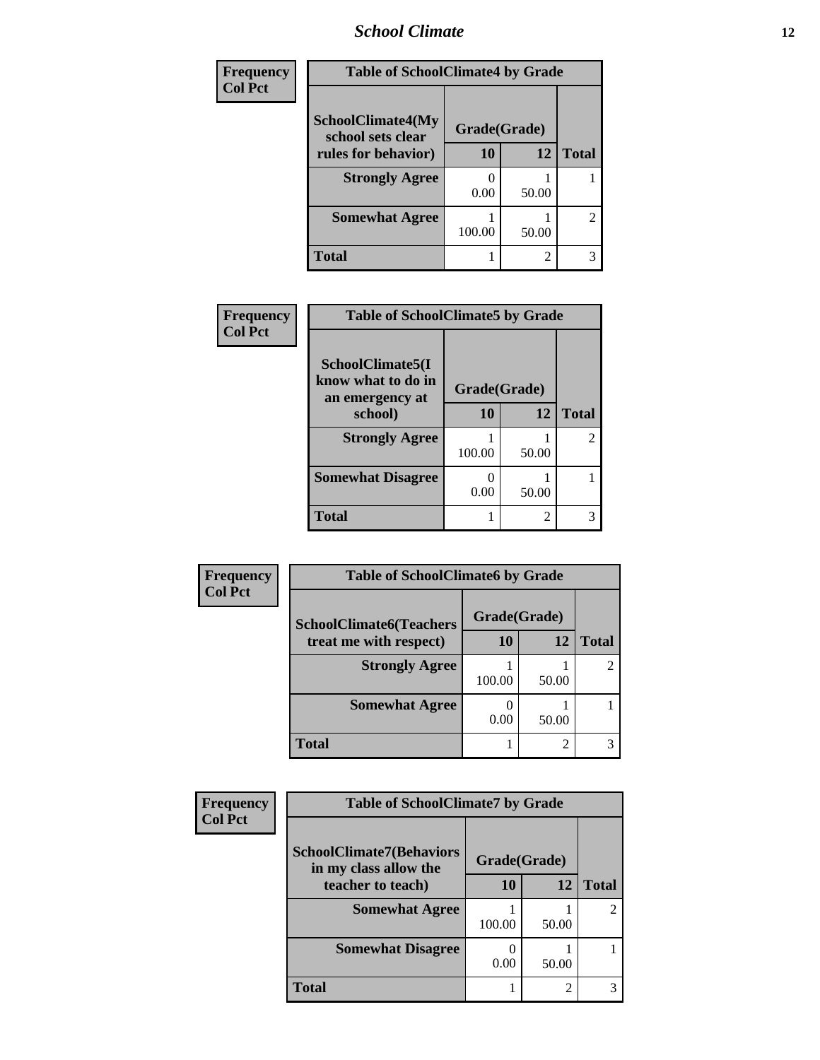| Frequency<br>Col Pct | Table of SchoolClimate4 by Grade | | |
|---|---|---|---|
| SchoolClimate4(My school sets clear rules for behavior) | Grade(Grade) | | |
| | 10 | 12 | Total |
| Strongly Agree | 0<br>0.00 | 1<br>50.00 | 1 |
| Somewhat Agree | 1<br>100.00 | 1<br>50.00 | 2 |
| Total | 1 | 2 | 3 |

| Frequency<br>Col Pct | Table of SchoolClimate5 by Grade | | |
|---|---|---|---|
| SchoolClimate5(I know what to do in an emergency at school) | Grade(Grade) | | |
| | 10 | 12 | Total |
| Strongly Agree | 1<br>100.00 | 1<br>50.00 | 2 |
| Somewhat Disagree | 0<br>0.00 | 1<br>50.00 | 1 |
| Total | 1 | 2 | 3 |

| Frequency<br>Col Pct | Table of SchoolClimate6 by Grade | | |
|---|---|---|---|
| SchoolClimate6(Teachers treat me with respect) | Grade(Grade) | | |
| | 10 | 12 | Total |
| Strongly Agree | 1<br>100.00 | 1<br>50.00 | 2 |
| Somewhat Agree | 0<br>0.00 | 1<br>50.00 | 1 |
| Total | 1 | 2 | 3 |

| Frequency<br>Col Pct | Table of SchoolClimate7 by Grade | | |
|---|---|---|---|
| SchoolClimate7(Behaviors in my class allow the teacher to teach) | Grade(Grade) | | |
| | 10 | 12 | Total |
| Somewhat Agree | 1<br>100.00 | 1<br>50.00 | 2 |
| Somewhat Disagree | 0<br>0.00 | 1<br>50.00 | 1 |
| Total | 1 | 2 | 3 |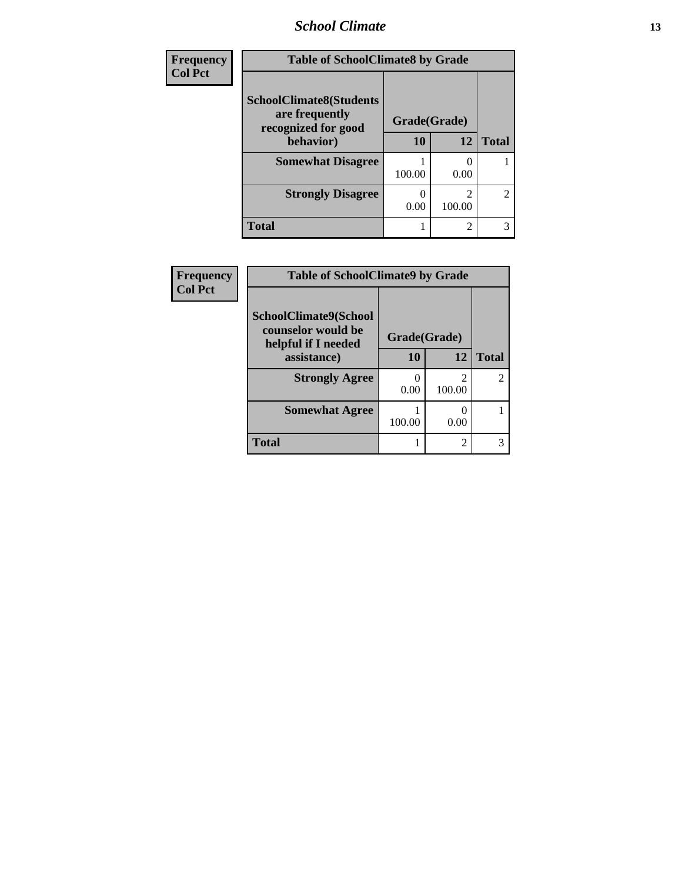| Frequency<br>Col Pct | Table of SchoolClimate8 by Grade | | |
|---|---|---|---|
| SchoolClimate8(Students are frequently recognized for good behavior) | Grade(Grade) | | |
| | 10 | 12 | Total |
| Somewhat Disagree | 1<br>100.00 | 0<br>0.00 | 1 |
| Strongly Disagree | 0<br>0.00 | 2<br>100.00 | 2 |
| Total | 1 | 2 | 3 |

| Frequency<br>Col Pct | Table of SchoolClimate9 by Grade | | |
|---|---|---|---|
| SchoolClimate9(School counselor would be helpful if I needed assistance) | Grade(Grade) | | |
| | 10 | 12 | Total |
| Strongly Agree | 0<br>0.00 | 2<br>100.00 | 2 |
| Somewhat Agree | 1<br>100.00 | 0<br>0.00 | 1 |
| Total | 1 | 2 | 3 |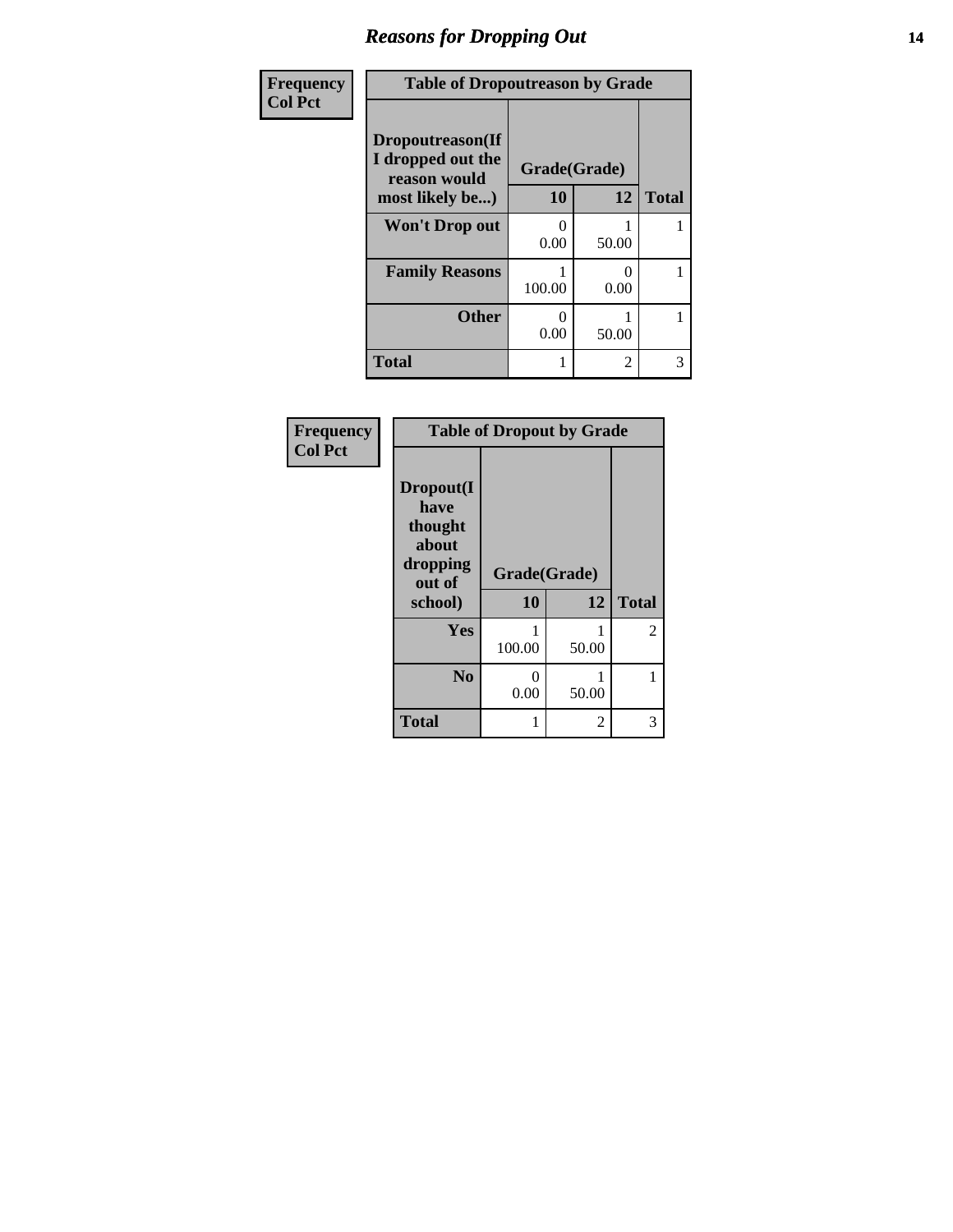# Reasons for Dropping Out

**Frequency**
**Col Pct**

| Table of Dropoutreason by Grade | | | |
|---|---|---|---|
| **Dropoutreason(If I dropped out the reason would most likely be...)** | **Grade(Grade)** | | |
| | **10** | **12** | **Total** |
| **Won't Drop out** | 0<br>0.00 | 1<br>50.00 | 1 |
| **Family Reasons** | 1<br>100.00 | 0<br>0.00 | 1 |
| **Other** | 0<br>0.00 | 1<br>50.00 | 1 |
| **Total** | 1 | 2 | 3 |

**Frequency**
**Col Pct**

| Table of Dropout by Grade | | | |
|---|---|---|---|
| **Dropout(I have thought about dropping out of school)** | **Grade(Grade)** | | |
| | **10** | **12** | **Total** |
| **Yes** | 1<br>100.00 | 1<br>50.00 | 2 |
| **No** | 0<br>0.00 | 1<br>50.00 | 1 |
| **Total** | 1 | 2 | 3 |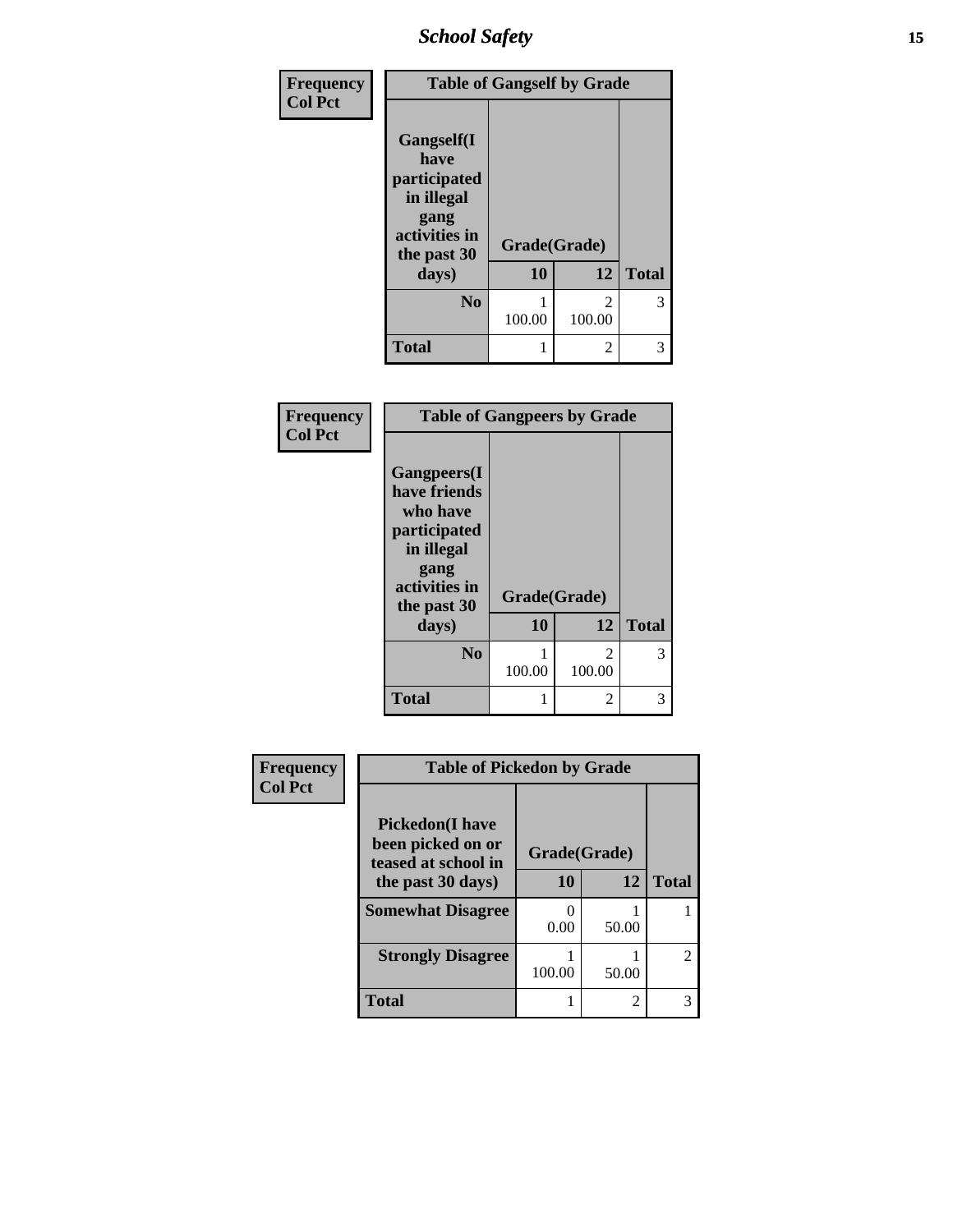## School Safety

| Frequency<br>Col Pct | Table of Gangself by Grade | | |
|---|---|---|---|
| Gangself(I have participated in illegal gang activities in the past 30 days) | Grade(Grade) | | |
| | 10 | 12 | Total |
| No | 1<br>100.00 | 2<br>100.00 | 3 |
| Total | 1 | 2 | 3 |

| Frequency<br>Col Pct | Table of Gangpeers by Grade | | |
|---|---|---|---|
| Gangpeers(I have friends who have participated in illegal gang activities in the past 30 days) | Grade(Grade) | | |
| | 10 | 12 | Total |
| No | 1<br>100.00 | 2<br>100.00 | 3 |
| Total | 1 | 2 | 3 |

| Frequency<br>Col Pct | Table of Pickedon by Grade | | |
|---|---|---|---|
| Pickedon(I have been picked on or teased at school in the past 30 days) | Grade(Grade) | | |
| | 10 | 12 | Total |
| Somewhat Disagree | 0<br>0.00 | 1<br>50.00 | 1 |
| Strongly Disagree | 1<br>100.00 | 1<br>50.00 | 2 |
| Total | 1 | 2 | 3 |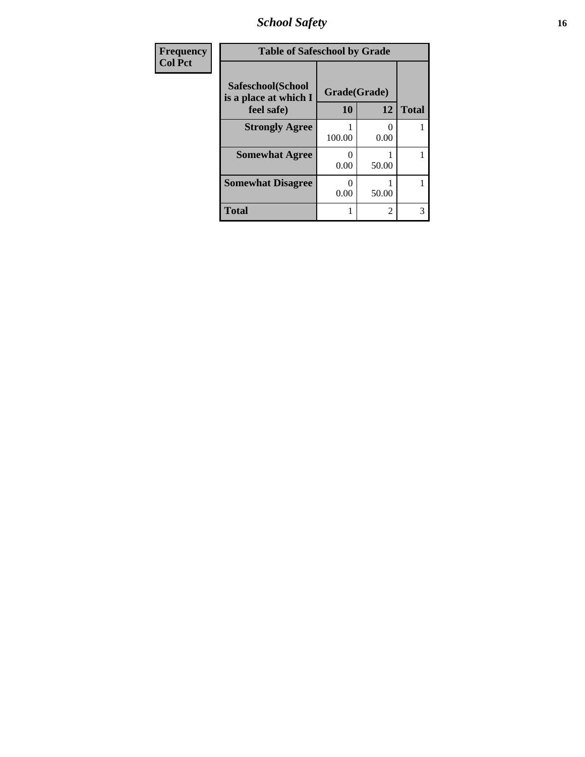| Frequency<br>Col Pct |
|---|

| Table of Safeschool by Grade | | | |
|---|---|---|---|
| Safeschool(School is a place at which I feel safe) | Grade(Grade) | | |
| | 10 | 12 | Total |
| Strongly Agree | 1<br>100.00 | 0<br>0.00 | 1 |
| Somewhat Agree | 0<br>0.00 | 1<br>50.00 | 1 |
| Somewhat Disagree | 0<br>0.00 | 1<br>50.00 | 1 |
| Total | 1 | 2 | 3 |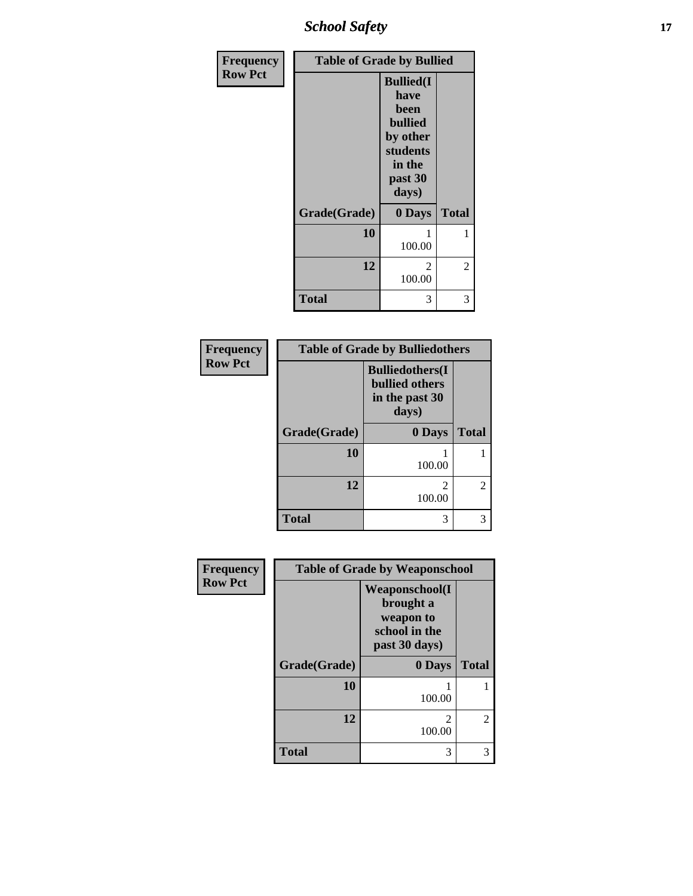| Frequency Row Pct | Table of Grade by Bullied | |
|---|---|---|
| | Bullied(I have been bullied by other students in the past 30 days) | |
| Grade(Grade) | 0 Days | Total |
| 10 | 1<br>100.00 | 1 |
| 12 | 2<br>100.00 | 2 |
| Total | 3 | 3 |

| Frequency Row Pct | Table of Grade by Bulliedothers | |
|---|---|---|
| | Bulliedothers(I bullied others in the past 30 days) | |
| Grade(Grade) | 0 Days | Total |
| 10 | 1<br>100.00 | 1 |
| 12 | 2<br>100.00 | 2 |
| Total | 3 | 3 |

| Frequency Row Pct | Table of Grade by Weaponschool | |
|---|---|---|
| | Weaponschool(I brought a weapon to school in the past 30 days) | |
| Grade(Grade) | 0 Days | Total |
| 10 | 1<br>100.00 | 1 |
| 12 | 2<br>100.00 | 2 |
| Total | 3 | 3 |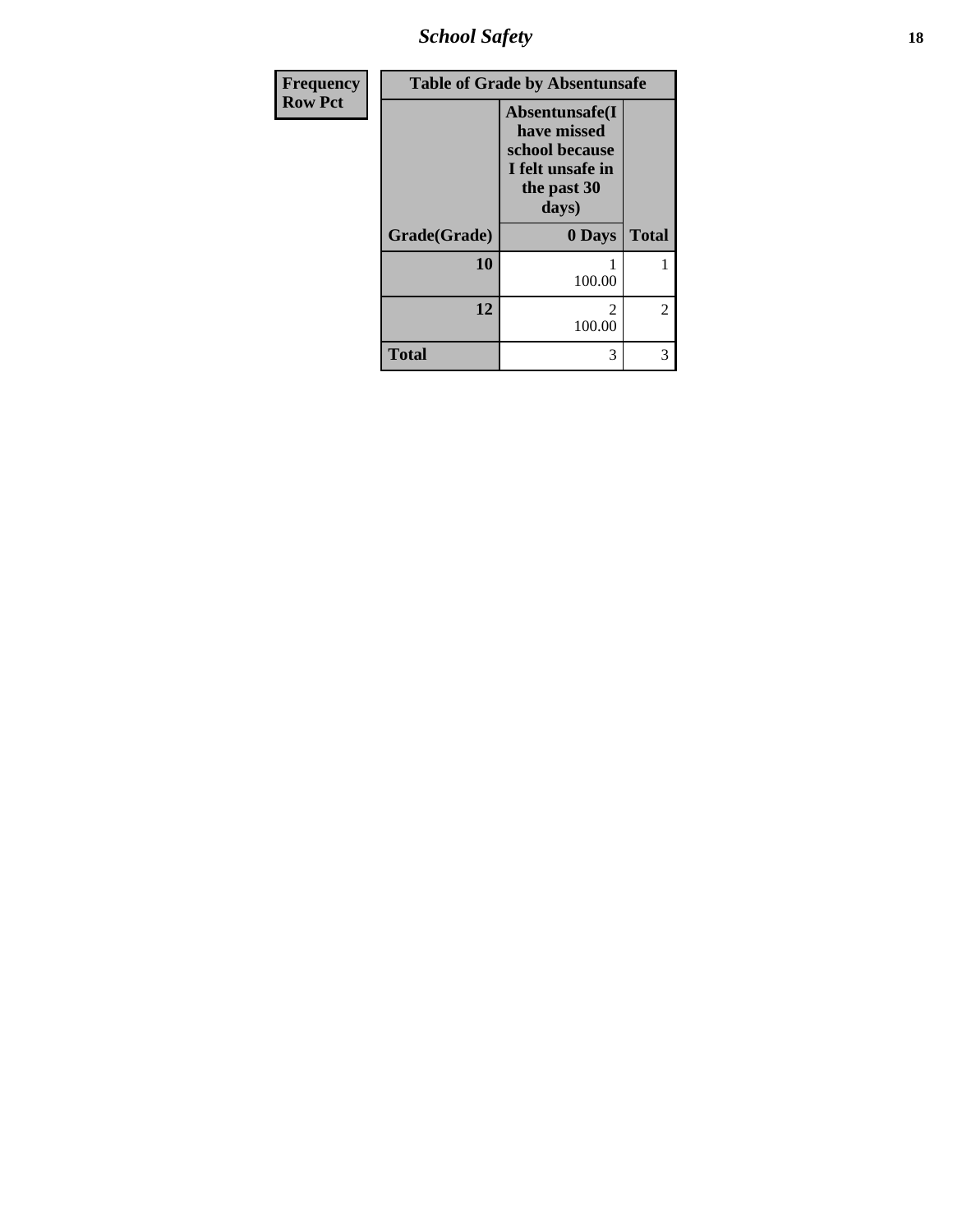| Frequency Row Pct |
|---|

| Table of Grade by Absentunsafe | | |
|---|---|---|
| | Absentunsafe(I have missed school because I felt unsafe in the past 30 days) | |
| Grade(Grade) | 0 Days | Total |
| 10 | 1<br>100.00 | 1 |
| 12 | 2<br>100.00 | 2 |
| Total | 3 | 3 |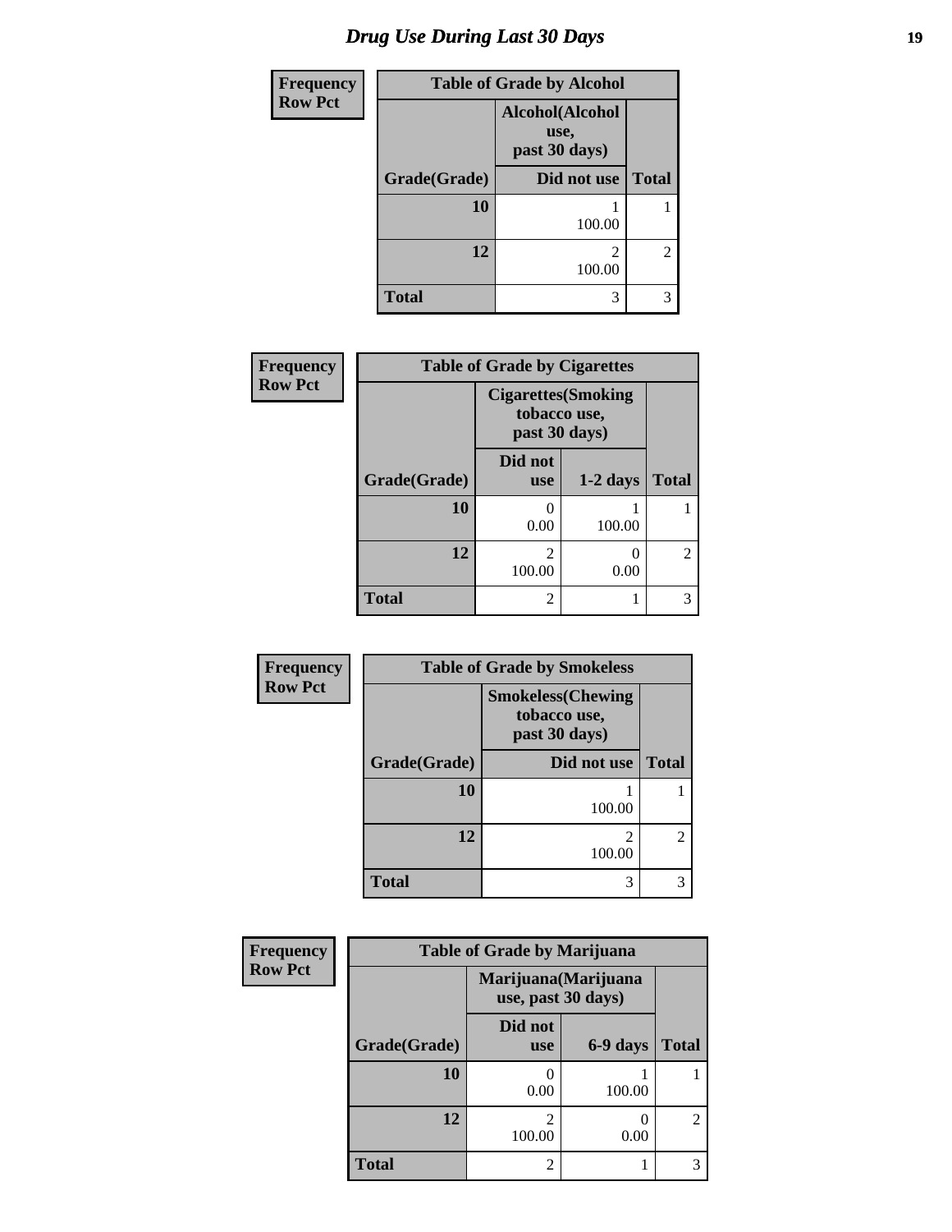# Drug Use During Last 30 Days

| Frequency<br>Row Pct |
|---|

**Table of Grade by Alcohol**

| Grade(Grade) | Alcohol(Alcohol use, past 30 days) Did not use | Total |
|---|---|---|
| 10 | 1<br>100.00 | 1 |
| 12 | 2<br>100.00 | 2 |
| Total | 3 | 3 |

| Frequency<br>Row Pct |
|---|

**Table of Grade by Cigarettes**

| | Cigarettes(Smoking tobacco use, past 30 days) | | |
|---|---|---|---|
| Grade(Grade) | Did not use | 1-2 days | Total |
| 10 | 0<br>0.00 | 1<br>100.00 | 1 |
| 12 | 2<br>100.00 | 0<br>0.00 | 2 |
| Total | 2 | 1 | 3 |

| Frequency<br>Row Pct |
|---|

**Table of Grade by Smokeless**

| Grade(Grade) | Smokeless(Chewing tobacco use, past 30 days) Did not use | Total |
|---|---|---|
| 10 | 1<br>100.00 | 1 |
| 12 | 2<br>100.00 | 2 |
| Total | 3 | 3 |

| Frequency<br>Row Pct |
|---|

**Table of Grade by Marijuana**

| | Marijuana(Marijuana use, past 30 days) | | |
|---|---|---|---|
| Grade(Grade) | Did not use | 6-9 days | Total |
| 10 | 0<br>0.00 | 1<br>100.00 | 1 |
| 12 | 2<br>100.00 | 0<br>0.00 | 2 |
| Total | 2 | 1 | 3 |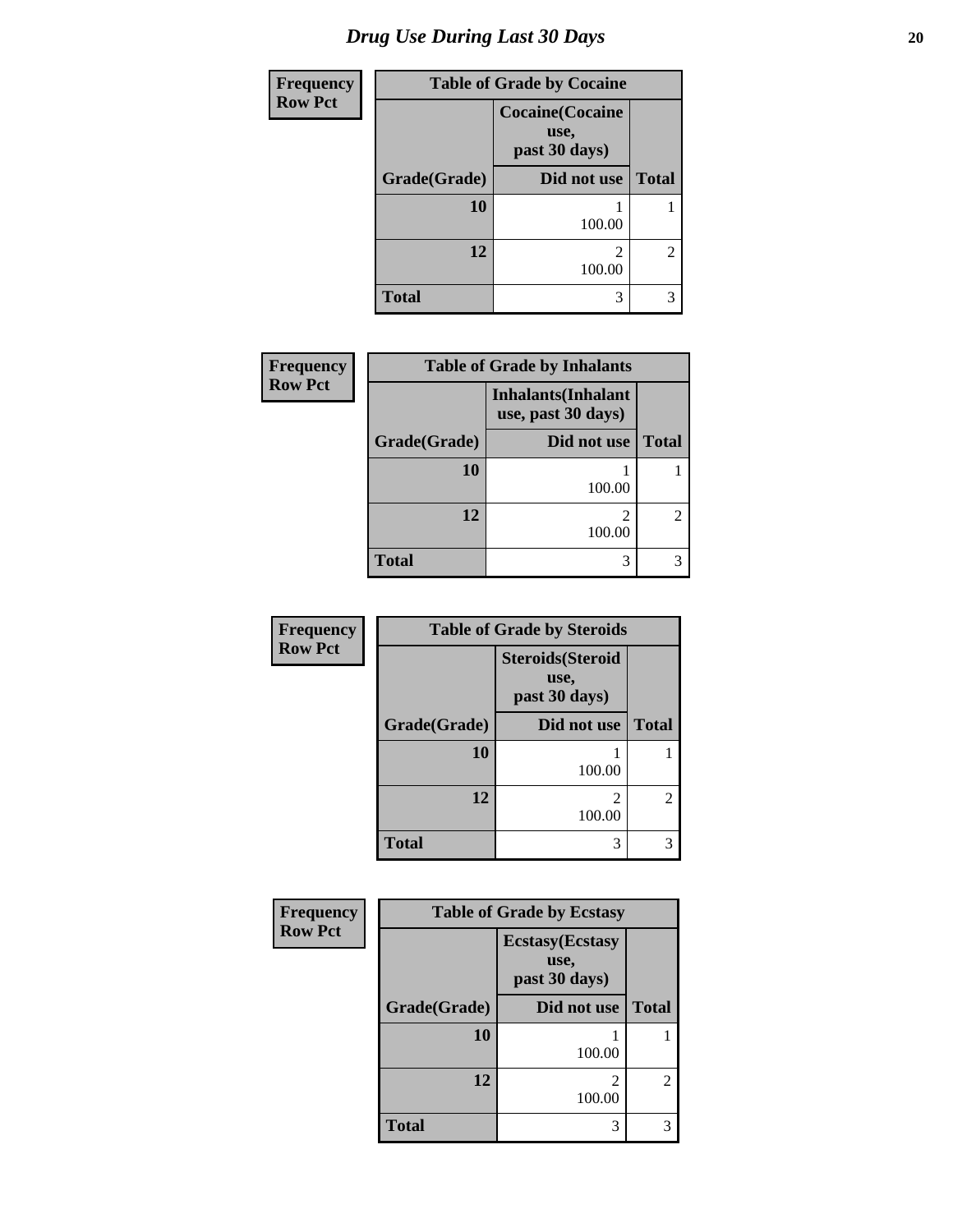# Drug Use During Last 30 Days

| Frequency<br>Row Pct | | |
|---|---|---|

**Table of Grade by Cocaine**

| Grade(Grade) | Cocaine(Cocaine use, past 30 days)<br>Did not use | Total |
|---|---|---|
| 10 | 1<br>100.00 | 1 |
| 12 | 2<br>100.00 | 2 |
| Total | 3 | 3 |

| Frequency<br>Row Pct | | |
|---|---|---|

**Table of Grade by Inhalants**

| Grade(Grade) | Inhalants(Inhalant use, past 30 days)<br>Did not use | Total |
|---|---|---|
| 10 | 1<br>100.00 | 1 |
| 12 | 2<br>100.00 | 2 |
| Total | 3 | 3 |

| Frequency<br>Row Pct | | |
|---|---|---|

**Table of Grade by Steroids**

| Grade(Grade) | Steroids(Steroid use, past 30 days)<br>Did not use | Total |
|---|---|---|
| 10 | 1<br>100.00 | 1 |
| 12 | 2<br>100.00 | 2 |
| Total | 3 | 3 |

| Frequency<br>Row Pct | | |
|---|---|---|

**Table of Grade by Ecstasy**

| Grade(Grade) | Ecstasy(Ecstasy use, past 30 days)<br>Did not use | Total |
|---|---|---|
| 10 | 1<br>100.00 | 1 |
| 12 | 2<br>100.00 | 2 |
| Total | 3 | 3 |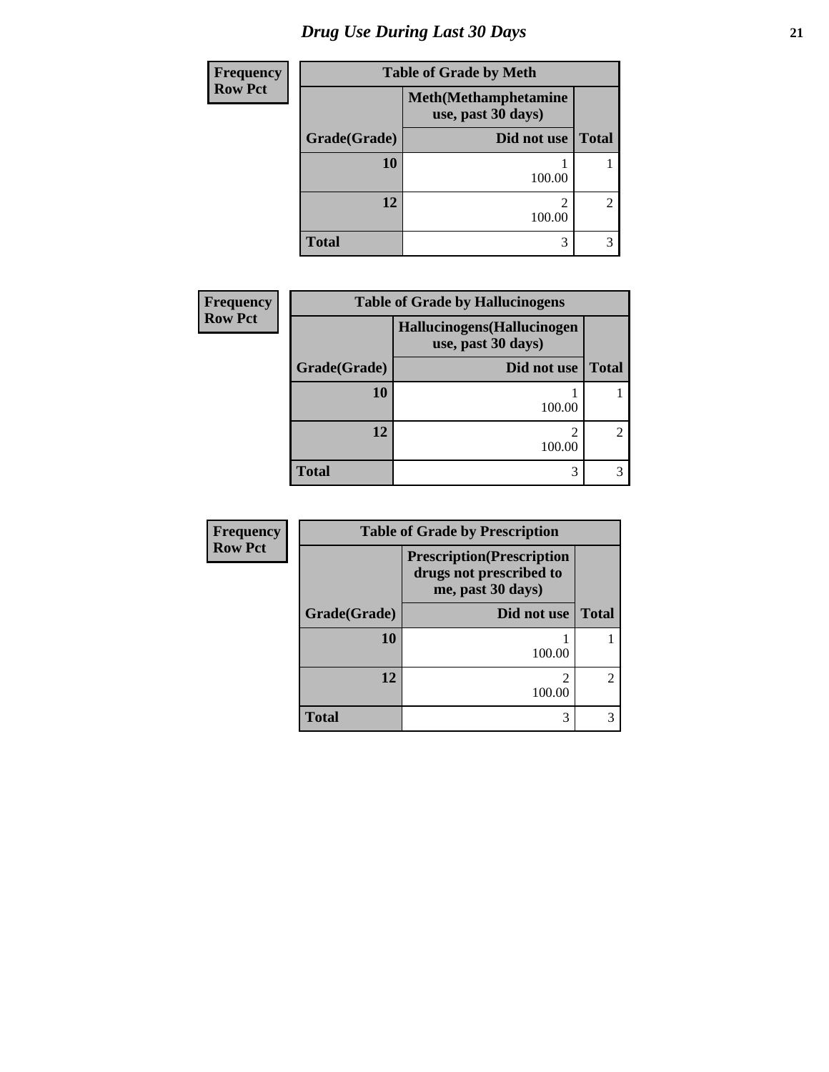# Drug Use During Last 30 Days

| Frequency<br>Row Pct | Table of Grade by Meth | |
|---|---|---|
| | Meth(Methamphetamine use, past 30 days) | |
| Grade(Grade) | Did not use | Total |
| 10 | 1<br>100.00 | 1 |
| 12 | 2<br>100.00 | 2 |
| Total | 3 | 3 |

| Frequency<br>Row Pct | Table of Grade by Hallucinogens | |
|---|---|---|
| | Hallucinogens(Hallucinogen use, past 30 days) | |
| Grade(Grade) | Did not use | Total |
| 10 | 1<br>100.00 | 1 |
| 12 | 2<br>100.00 | 2 |
| Total | 3 | 3 |

| Frequency<br>Row Pct | Table of Grade by Prescription | |
|---|---|---|
| | Prescription(Prescription drugs not prescribed to me, past 30 days) | |
| Grade(Grade) | Did not use | Total |
| 10 | 1<br>100.00 | 1 |
| 12 | 2<br>100.00 | 2 |
| Total | 3 | 3 |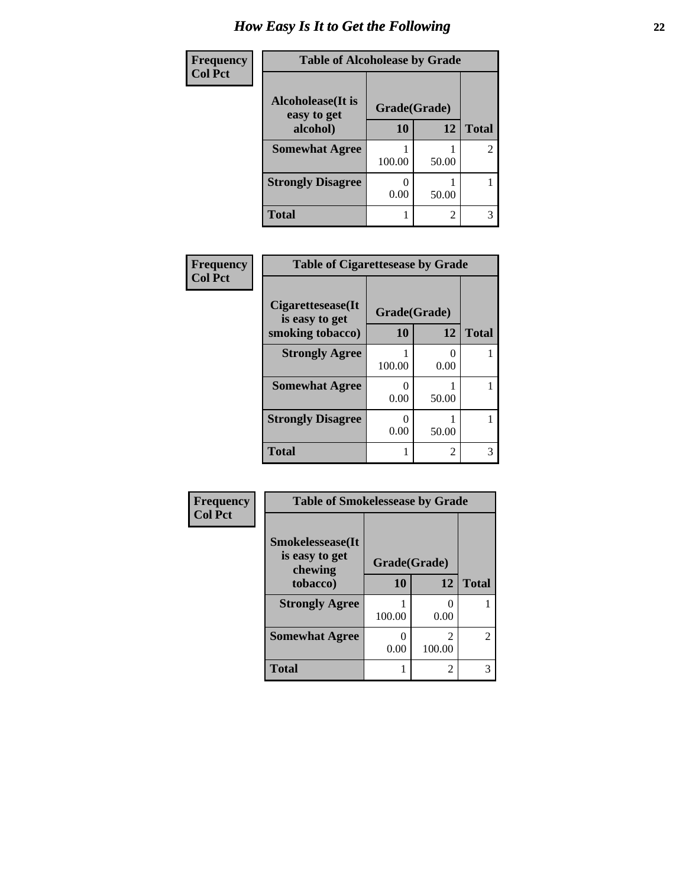# How Easy Is It to Get the Following

**Frequency**
**Col Pct**

| Table of Alcoholease by Grade | | | |
|---|---|---|---|
| **Alcoholease(It is easy to get alcohol)** | **Grade(Grade)** | | |
| | **10** | **12** | **Total** |
| **Somewhat Agree** | 1<br>100.00 | 1<br>50.00 | 2 |
| **Strongly Disagree** | 0<br>0.00 | 1<br>50.00 | 1 |
| **Total** | 1 | 2 | 3 |

**Frequency**
**Col Pct**

| Table of Cigarettesease by Grade | | | |
|---|---|---|---|
| **Cigarettesease(It is easy to get smoking tobacco)** | **Grade(Grade)** | | |
| | **10** | **12** | **Total** |
| **Strongly Agree** | 1<br>100.00 | 0<br>0.00 | 1 |
| **Somewhat Agree** | 0<br>0.00 | 1<br>50.00 | 1 |
| **Strongly Disagree** | 0<br>0.00 | 1<br>50.00 | 1 |
| **Total** | 1 | 2 | 3 |

**Frequency**
**Col Pct**

| Table of Smokelessease by Grade | | | |
|---|---|---|---|
| **Smokelessease(It is easy to get chewing tobacco)** | **Grade(Grade)** | | |
| | **10** | **12** | **Total** |
| **Strongly Agree** | 1<br>100.00 | 0<br>0.00 | 1 |
| **Somewhat Agree** | 0<br>0.00 | 2<br>100.00 | 2 |
| **Total** | 1 | 2 | 3 |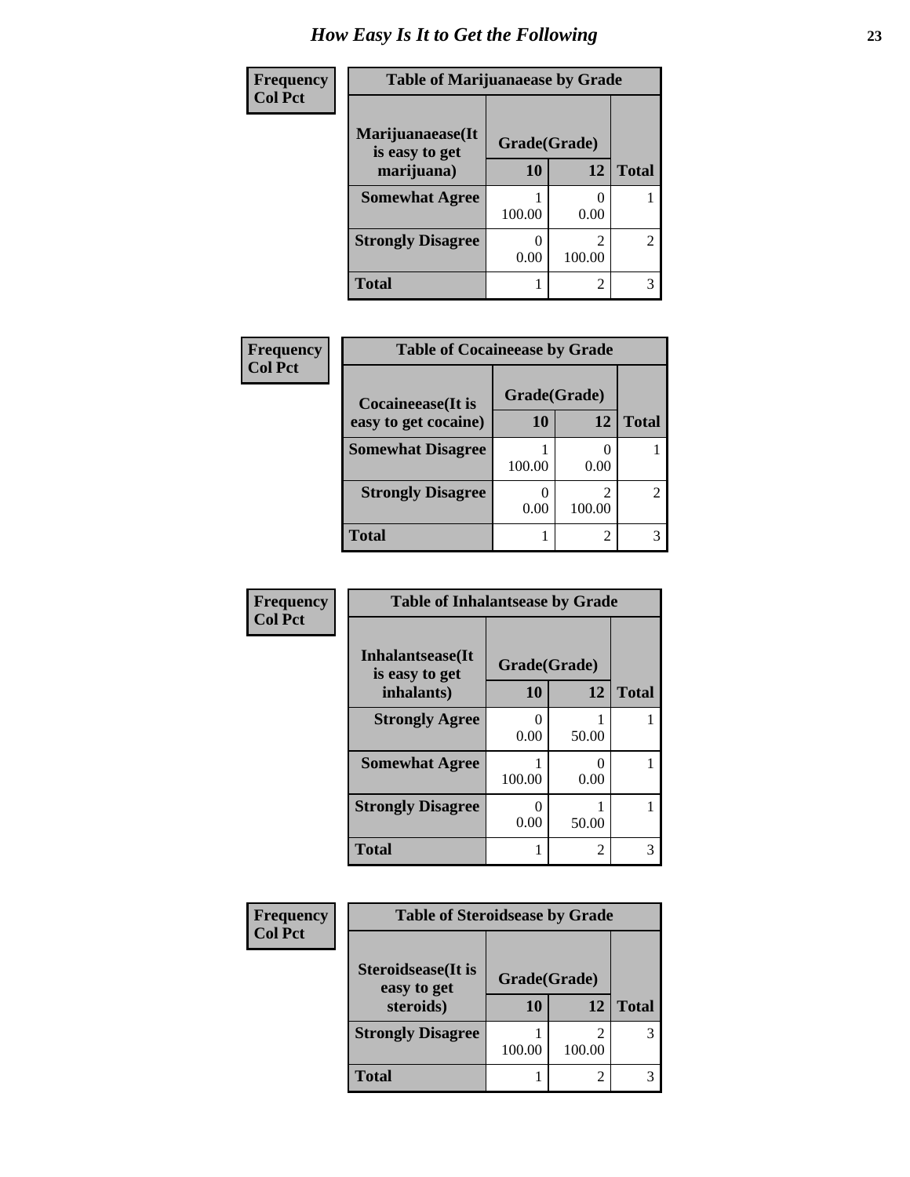# How Easy Is It to Get the Following

**Frequency**
**Col Pct**

**Table of Marijuanaease by Grade**

| Marijuanaease(It is easy to get marijuana) | Grade(Grade) | | Total |
|---|---|---|---|
| | 10 | 12 | |
| **Somewhat Agree** | 1<br>100.00 | 0<br>0.00 | 1 |
| **Strongly Disagree** | 0<br>0.00 | 2<br>100.00 | 2 |
| **Total** | 1 | 2 | 3 |

**Frequency**
**Col Pct**

**Table of Cocaineease by Grade**

| Cocaineease(It is easy to get cocaine) | Grade(Grade) | | Total |
|---|---|---|---|
| | 10 | 12 | |
| **Somewhat Disagree** | 1<br>100.00 | 0<br>0.00 | 1 |
| **Strongly Disagree** | 0<br>0.00 | 2<br>100.00 | 2 |
| **Total** | 1 | 2 | 3 |

**Frequency**
**Col Pct**

**Table of Inhalantsease by Grade**

| Inhalantsease(It is easy to get inhalants) | Grade(Grade) | | Total |
|---|---|---|---|
| | 10 | 12 | |
| **Strongly Agree** | 0<br>0.00 | 1<br>50.00 | 1 |
| **Somewhat Agree** | 1<br>100.00 | 0<br>0.00 | 1 |
| **Strongly Disagree** | 0<br>0.00 | 1<br>50.00 | 1 |
| **Total** | 1 | 2 | 3 |

**Frequency**
**Col Pct**

**Table of Steroidsease by Grade**

| Steroidsease(It is easy to get steroids) | Grade(Grade) | | Total |
|---|---|---|---|
| | 10 | 12 | |
| **Strongly Disagree** | 1<br>100.00 | 2<br>100.00 | 3 |
| **Total** | 1 | 2 | 3 |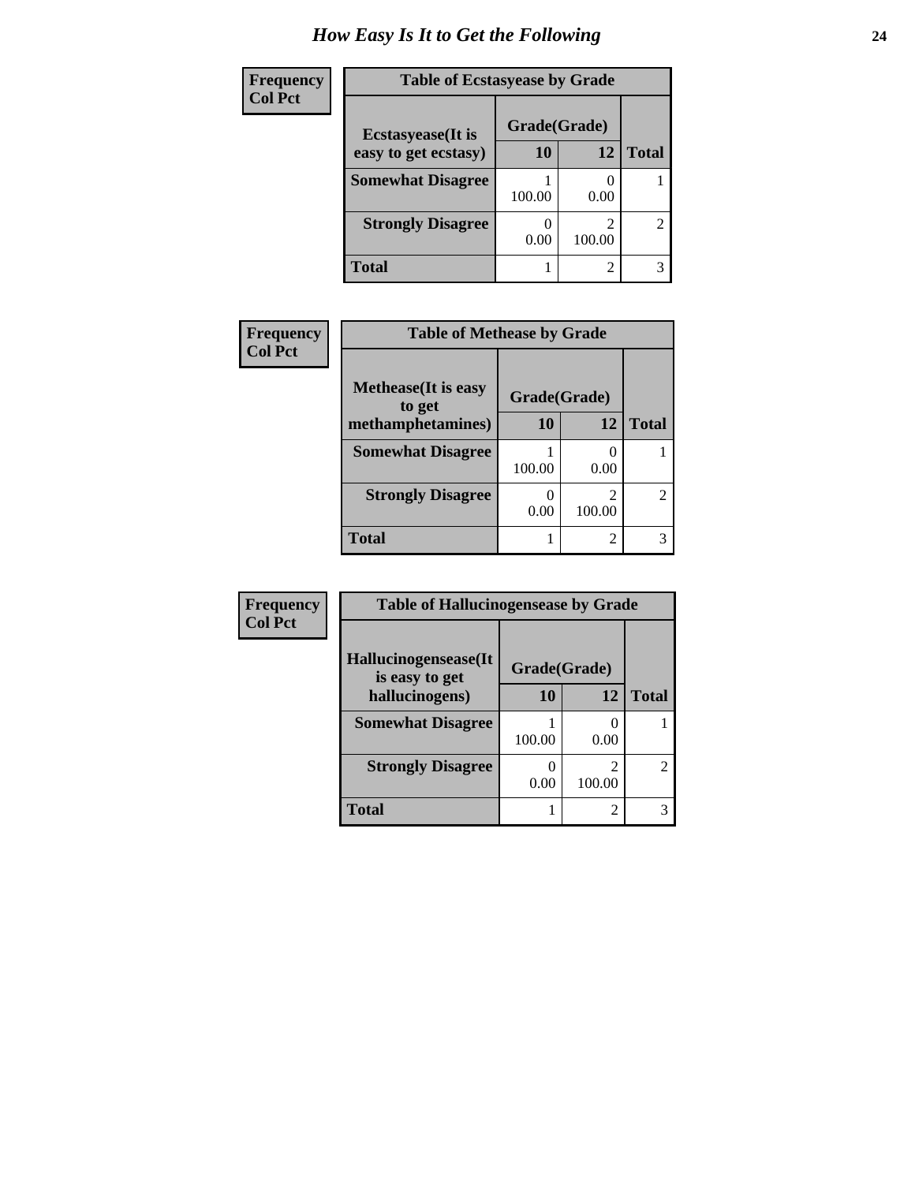# How Easy Is It to Get the Following

| Frequency<br>Col Pct | Table of Ecstasyease by Grade | | |
|---|---|---|---|
| **Ecstasyease(It is easy to get ecstasy)** | **Grade(Grade)** | | |
| | **10** | **12** | **Total** |
| **Somewhat Disagree** | 1<br>100.00 | 0<br>0.00 | 1 |
| **Strongly Disagree** | 0<br>0.00 | 2<br>100.00 | 2 |
| **Total** | 1 | 2 | 3 |

| Frequency<br>Col Pct | Table of Methease by Grade | | |
|---|---|---|---|
| **Methease(It is easy to get methamphetamines)** | **Grade(Grade)** | | |
| | **10** | **12** | **Total** |
| **Somewhat Disagree** | 1<br>100.00 | 0<br>0.00 | 1 |
| **Strongly Disagree** | 0<br>0.00 | 2<br>100.00 | 2 |
| **Total** | 1 | 2 | 3 |

| Frequency<br>Col Pct | Table of Hallucinogensease by Grade | | |
|---|---|---|---|
| **Hallucinogensease(It is easy to get hallucinogens)** | **Grade(Grade)** | | |
| | **10** | **12** | **Total** |
| **Somewhat Disagree** | 1<br>100.00 | 0<br>0.00 | 1 |
| **Strongly Disagree** | 0<br>0.00 | 2<br>100.00 | 2 |
| **Total** | 1 | 2 | 3 |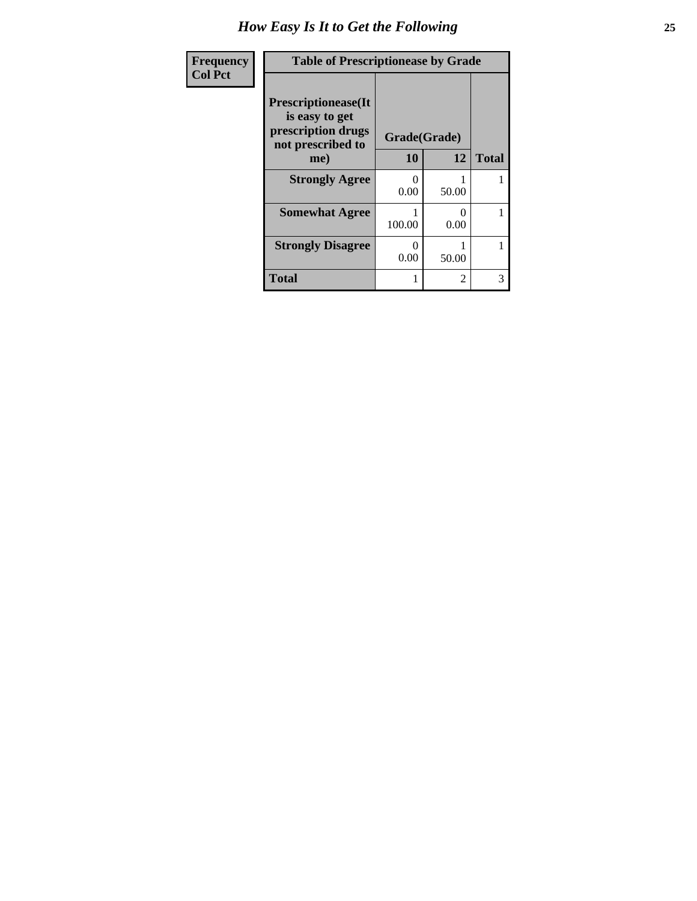# How Easy Is It to Get the Following

| Frequency<br>Col Pct | | | |
|---|---|---|---|

**Table of Prescriptionease by Grade**

| Prescriptionease(It is easy to get prescription drugs not prescribed to me) | Grade(Grade) | | |
|---|---|---|---|
| | 10 | 12 | Total |
| **Strongly Agree** | 0<br>0.00 | 1<br>50.00 | 1 |
| **Somewhat Agree** | 1<br>100.00 | 0<br>0.00 | 1 |
| **Strongly Disagree** | 0<br>0.00 | 1<br>50.00 | 1 |
| **Total** | 1 | 2 | 3 |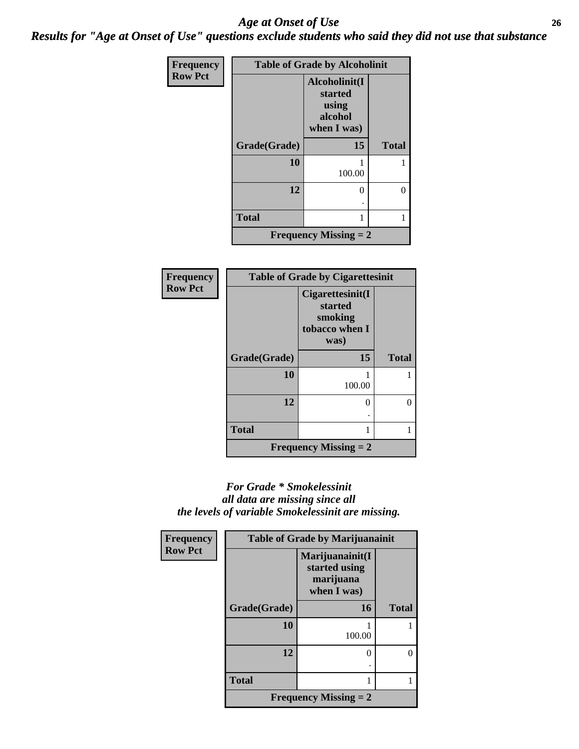# *Age at Onset of Use*

## *Results for "Age at Onset of Use" questions exclude students who said they did not use that substance*

| Frequency<br>Row Pct | Table of Grade by Alcoholinit | |
|---|---|---|
| | Alcoholinit(I started using alcohol when I was) | |
| Grade(Grade) | 15 | Total |
| 10 | 1<br>100.00 | 1 |
| 12 | 0<br>. | 0 |
| Total | 1 | 1 |
| Frequency Missing = 2 | | |

| Frequency<br>Row Pct | Table of Grade by Cigarettesinit | |
|---|---|---|
| | Cigarettesinit(I started smoking tobacco when I was) | |
| Grade(Grade) | 15 | Total |
| 10 | 1<br>100.00 | 1 |
| 12 | 0<br>. | 0 |
| Total | 1 | 1 |
| Frequency Missing = 2 | | |

***For Grade * Smokelessinit all data are missing since all the levels of variable Smokelessinit are missing.***

| Frequency<br>Row Pct | Table of Grade by Marijuanainit | |
|---|---|---|
| | Marijuanainit(I started using marijuana when I was) | |
| Grade(Grade) | 16 | Total |
| 10 | 1<br>100.00 | 1 |
| 12 | 0<br>. | 0 |
| Total | 1 | 1 |
| Frequency Missing = 2 | | |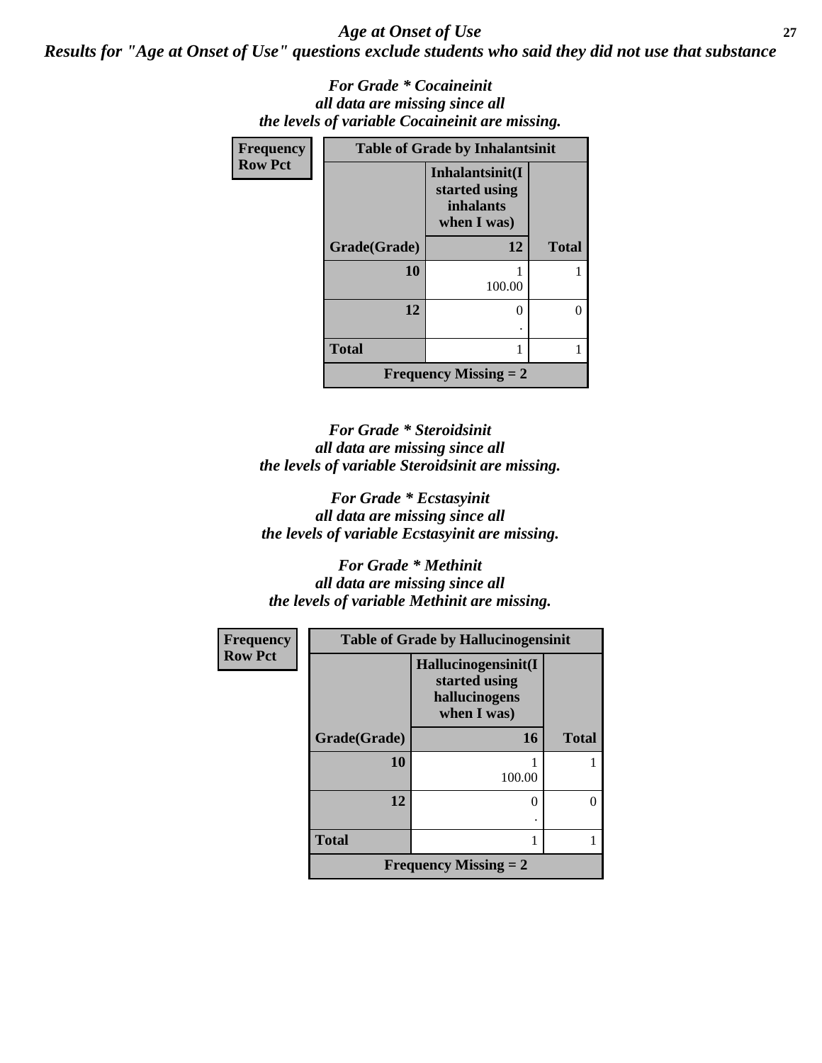## *Age at Onset of Use*

### *Results for "Age at Onset of Use" questions exclude students who said they did not use that substance*

*For Grade * Cocaineinit*
*all data are missing since all*
*the levels of variable Cocaineinit are missing.*

**Frequency**
**Row Pct**

| Table of Grade by Inhalantsinit | | |
|---|---|---|
| | Inhalantsinit(I started using inhalants when I was) | |
| **Grade(Grade)** | **12** | **Total** |
| **10** | 1<br>100.00 | 1 |
| **12** | 0<br>. | 0 |
| **Total** | 1 | 1 |
| **Frequency Missing = 2** | | |

*For Grade * Steroidsinit*
*all data are missing since all*
*the levels of variable Steroidsinit are missing.*

*For Grade * Ecstasyinit*
*all data are missing since all*
*the levels of variable Ecstasyinit are missing.*

*For Grade * Methinit*
*all data are missing since all*
*the levels of variable Methinit are missing.*

**Frequency**
**Row Pct**

| Table of Grade by Hallucinogensinit | | |
|---|---|---|
| | Hallucinogensinit(I started using hallucinogens when I was) | |
| **Grade(Grade)** | **16** | **Total** |
| **10** | 1<br>100.00 | 1 |
| **12** | 0<br>. | 0 |
| **Total** | 1 | 1 |
| **Frequency Missing = 2** | | |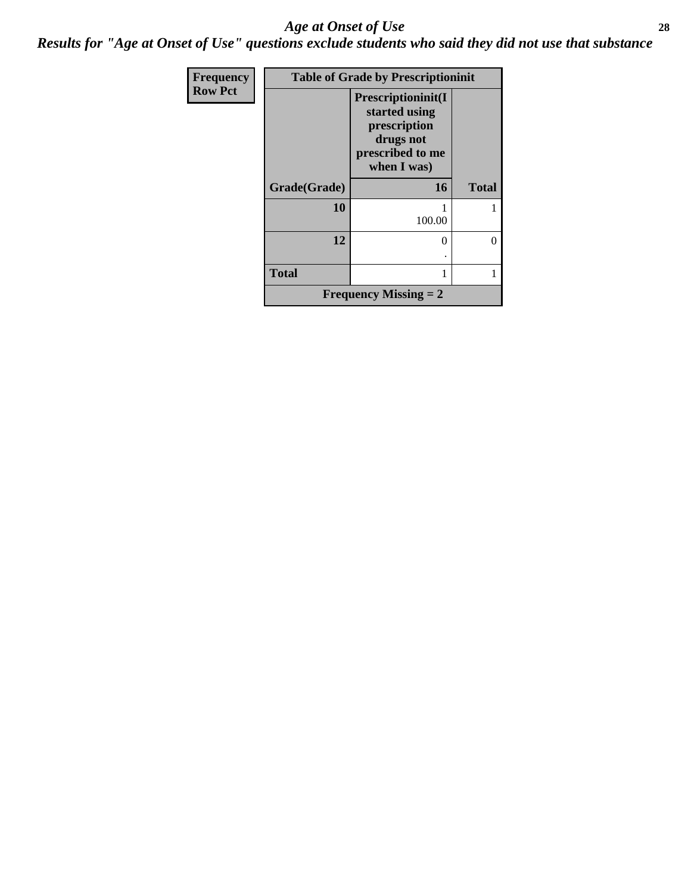# *Age at Onset of Use*

***Results for "Age at Onset of Use" questions exclude students who said they did not use that substance***

| Frequency<br>Row Pct | Table of Grade by Prescriptioninit | |
|---|---|---|
| | Prescriptioninit(I started using prescription drugs not prescribed to me when I was) | |
| **Grade(Grade)** | **16** | **Total** |
| **10** | 1<br>100.00 | 1 |
| **12** | 0<br>. | 0 |
| **Total** | 1 | 1 |
| **Frequency Missing = 2** | | |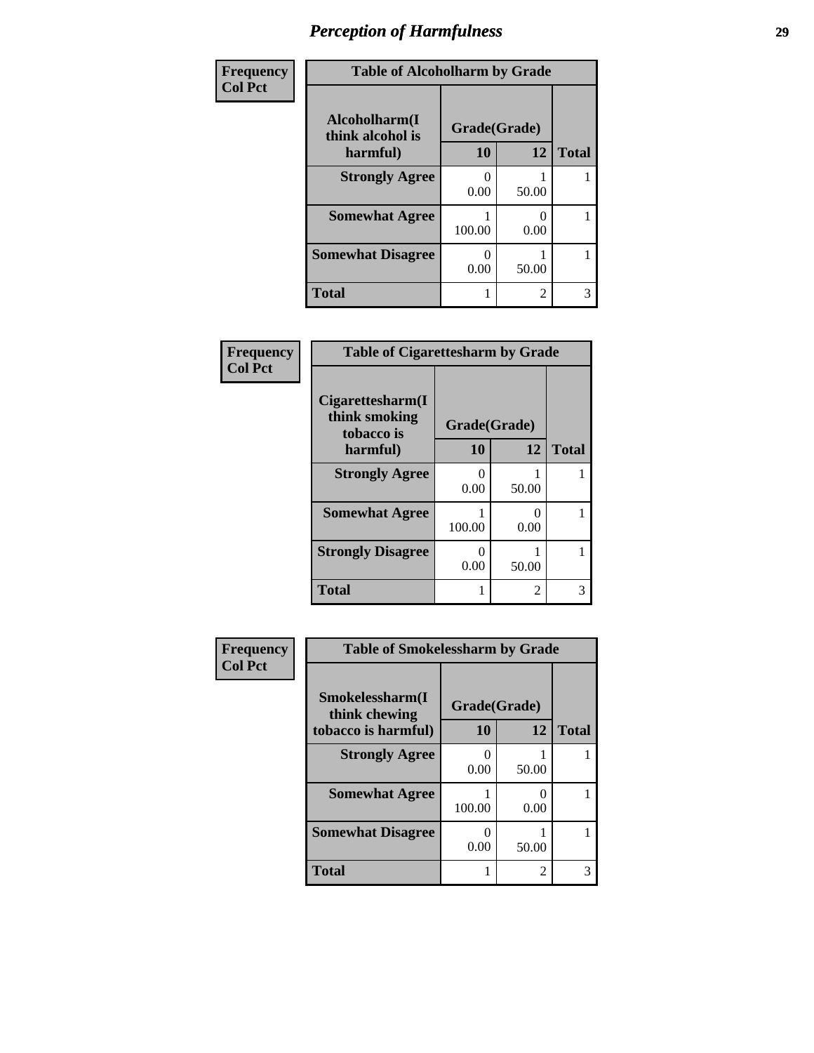# *Perception of Harmfulness*

| Frequency<br>Col Pct |
|---|

| Alcoholharm(I think alcohol is harmful) | Grade(Grade) 10 | 12 | Total |
|---|---|---|---|
| Strongly Agree | 0<br>0.00 | 1<br>50.00 | 1 |
| Somewhat Agree | 1<br>100.00 | 0<br>0.00 | 1 |
| Somewhat Disagree | 0<br>0.00 | 1<br>50.00 | 1 |
| Total | 1 | 2 | 3 |

Table of Alcoholharm by Grade

| Frequency<br>Col Pct |
|---|

| Cigarettesharm(I think smoking tobacco is harmful) | Grade(Grade) 10 | 12 | Total |
|---|---|---|---|
| Strongly Agree | 0<br>0.00 | 1<br>50.00 | 1 |
| Somewhat Agree | 1<br>100.00 | 0<br>0.00 | 1 |
| Strongly Disagree | 0<br>0.00 | 1<br>50.00 | 1 |
| Total | 1 | 2 | 3 |

Table of Cigarettesharm by Grade

| Frequency<br>Col Pct |
|---|

| Smokelessharm(I think chewing tobacco is harmful) | Grade(Grade) 10 | 12 | Total |
|---|---|---|---|
| Strongly Agree | 0<br>0.00 | 1<br>50.00 | 1 |
| Somewhat Agree | 1<br>100.00 | 0<br>0.00 | 1 |
| Somewhat Disagree | 0<br>0.00 | 1<br>50.00 | 1 |
| Total | 1 | 2 | 3 |

Table of Smokelessharm by Grade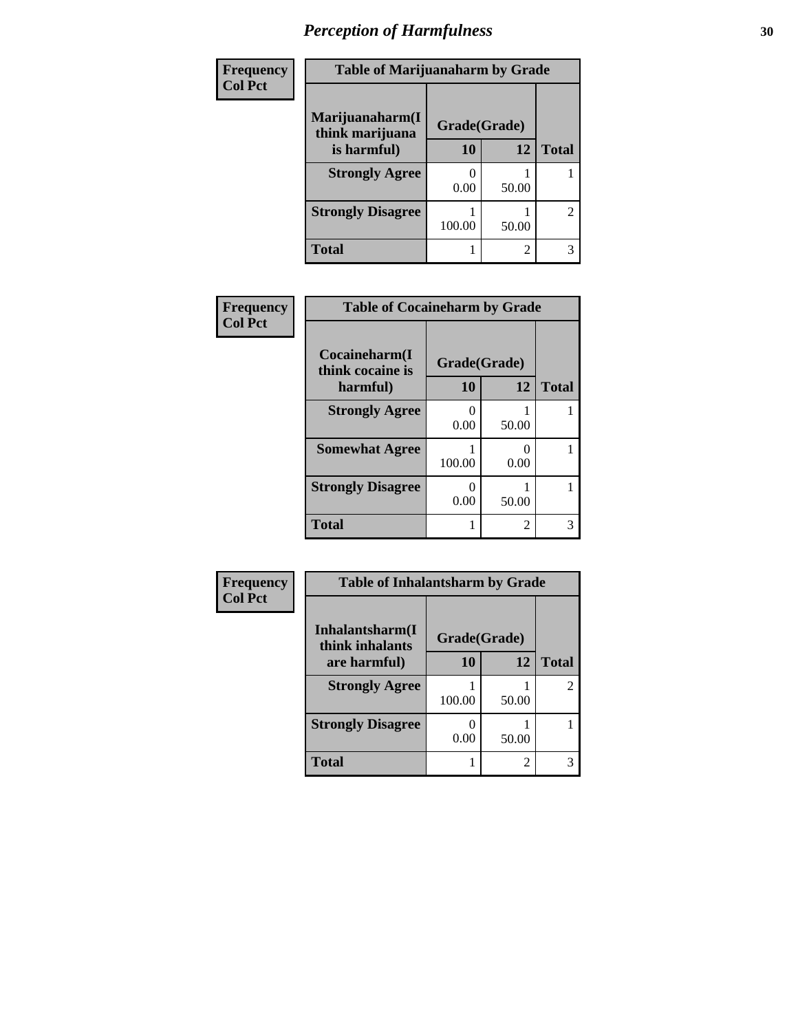# Perception of Harmfulness

| Frequency<br>Col Pct | Table of Marijuanaharm by Grade | | |
|---|---|---|---|
| Marijuanaharm(I think marijuana is harmful) | Grade(Grade) | | |
| | 10 | 12 | Total |
| Strongly Agree | 0<br>0.00 | 1<br>50.00 | 1 |
| Strongly Disagree | 1<br>100.00 | 1<br>50.00 | 2 |
| Total | 1 | 2 | 3 |

| Frequency<br>Col Pct | Table of Cocaineharm by Grade | | |
|---|---|---|---|
| Cocaineharm(I think cocaine is harmful) | Grade(Grade) | | |
| | 10 | 12 | Total |
| Strongly Agree | 0<br>0.00 | 1<br>50.00 | 1 |
| Somewhat Agree | 1<br>100.00 | 0<br>0.00 | 1 |
| Strongly Disagree | 0<br>0.00 | 1<br>50.00 | 1 |
| Total | 1 | 2 | 3 |

| Frequency<br>Col Pct | Table of Inhalantsharm by Grade | | |
|---|---|---|---|
| Inhalantsharm(I think inhalants are harmful) | Grade(Grade) | | |
| | 10 | 12 | Total |
| Strongly Agree | 1<br>100.00 | 1<br>50.00 | 2 |
| Strongly Disagree | 0<br>0.00 | 1<br>50.00 | 1 |
| Total | 1 | 2 | 3 |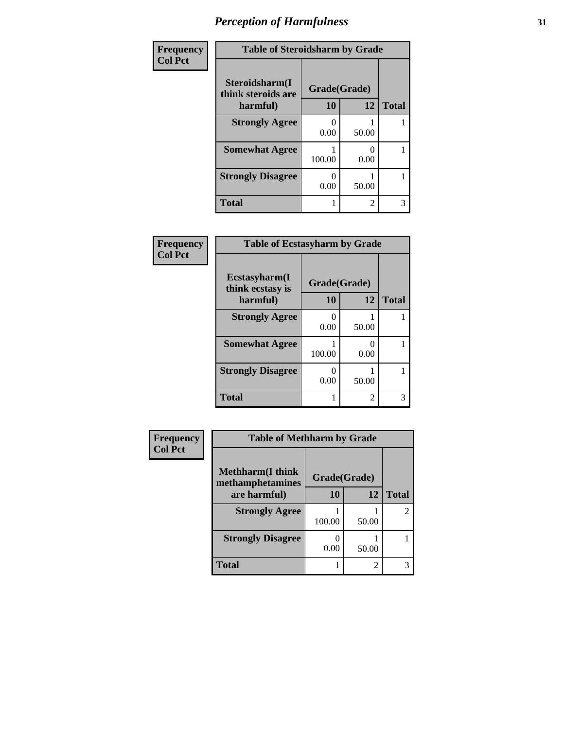# Perception of Harmfulness

Frequency
Col Pct

| Table of Steroidsharm by Grade | | | |
|---|---|---|---|
| Steroidsharm(I think steroids are harmful) | Grade(Grade) | | |
| | 10 | 12 | Total |
| Strongly Agree | 0<br>0.00 | 1<br>50.00 | 1 |
| Somewhat Agree | 1<br>100.00 | 0<br>0.00 | 1 |
| Strongly Disagree | 0<br>0.00 | 1<br>50.00 | 1 |
| Total | 1 | 2 | 3 |

Frequency
Col Pct

| Table of Ecstasyharm by Grade | | | |
|---|---|---|---|
| Ecstasyharm(I think ecstasy is harmful) | Grade(Grade) | | |
| | 10 | 12 | Total |
| Strongly Agree | 0<br>0.00 | 1<br>50.00 | 1 |
| Somewhat Agree | 1<br>100.00 | 0<br>0.00 | 1 |
| Strongly Disagree | 0<br>0.00 | 1<br>50.00 | 1 |
| Total | 1 | 2 | 3 |

Frequency
Col Pct

| Table of Methharm by Grade | | | |
|---|---|---|---|
| Methharm(I think methamphetamines are harmful) | Grade(Grade) | | |
| | 10 | 12 | Total |
| Strongly Agree | 1<br>100.00 | 1<br>50.00 | 2 |
| Strongly Disagree | 0<br>0.00 | 1<br>50.00 | 1 |
| Total | 1 | 2 | 3 |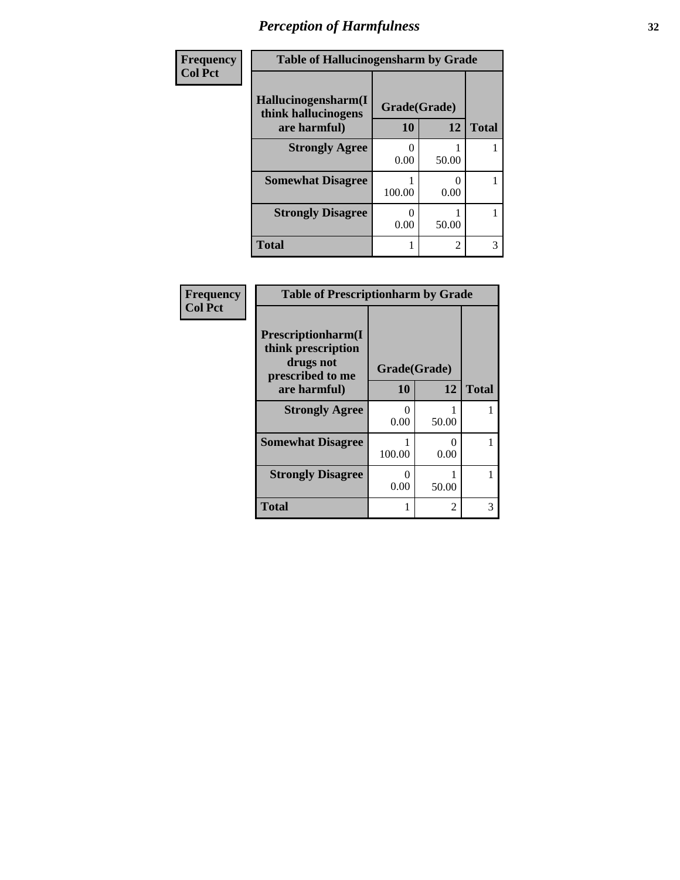# Perception of Harmfulness

| Frequency<br>Col Pct | Table of Hallucinogensharm by Grade | | |
|---|---|---|---|
| Hallucinogensharm(I think hallucinogens are harmful) | Grade(Grade) | | |
| | 10 | 12 | Total |
| Strongly Agree | 0<br>0.00 | 1<br>50.00 | 1 |
| Somewhat Disagree | 1<br>100.00 | 0<br>0.00 | 1 |
| Strongly Disagree | 0<br>0.00 | 1<br>50.00 | 1 |
| Total | 1 | 2 | 3 |

| Frequency<br>Col Pct | Table of Prescriptionharm by Grade | | |
|---|---|---|---|
| Prescriptionharm(I think prescription drugs not prescribed to me are harmful) | Grade(Grade) | | |
| | 10 | 12 | Total |
| Strongly Agree | 0<br>0.00 | 1<br>50.00 | 1 |
| Somewhat Disagree | 1<br>100.00 | 0<br>0.00 | 1 |
| Strongly Disagree | 0<br>0.00 | 1<br>50.00 | 1 |
| Total | 1 | 2 | 3 |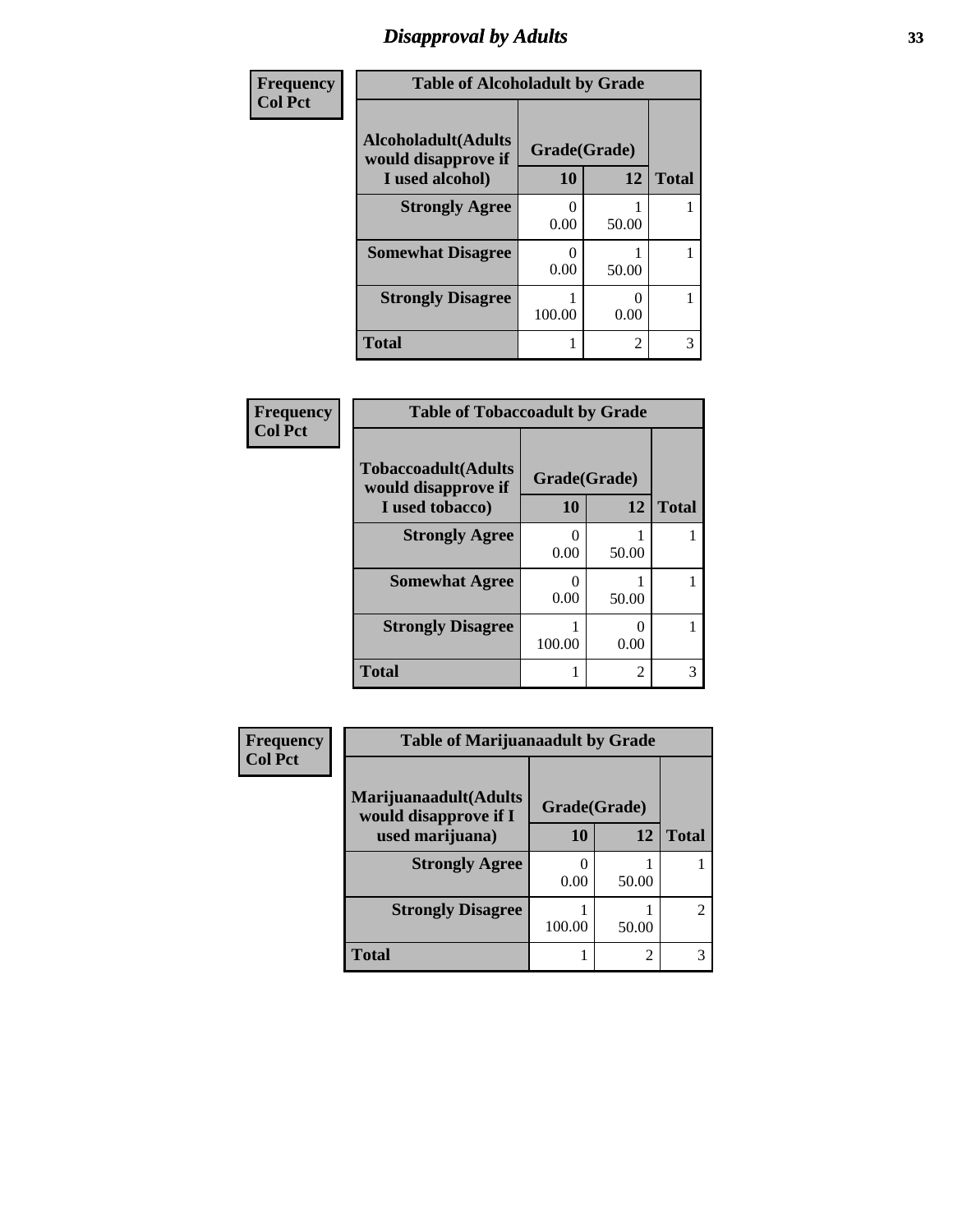# Disapproval by Adults

| Frequency<br>Col Pct |
|---|

**Table of Alcoholadult by Grade**

| Alcoholadult(Adults would disapprove if I used alcohol) | Grade(Grade) 10 | 12 | Total |
|---|---|---|---|
| Strongly Agree | 0<br>0.00 | 1<br>50.00 | 1 |
| Somewhat Disagree | 0<br>0.00 | 1<br>50.00 | 1 |
| Strongly Disagree | 1<br>100.00 | 0<br>0.00 | 1 |
| Total | 1 | 2 | 3 |

| Frequency<br>Col Pct |
|---|

**Table of Tobaccoadult by Grade**

| Tobaccoadult(Adults would disapprove if I used tobacco) | Grade(Grade) 10 | 12 | Total |
|---|---|---|---|
| Strongly Agree | 0<br>0.00 | 1<br>50.00 | 1 |
| Somewhat Agree | 0<br>0.00 | 1<br>50.00 | 1 |
| Strongly Disagree | 1<br>100.00 | 0<br>0.00 | 1 |
| Total | 1 | 2 | 3 |

| Frequency<br>Col Pct |
|---|

**Table of Marijuanaadult by Grade**

| Marijuanaadult(Adults would disapprove if I used marijuana) | Grade(Grade) 10 | 12 | Total |
|---|---|---|---|
| Strongly Agree | 0<br>0.00 | 1<br>50.00 | 1 |
| Strongly Disagree | 1<br>100.00 | 1<br>50.00 | 2 |
| Total | 1 | 2 | 3 |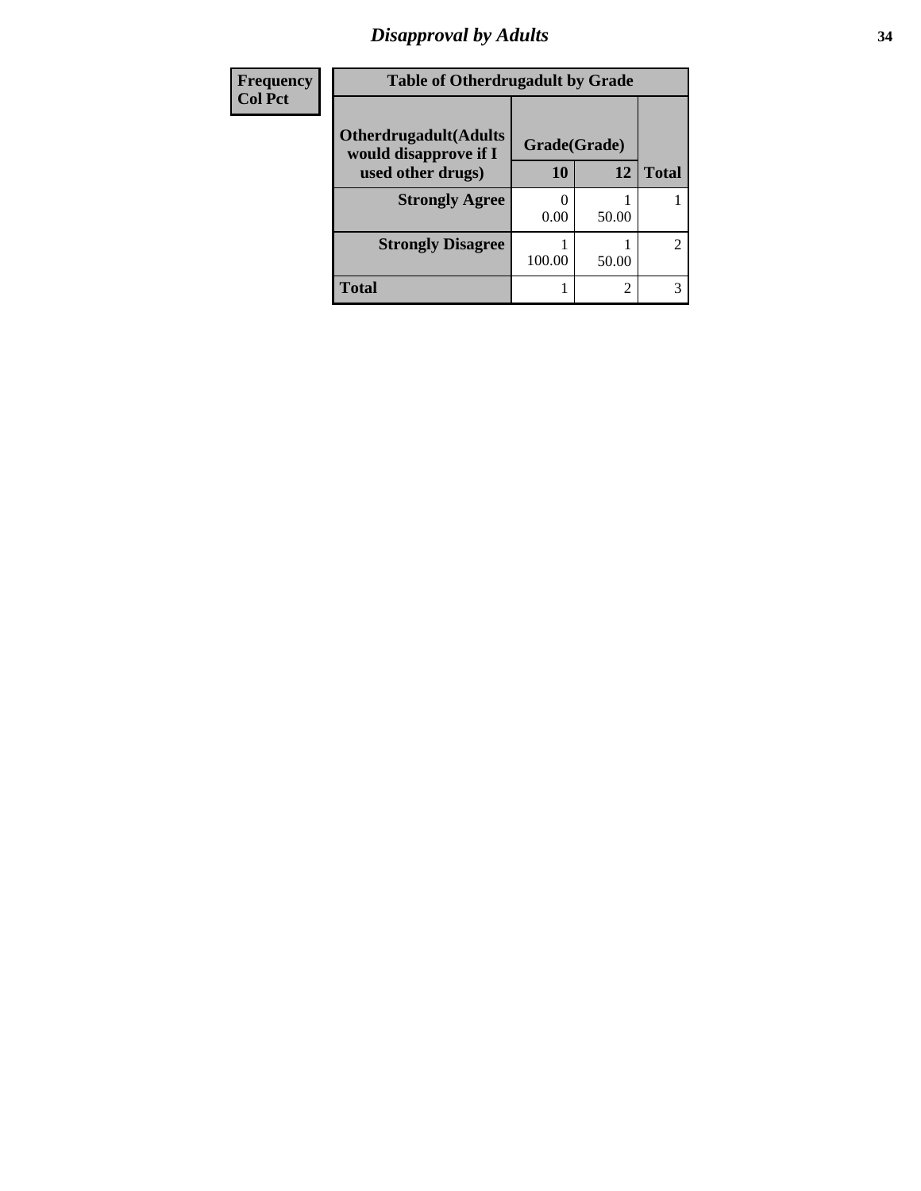# Disapproval by Adults

| Frequency<br>Col Pct | Table of Otherdrugadult by Grade | | |
|---|---|---|---|
| **Otherdrugadult(Adults would disapprove if I used other drugs)** | **Grade(Grade)** | | |
| | **10** | **12** | **Total** |
| **Strongly Agree** | 0<br>0.00 | 1<br>50.00 | 1 |
| **Strongly Disagree** | 1<br>100.00 | 1<br>50.00 | 2 |
| **Total** | 1 | 2 | 3 |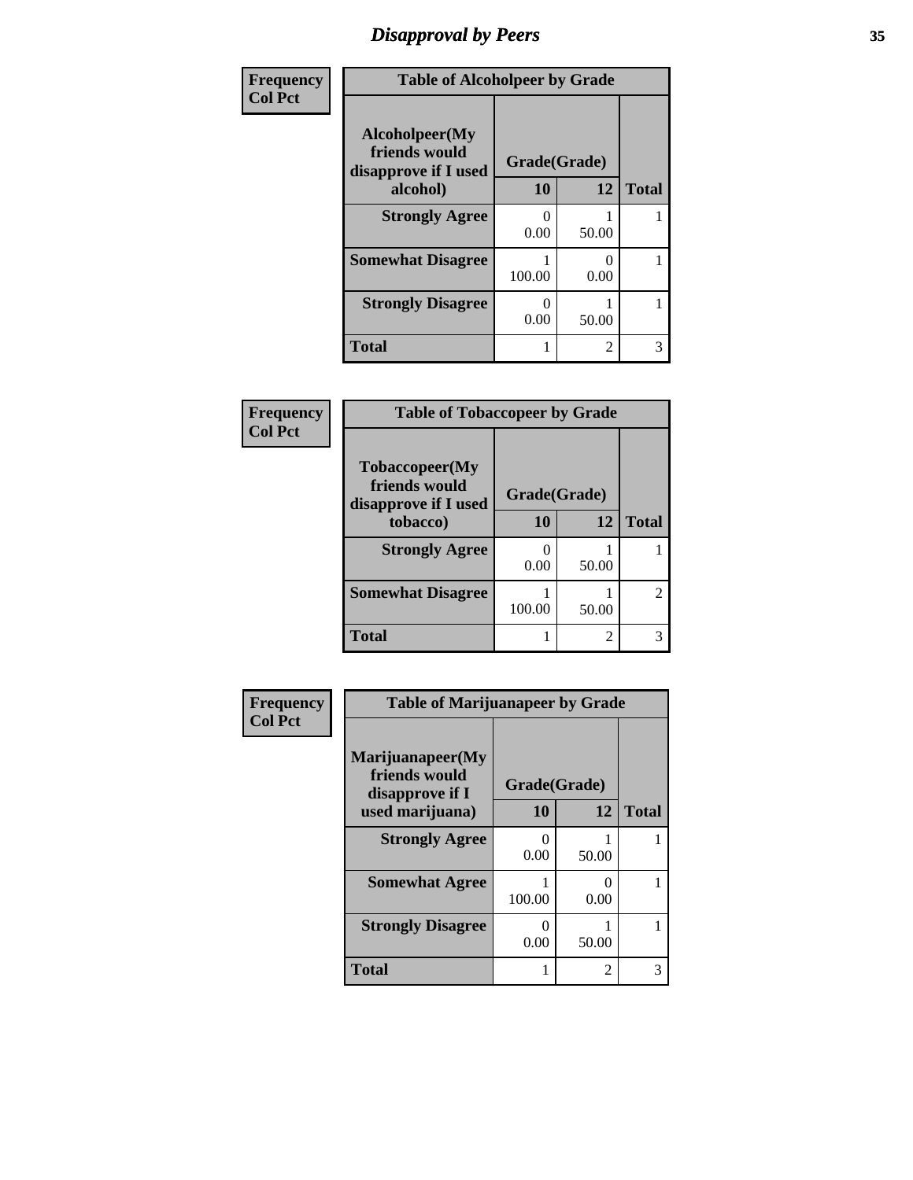## Disapproval by Peers

Frequency
Col Pct

**Table of Alcoholpeer by Grade**

| Alcoholpeer(My friends would disapprove if I used alcohol) | Grade(Grade) 10 | 12 | Total |
|---|---|---|---|
| **Strongly Agree** | 0<br>0.00 | 1<br>50.00 | 1 |
| **Somewhat Disagree** | 1<br>100.00 | 0<br>0.00 | 1 |
| **Strongly Disagree** | 0<br>0.00 | 1<br>50.00 | 1 |
| **Total** | 1 | 2 | 3 |

Frequency
Col Pct

**Table of Tobaccopeer by Grade**

| Tobaccopeer(My friends would disapprove if I used tobacco) | Grade(Grade) 10 | 12 | Total |
|---|---|---|---|
| **Strongly Agree** | 0<br>0.00 | 1<br>50.00 | 1 |
| **Somewhat Disagree** | 1<br>100.00 | 1<br>50.00 | 2 |
| **Total** | 1 | 2 | 3 |

Frequency
Col Pct

**Table of Marijuanapeer by Grade**

| Marijuanapeer(My friends would disapprove if I used marijuana) | Grade(Grade) 10 | 12 | Total |
|---|---|---|---|
| **Strongly Agree** | 0<br>0.00 | 1<br>50.00 | 1 |
| **Somewhat Agree** | 1<br>100.00 | 0<br>0.00 | 1 |
| **Strongly Disagree** | 0<br>0.00 | 1<br>50.00 | 1 |
| **Total** | 1 | 2 | 3 |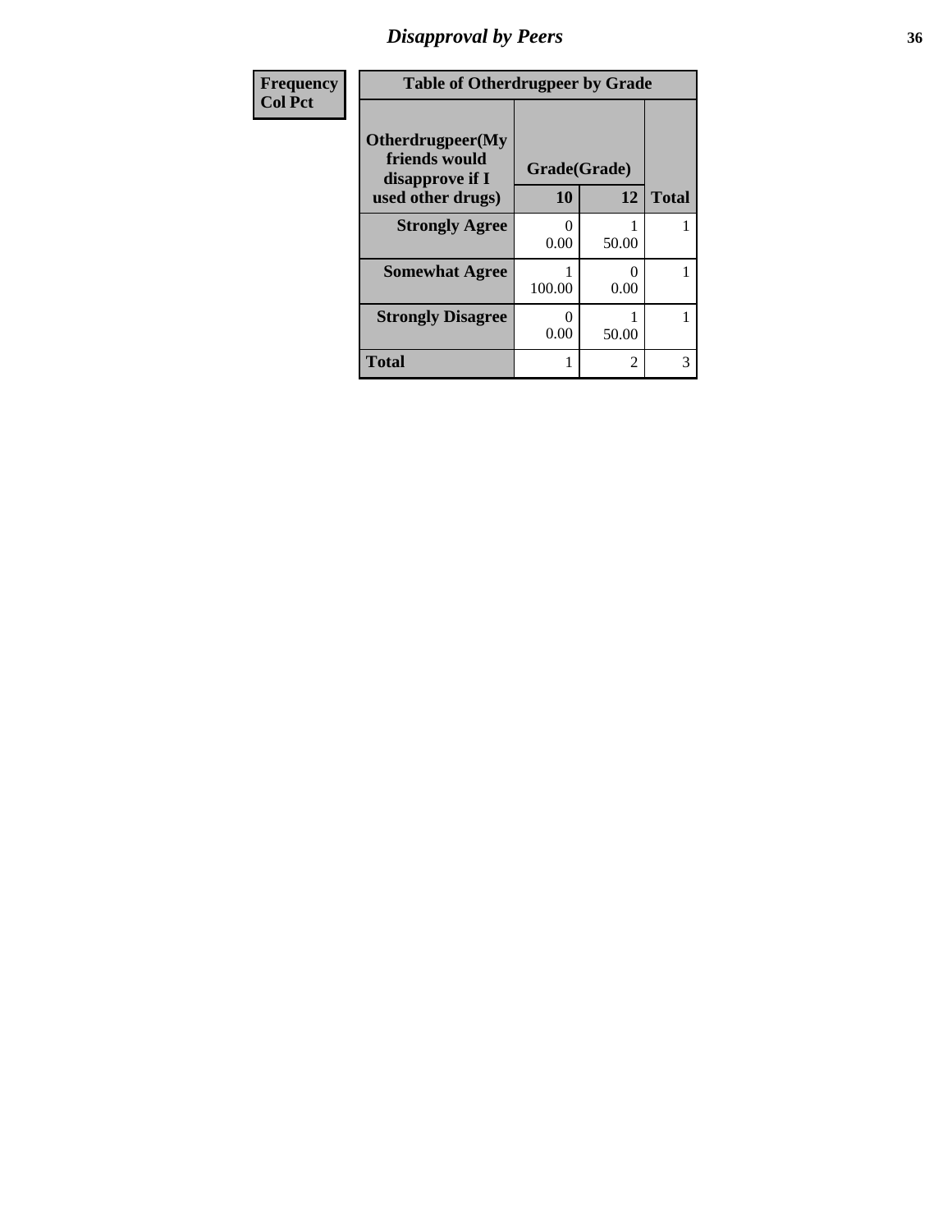## Disapproval by Peers

| Frequency<br>Col Pct | Table of Otherdrugpeer by Grade | | |
|---|---|---|---|
| Otherdrugpeer(My friends would disapprove if I used other drugs) | Grade(Grade) | | |
| | 10 | 12 | Total |
| Strongly Agree | 0<br>0.00 | 1<br>50.00 | 1 |
| Somewhat Agree | 1<br>100.00 | 0<br>0.00 | 1 |
| Strongly Disagree | 0<br>0.00 | 1<br>50.00 | 1 |
| Total | 1 | 2 | 3 |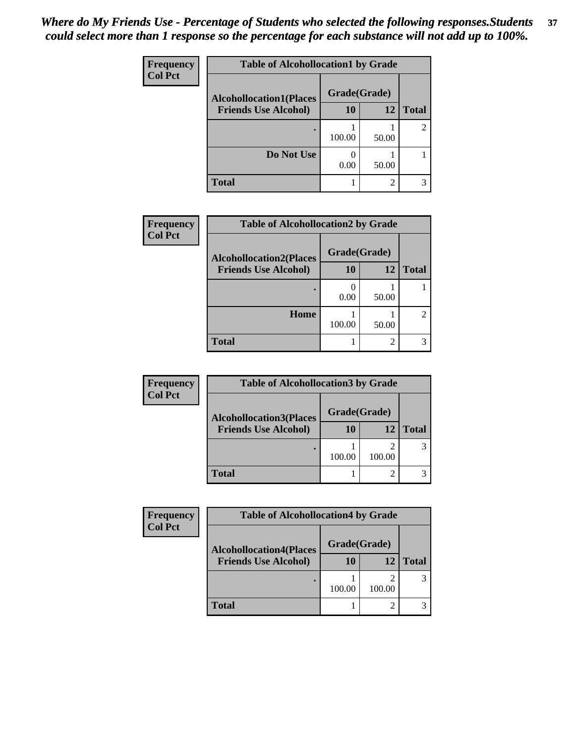*Where do My Friends Use - Percentage of Students who selected the following responses.Students could select more than 1 response so the percentage for each substance will not add up to 100%.*

**Frequency**
**Col Pct**

**Table of Alcohollocation1 by Grade**

| Alcohollocation1(Places Friends Use Alcohol) | Grade(Grade) 10 | 12 | Total |
|---|---|---|---|
| . | 1<br>100.00 | 1<br>50.00 | 2 |
| Do Not Use | 0<br>0.00 | 1<br>50.00 | 1 |
| Total | 1 | 2 | 3 |

**Frequency**
**Col Pct**

**Table of Alcohollocation2 by Grade**

| Alcohollocation2(Places Friends Use Alcohol) | Grade(Grade) 10 | 12 | Total |
|---|---|---|---|
| . | 0<br>0.00 | 1<br>50.00 | 1 |
| Home | 1<br>100.00 | 1<br>50.00 | 2 |
| Total | 1 | 2 | 3 |

**Frequency**
**Col Pct**

**Table of Alcohollocation3 by Grade**

| Alcohollocation3(Places Friends Use Alcohol) | Grade(Grade) 10 | 12 | Total |
|---|---|---|---|
| . | 1<br>100.00 | 2<br>100.00 | 3 |
| Total | 1 | 2 | 3 |

**Frequency**
**Col Pct**

**Table of Alcohollocation4 by Grade**

| Alcohollocation4(Places Friends Use Alcohol) | Grade(Grade) 10 | 12 | Total |
|---|---|---|---|
| . | 1<br>100.00 | 2<br>100.00 | 3 |
| Total | 1 | 2 | 3 |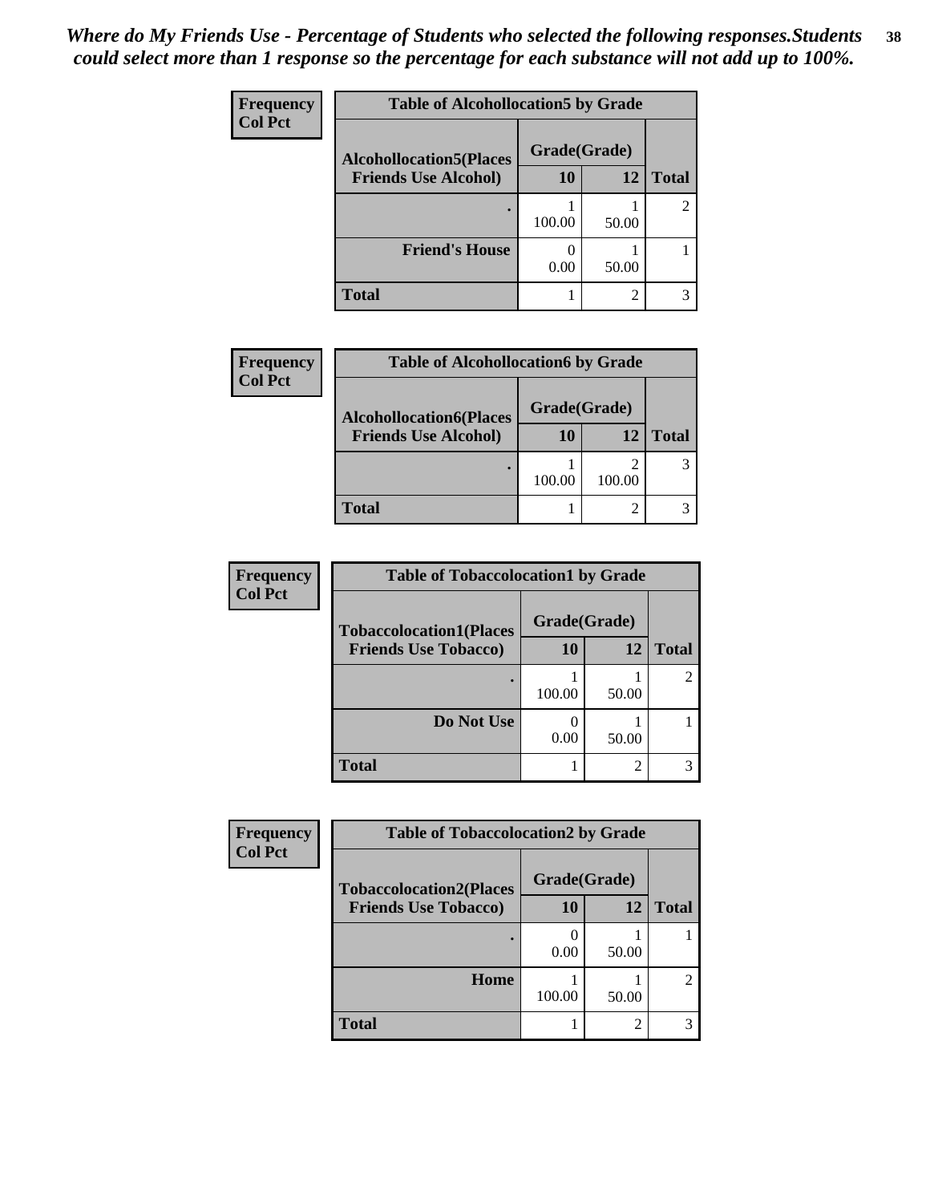*Where do My Friends Use - Percentage of Students who selected the following responses.Students could select more than 1 response so the percentage for each substance will not add up to 100%.*

**Frequency**
**Col Pct**

| Table of Alcohollocation5 by Grade | | | |
|---|---|---|---|
| Alcohollocation5(Places Friends Use Alcohol) | Grade(Grade) | | |
| | 10 | 12 | Total |
| . | 1<br>100.00 | 1<br>50.00 | 2 |
| Friend's House | 0<br>0.00 | 1<br>50.00 | 1 |
| Total | 1 | 2 | 3 |

**Frequency**
**Col Pct**

| Table of Alcohollocation6 by Grade | | | |
|---|---|---|---|
| Alcohollocation6(Places Friends Use Alcohol) | Grade(Grade) | | |
| | 10 | 12 | Total |
| . | 1<br>100.00 | 2<br>100.00 | 3 |
| Total | 1 | 2 | 3 |

**Frequency**
**Col Pct**

| Table of Tobaccolocation1 by Grade | | | |
|---|---|---|---|
| Tobaccolocation1(Places Friends Use Tobacco) | Grade(Grade) | | |
| | 10 | 12 | Total |
| . | 1<br>100.00 | 1<br>50.00 | 2 |
| Do Not Use | 0<br>0.00 | 1<br>50.00 | 1 |
| Total | 1 | 2 | 3 |

**Frequency**
**Col Pct**

| Table of Tobaccolocation2 by Grade | | | |
|---|---|---|---|
| Tobaccolocation2(Places Friends Use Tobacco) | Grade(Grade) | | |
| | 10 | 12 | Total |
| . | 0<br>0.00 | 1<br>50.00 | 1 |
| Home | 1<br>100.00 | 1<br>50.00 | 2 |
| Total | 1 | 2 | 3 |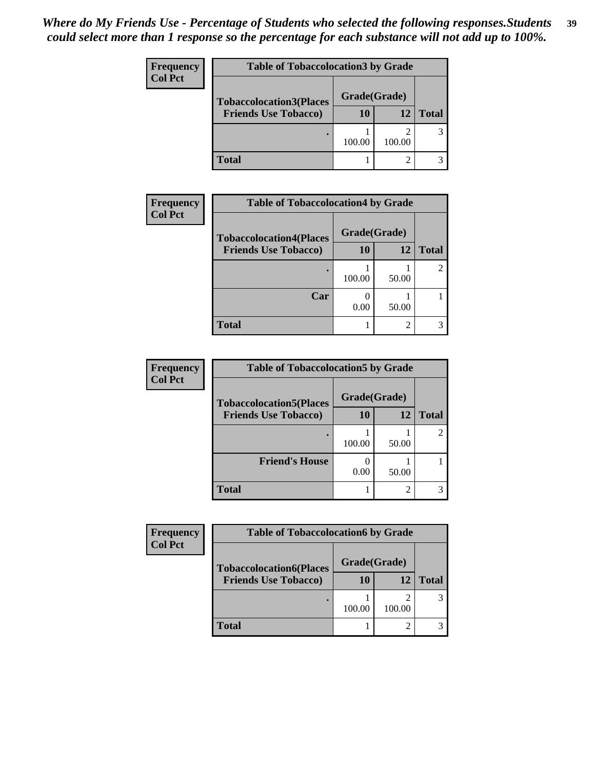*Where do My Friends Use - Percentage of Students who selected the following responses.Students could select more than 1 response so the percentage for each substance will not add up to 100%.*

**Frequency**
**Col Pct**

| Table of Tobaccolocation3 by Grade | | | |
|---|---|---|---|
| Tobaccolocation3(Places Friends Use Tobacco) | Grade(Grade) | | |
| | 10 | 12 | Total |
| . | 1<br>100.00 | 2<br>100.00 | 3 |
| Total | 1 | 2 | 3 |

**Frequency**
**Col Pct**

| Table of Tobaccolocation4 by Grade | | | |
|---|---|---|---|
| Tobaccolocation4(Places Friends Use Tobacco) | Grade(Grade) | | |
| | 10 | 12 | Total |
| . | 1<br>100.00 | 1<br>50.00 | 2 |
| Car | 0<br>0.00 | 1<br>50.00 | 1 |
| Total | 1 | 2 | 3 |

**Frequency**
**Col Pct**

| Table of Tobaccolocation5 by Grade | | | |
|---|---|---|---|
| Tobaccolocation5(Places Friends Use Tobacco) | Grade(Grade) | | |
| | 10 | 12 | Total |
| . | 1<br>100.00 | 1<br>50.00 | 2 |
| Friend's House | 0<br>0.00 | 1<br>50.00 | 1 |
| Total | 1 | 2 | 3 |

**Frequency**
**Col Pct**

| Table of Tobaccolocation6 by Grade | | | |
|---|---|---|---|
| Tobaccolocation6(Places Friends Use Tobacco) | Grade(Grade) | | |
| | 10 | 12 | Total |
| . | 1<br>100.00 | 2<br>100.00 | 3 |
| Total | 1 | 2 | 3 |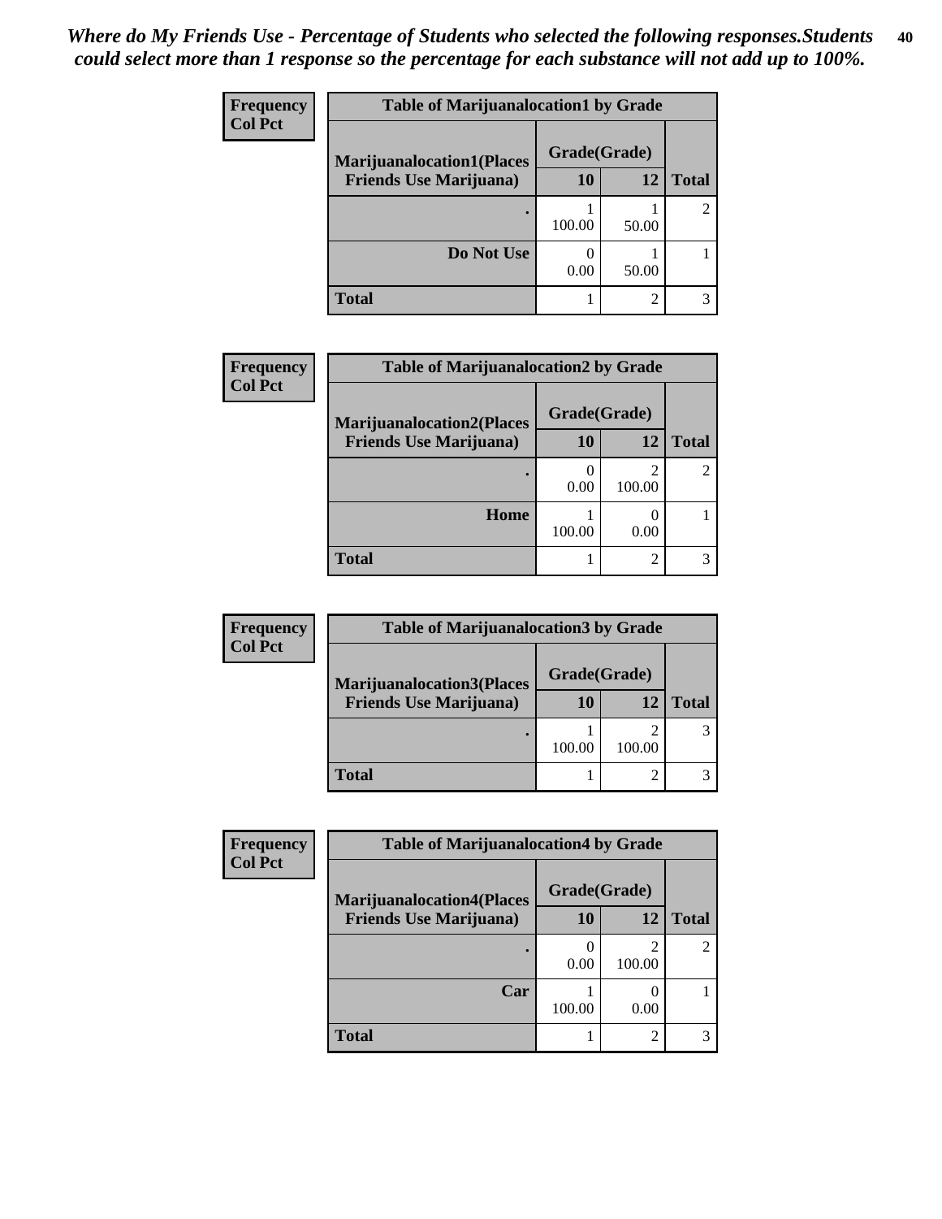*Where do My Friends Use - Percentage of Students who selected the following responses.Students could select more than 1 response so the percentage for each substance will not add up to 100%.*

**Frequency**
**Col Pct**

| Table of Marijuanalocation1 by Grade | | | |
|---|---|---|---|
| Marijuanalocation1(Places Friends Use Marijuana) | Grade(Grade) | | |
| | 10 | 12 | Total |
| . | 1<br>100.00 | 1<br>50.00 | 2 |
| Do Not Use | 0<br>0.00 | 1<br>50.00 | 1 |
| Total | 1 | 2 | 3 |

**Frequency**
**Col Pct**

| Table of Marijuanalocation2 by Grade | | | |
|---|---|---|---|
| Marijuanalocation2(Places Friends Use Marijuana) | Grade(Grade) | | |
| | 10 | 12 | Total |
| . | 0<br>0.00 | 2<br>100.00 | 2 |
| Home | 1<br>100.00 | 0<br>0.00 | 1 |
| Total | 1 | 2 | 3 |

**Frequency**
**Col Pct**

| Table of Marijuanalocation3 by Grade | | | |
|---|---|---|---|
| Marijuanalocation3(Places Friends Use Marijuana) | Grade(Grade) | | |
| | 10 | 12 | Total |
| . | 1<br>100.00 | 2<br>100.00 | 3 |
| Total | 1 | 2 | 3 |

**Frequency**
**Col Pct**

| Table of Marijuanalocation4 by Grade | | | |
|---|---|---|---|
| Marijuanalocation4(Places Friends Use Marijuana) | Grade(Grade) | | |
| | 10 | 12 | Total |
| . | 0<br>0.00 | 2<br>100.00 | 2 |
| Car | 1<br>100.00 | 0<br>0.00 | 1 |
| Total | 1 | 2 | 3 |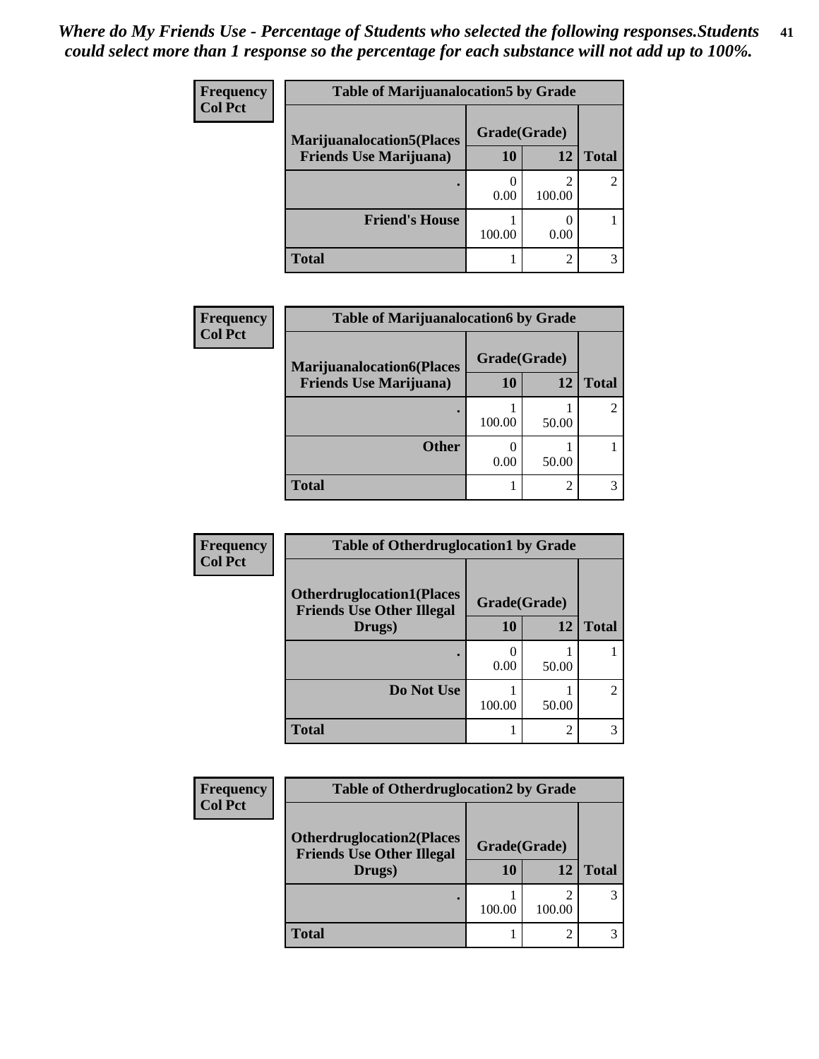*Where do My Friends Use - Percentage of Students who selected the following responses.Students could select more than 1 response so the percentage for each substance will not add up to 100%.*

**Frequency**
**Col Pct**

| Table of Marijuanalocation5 by Grade | | | |
|---|---|---|---|
| Marijuanalocation5(Places Friends Use Marijuana) | Grade(Grade) | | |
| | 10 | 12 | Total |
| . | 0<br>0.00 | 2<br>100.00 | 2 |
| Friend's House | 1<br>100.00 | 0<br>0.00 | 1 |
| Total | 1 | 2 | 3 |

**Frequency**
**Col Pct**

| Table of Marijuanalocation6 by Grade | | | |
|---|---|---|---|
| Marijuanalocation6(Places Friends Use Marijuana) | Grade(Grade) | | |
| | 10 | 12 | Total |
| . | 1<br>100.00 | 1<br>50.00 | 2 |
| Other | 0<br>0.00 | 1<br>50.00 | 1 |
| Total | 1 | 2 | 3 |

**Frequency**
**Col Pct**

| Table of Otherdruglocation1 by Grade | | | |
|---|---|---|---|
| Otherdruglocation1(Places Friends Use Other Illegal Drugs) | Grade(Grade) | | |
| | 10 | 12 | Total |
| . | 0<br>0.00 | 1<br>50.00 | 1 |
| Do Not Use | 1<br>100.00 | 1<br>50.00 | 2 |
| Total | 1 | 2 | 3 |

**Frequency**
**Col Pct**

| Table of Otherdruglocation2 by Grade | | | |
|---|---|---|---|
| Otherdruglocation2(Places Friends Use Other Illegal Drugs) | Grade(Grade) | | |
| | 10 | 12 | Total |
| . | 1<br>100.00 | 2<br>100.00 | 3 |
| Total | 1 | 2 | 3 |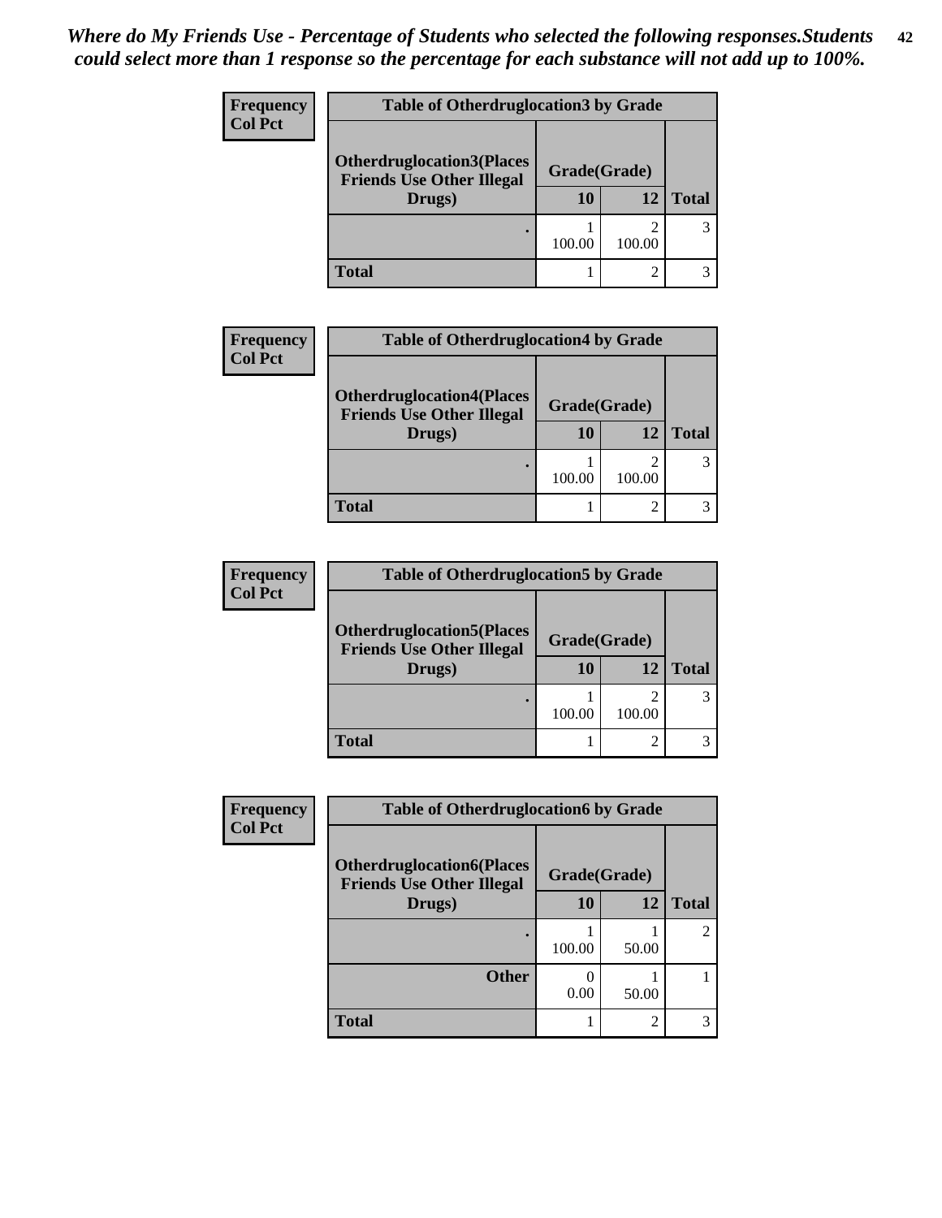*Where do My Friends Use - Percentage of Students who selected the following responses.Students could select more than 1 response so the percentage for each substance will not add up to 100%.*

**Frequency**
**Col Pct**

| Table of Otherdruglocation3 by Grade | | | |
|---|---|---|---|
| **Otherdruglocation3(Places Friends Use Other Illegal Drugs)** | **Grade(Grade)** | | **Total** |
| | **10** | **12** | |
| . | 1<br>100.00 | 2<br>100.00 | 3 |
| **Total** | 1 | 2 | 3 |

**Frequency**
**Col Pct**

| Table of Otherdruglocation4 by Grade | | | |
|---|---|---|---|
| **Otherdruglocation4(Places Friends Use Other Illegal Drugs)** | **Grade(Grade)** | | **Total** |
| | **10** | **12** | |
| . | 1<br>100.00 | 2<br>100.00 | 3 |
| **Total** | 1 | 2 | 3 |

**Frequency**
**Col Pct**

| Table of Otherdruglocation5 by Grade | | | |
|---|---|---|---|
| **Otherdruglocation5(Places Friends Use Other Illegal Drugs)** | **Grade(Grade)** | | **Total** |
| | **10** | **12** | |
| . | 1<br>100.00 | 2<br>100.00 | 3 |
| **Total** | 1 | 2 | 3 |

**Frequency**
**Col Pct**

| Table of Otherdruglocation6 by Grade | | | |
|---|---|---|---|
| **Otherdruglocation6(Places Friends Use Other Illegal Drugs)** | **Grade(Grade)** | | **Total** |
| | **10** | **12** | |
| . | 1<br>100.00 | 1<br>50.00 | 2 |
| **Other** | 0<br>0.00 | 1<br>50.00 | 1 |
| **Total** | 1 | 2 | 3 |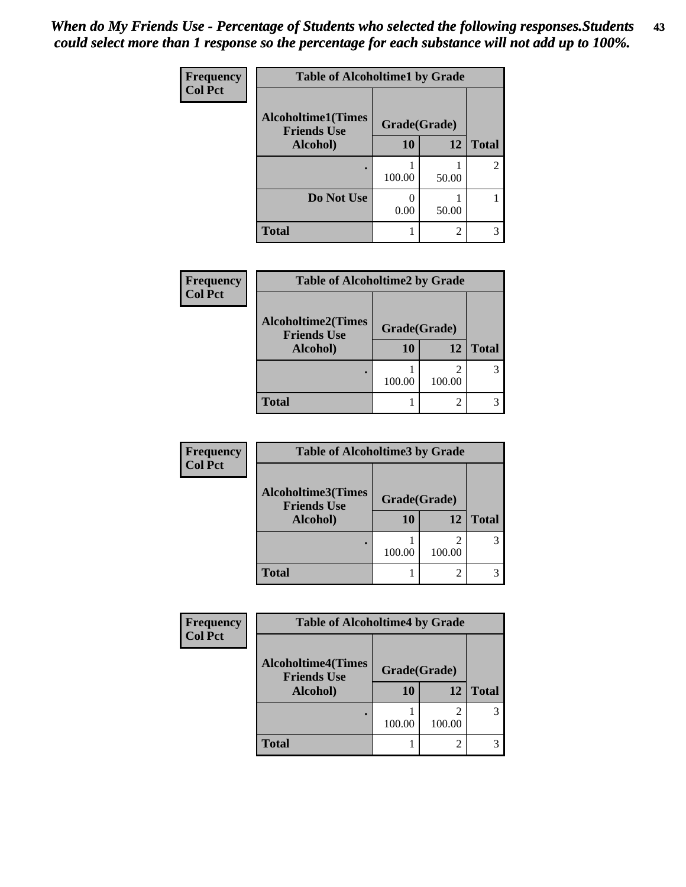*When do My Friends Use - Percentage of Students who selected the following responses.Students could select more than 1 response so the percentage for each substance will not add up to 100%.*

**Frequency**
**Col Pct**

| Table of Alcoholtime1 by Grade | | | |
|---|---|---|---|
| **Alcoholtime1(Times Friends Use Alcohol)** | **Grade(Grade)** | | |
| | **10** | **12** | **Total** |
| **.** | 1<br>100.00 | 1<br>50.00 | 2 |
| **Do Not Use** | 0<br>0.00 | 1<br>50.00 | 1 |
| **Total** | 1 | 2 | 3 |

**Frequency**
**Col Pct**

| Table of Alcoholtime2 by Grade | | | |
|---|---|---|---|
| **Alcoholtime2(Times Friends Use Alcohol)** | **Grade(Grade)** | | |
| | **10** | **12** | **Total** |
| **.** | 1<br>100.00 | 2<br>100.00 | 3 |
| **Total** | 1 | 2 | 3 |

**Frequency**
**Col Pct**

| Table of Alcoholtime3 by Grade | | | |
|---|---|---|---|
| **Alcoholtime3(Times Friends Use Alcohol)** | **Grade(Grade)** | | |
| | **10** | **12** | **Total** |
| **.** | 1<br>100.00 | 2<br>100.00 | 3 |
| **Total** | 1 | 2 | 3 |

**Frequency**
**Col Pct**

| Table of Alcoholtime4 by Grade | | | |
|---|---|---|---|
| **Alcoholtime4(Times Friends Use Alcohol)** | **Grade(Grade)** | | |
| | **10** | **12** | **Total** |
| **.** | 1<br>100.00 | 2<br>100.00 | 3 |
| **Total** | 1 | 2 | 3 |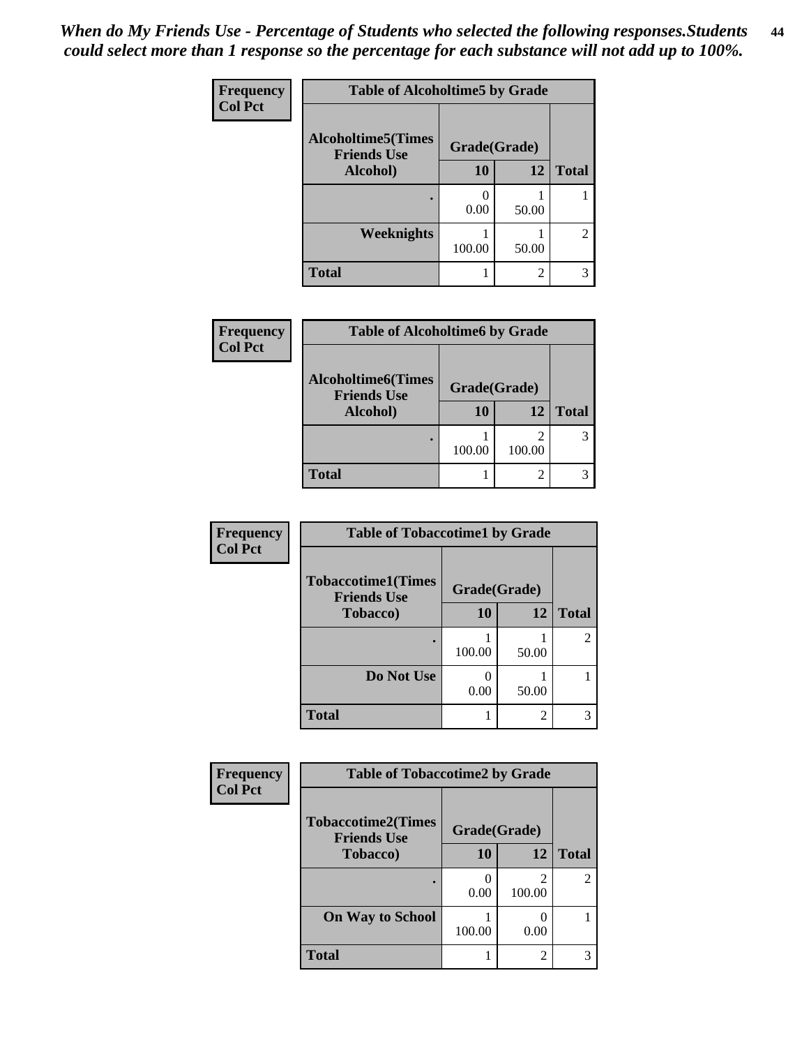*When do My Friends Use - Percentage of Students who selected the following responses.Students could select more than 1 response so the percentage for each substance will not add up to 100%.*

**Frequency**
**Col Pct**

| Table of Alcoholtime5 by Grade | | | |
|---|---|---|---|
| Alcoholtime5(Times Friends Use Alcohol) | Grade(Grade) | | |
| | 10 | 12 | Total |
| . | 0<br>0.00 | 1<br>50.00 | 1 |
| Weeknights | 1<br>100.00 | 1<br>50.00 | 2 |
| Total | 1 | 2 | 3 |

**Frequency**
**Col Pct**

| Table of Alcoholtime6 by Grade | | | |
|---|---|---|---|
| Alcoholtime6(Times Friends Use Alcohol) | Grade(Grade) | | |
| | 10 | 12 | Total |
| . | 1<br>100.00 | 2<br>100.00 | 3 |
| Total | 1 | 2 | 3 |

**Frequency**
**Col Pct**

| Table of Tobaccotime1 by Grade | | | |
|---|---|---|---|
| Tobaccotime1(Times Friends Use Tobacco) | Grade(Grade) | | |
| | 10 | 12 | Total |
| . | 1<br>100.00 | 1<br>50.00 | 2 |
| Do Not Use | 0<br>0.00 | 1<br>50.00 | 1 |
| Total | 1 | 2 | 3 |

**Frequency**
**Col Pct**

| Table of Tobaccotime2 by Grade | | | |
|---|---|---|---|
| Tobaccotime2(Times Friends Use Tobacco) | Grade(Grade) | | |
| | 10 | 12 | Total |
| . | 0<br>0.00 | 2<br>100.00 | 2 |
| On Way to School | 1<br>100.00 | 0<br>0.00 | 1 |
| Total | 1 | 2 | 3 |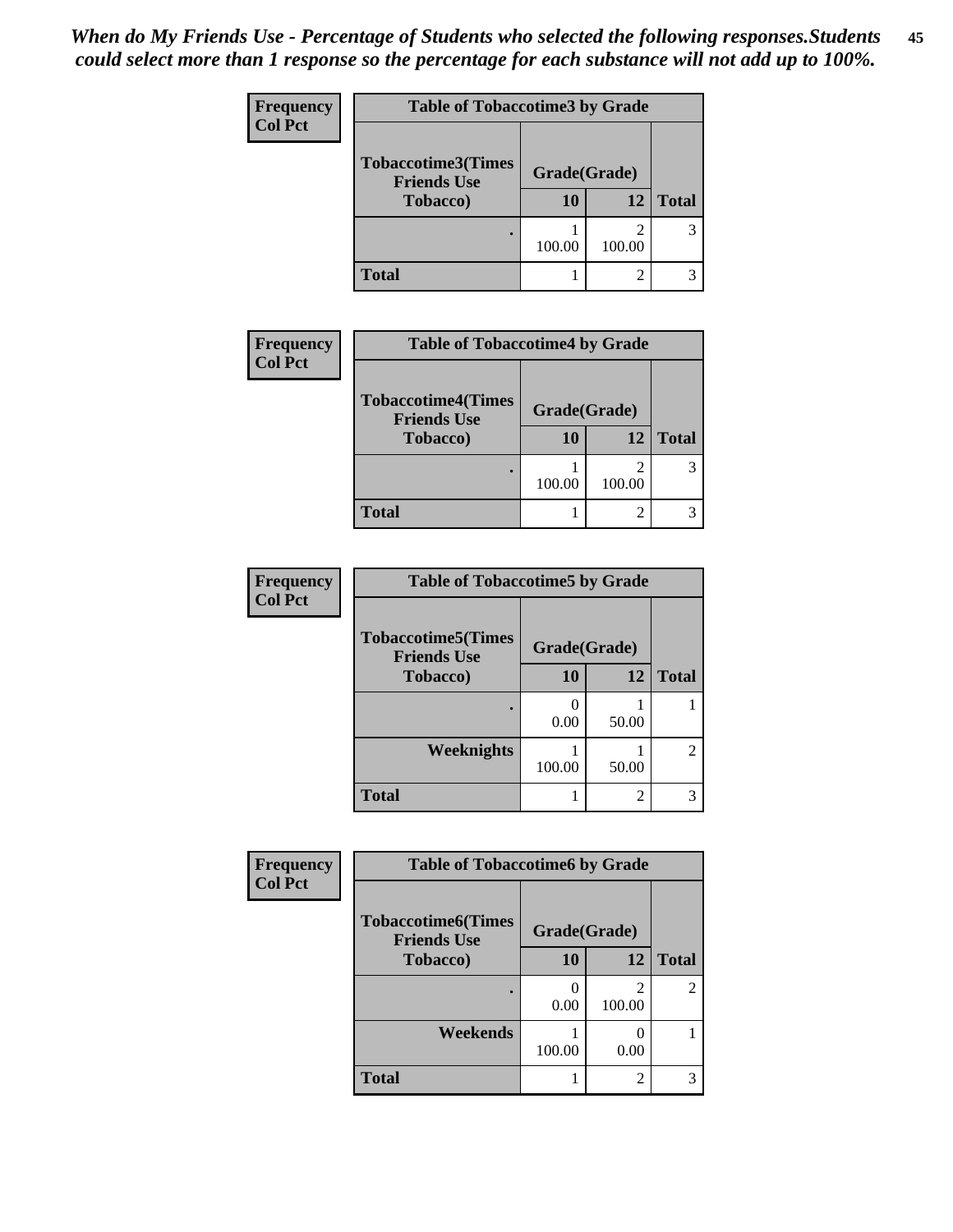*When do My Friends Use - Percentage of Students who selected the following responses.Students could select more than 1 response so the percentage for each substance will not add up to 100%.*

**Frequency**
**Col Pct**

| Table of Tobaccotime3 by Grade | | | |
|---|---|---|---|
| Tobaccotime3(Times Friends Use Tobacco) | Grade(Grade) | | Total |
| | 10 | 12 | |
| . | 1<br>100.00 | 2<br>100.00 | 3 |
| Total | 1 | 2 | 3 |

**Frequency**
**Col Pct**

| Table of Tobaccotime4 by Grade | | | |
|---|---|---|---|
| Tobaccotime4(Times Friends Use Tobacco) | Grade(Grade) | | Total |
| | 10 | 12 | |
| . | 1<br>100.00 | 2<br>100.00 | 3 |
| Total | 1 | 2 | 3 |

**Frequency**
**Col Pct**

| Table of Tobaccotime5 by Grade | | | |
|---|---|---|---|
| Tobaccotime5(Times Friends Use Tobacco) | Grade(Grade) | | Total |
| | 10 | 12 | |
| . | 0<br>0.00 | 1<br>50.00 | 1 |
| Weeknights | 1<br>100.00 | 1<br>50.00 | 2 |
| Total | 1 | 2 | 3 |

**Frequency**
**Col Pct**

| Table of Tobaccotime6 by Grade | | | |
|---|---|---|---|
| Tobaccotime6(Times Friends Use Tobacco) | Grade(Grade) | | Total |
| | 10 | 12 | |
| . | 0<br>0.00 | 2<br>100.00 | 2 |
| Weekends | 1<br>100.00 | 0<br>0.00 | 1 |
| Total | 1 | 2 | 3 |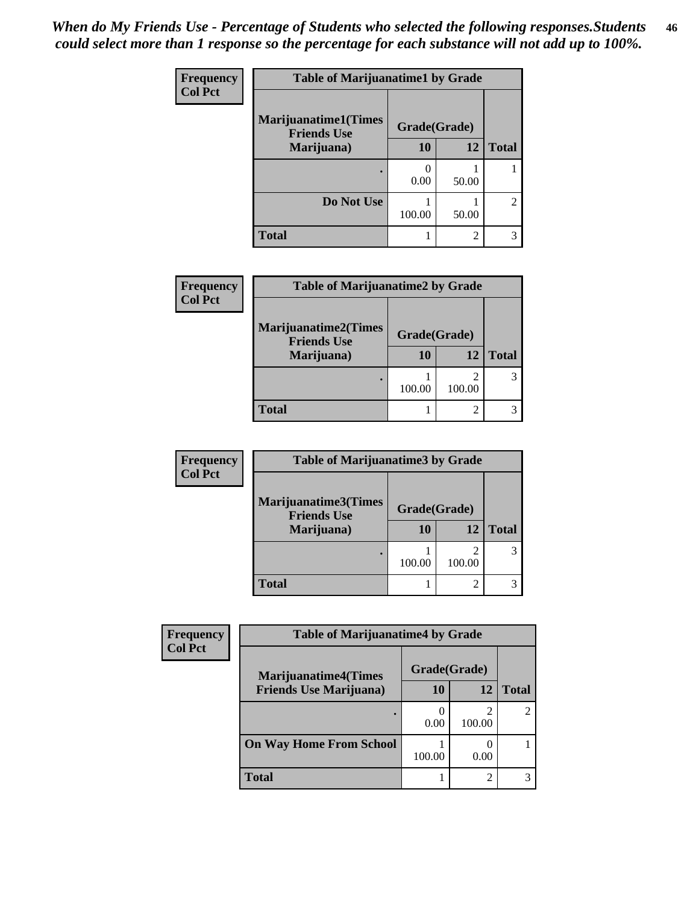*When do My Friends Use - Percentage of Students who selected the following responses.Students could select more than 1 response so the percentage for each substance will not add up to 100%.*

**Frequency**
**Col Pct**

| Table of Marijuanatime1 by Grade | | | |
|---|---|---|---|
| **Marijuanatime1(Times Friends Use Marijuana)** | **Grade(Grade)** | | |
| | **10** | **12** | **Total** |
| **.** | 0<br>0.00 | 1<br>50.00 | 1 |
| **Do Not Use** | 1<br>100.00 | 1<br>50.00 | 2 |
| **Total** | 1 | 2 | 3 |

**Frequency**
**Col Pct**

| Table of Marijuanatime2 by Grade | | | |
|---|---|---|---|
| **Marijuanatime2(Times Friends Use Marijuana)** | **Grade(Grade)** | | |
| | **10** | **12** | **Total** |
| **.** | 1<br>100.00 | 2<br>100.00 | 3 |
| **Total** | 1 | 2 | 3 |

**Frequency**
**Col Pct**

| Table of Marijuanatime3 by Grade | | | |
|---|---|---|---|
| **Marijuanatime3(Times Friends Use Marijuana)** | **Grade(Grade)** | | |
| | **10** | **12** | **Total** |
| **.** | 1<br>100.00 | 2<br>100.00 | 3 |
| **Total** | 1 | 2 | 3 |

**Frequency**
**Col Pct**

| Table of Marijuanatime4 by Grade | | | |
|---|---|---|---|
| **Marijuanatime4(Times Friends Use Marijuana)** | **Grade(Grade)** | | |
| | **10** | **12** | **Total** |
| **.** | 0<br>0.00 | 2<br>100.00 | 2 |
| **On Way Home From School** | 1<br>100.00 | 0<br>0.00 | 1 |
| **Total** | 1 | 2 | 3 |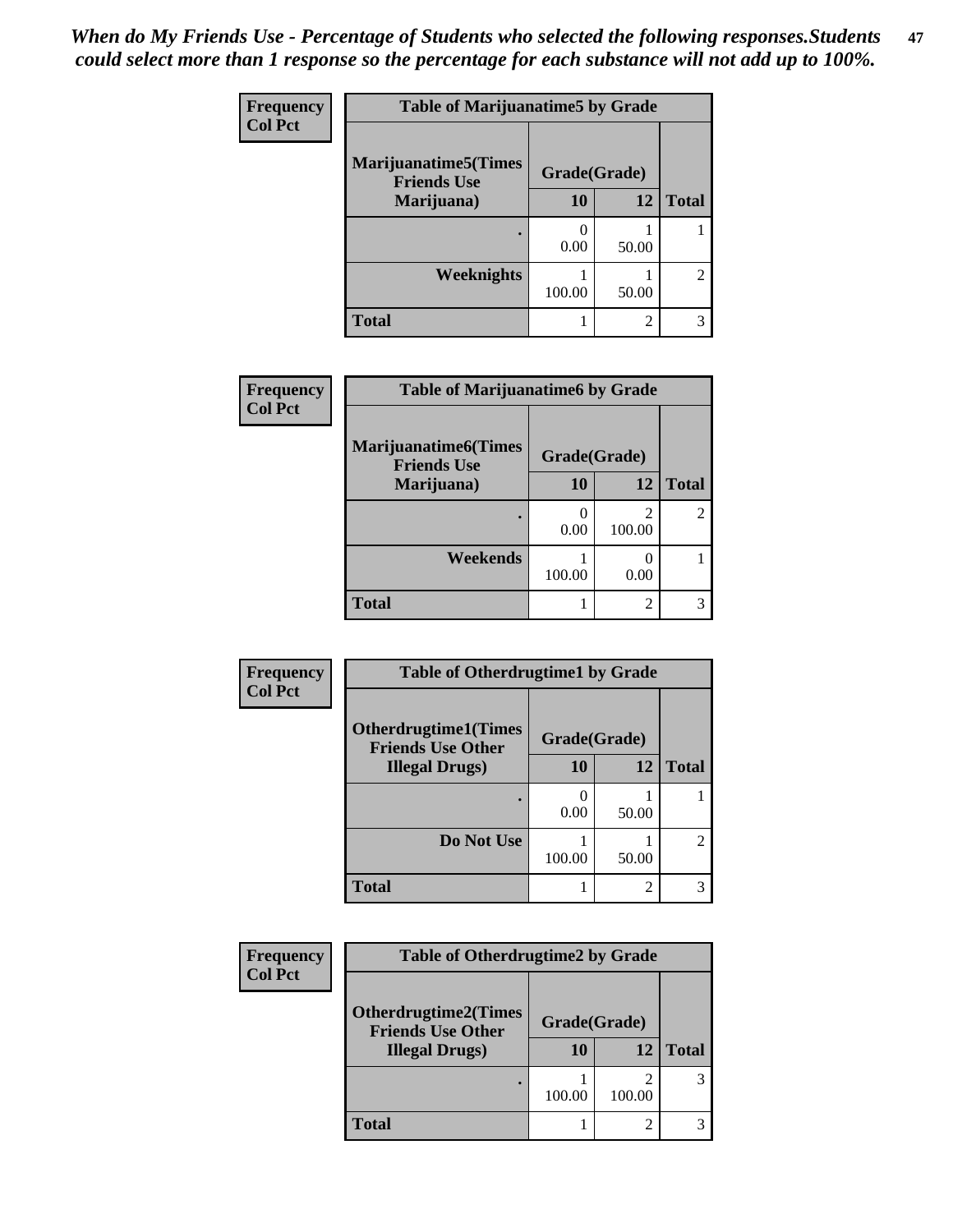*When do My Friends Use - Percentage of Students who selected the following responses.Students could select more than 1 response so the percentage for each substance will not add up to 100%.*

**Frequency**
**Col Pct**

| Table of Marijuanatime5 by Grade | | | |
|---|---|---|---|
| **Marijuanatime5(Times Friends Use Marijuana)** | **Grade(Grade)** | | **Total** |
| | **10** | **12** | |
| **.** | 0<br>0.00 | 1<br>50.00 | 1 |
| **Weeknights** | 1<br>100.00 | 1<br>50.00 | 2 |
| **Total** | 1 | 2 | 3 |

**Frequency**
**Col Pct**

| Table of Marijuanatime6 by Grade | | | |
|---|---|---|---|
| **Marijuanatime6(Times Friends Use Marijuana)** | **Grade(Grade)** | | **Total** |
| | **10** | **12** | |
| **.** | 0<br>0.00 | 2<br>100.00 | 2 |
| **Weekends** | 1<br>100.00 | 0<br>0.00 | 1 |
| **Total** | 1 | 2 | 3 |

**Frequency**
**Col Pct**

| Table of Otherdrugtime1 by Grade | | | |
|---|---|---|---|
| **Otherdrugtime1(Times Friends Use Other Illegal Drugs)** | **Grade(Grade)** | | **Total** |
| | **10** | **12** | |
| **.** | 0<br>0.00 | 1<br>50.00 | 1 |
| **Do Not Use** | 1<br>100.00 | 1<br>50.00 | 2 |
| **Total** | 1 | 2 | 3 |

**Frequency**
**Col Pct**

| Table of Otherdrugtime2 by Grade | | | |
|---|---|---|---|
| **Otherdrugtime2(Times Friends Use Other Illegal Drugs)** | **Grade(Grade)** | | **Total** |
| | **10** | **12** | |
| **.** | 1<br>100.00 | 2<br>100.00 | 3 |
| **Total** | 1 | 2 | 3 |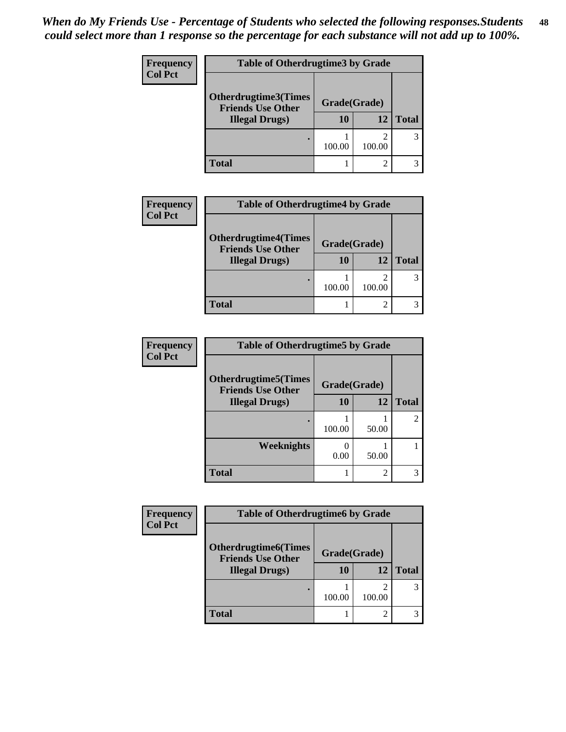*When do My Friends Use - Percentage of Students who selected the following responses.Students could select more than 1 response so the percentage for each substance will not add up to 100%.*

**Frequency**
**Col Pct**

| Table of Otherdrugtime3 by Grade | | | |
|---|---|---|---|
| **Otherdrugtime3(Times Friends Use Other Illegal Drugs)** | **Grade(Grade)** | | |
| | **10** | **12** | **Total** |
| **.** | 1<br>100.00 | 2<br>100.00 | 3 |
| **Total** | 1 | 2 | 3 |

**Frequency**
**Col Pct**

| Table of Otherdrugtime4 by Grade | | | |
|---|---|---|---|
| **Otherdrugtime4(Times Friends Use Other Illegal Drugs)** | **Grade(Grade)** | | |
| | **10** | **12** | **Total** |
| **.** | 1<br>100.00 | 2<br>100.00 | 3 |
| **Total** | 1 | 2 | 3 |

**Frequency**
**Col Pct**

| Table of Otherdrugtime5 by Grade | | | |
|---|---|---|---|
| **Otherdrugtime5(Times Friends Use Other Illegal Drugs)** | **Grade(Grade)** | | |
| | **10** | **12** | **Total** |
| **.** | 1<br>100.00 | 1<br>50.00 | 2 |
| **Weeknights** | 0<br>0.00 | 1<br>50.00 | 1 |
| **Total** | 1 | 2 | 3 |

**Frequency**
**Col Pct**

| Table of Otherdrugtime6 by Grade | | | |
|---|---|---|---|
| **Otherdrugtime6(Times Friends Use Other Illegal Drugs)** | **Grade(Grade)** | | |
| | **10** | **12** | **Total** |
| **.** | 1<br>100.00 | 2<br>100.00 | 3 |
| **Total** | 1 | 2 | 3 |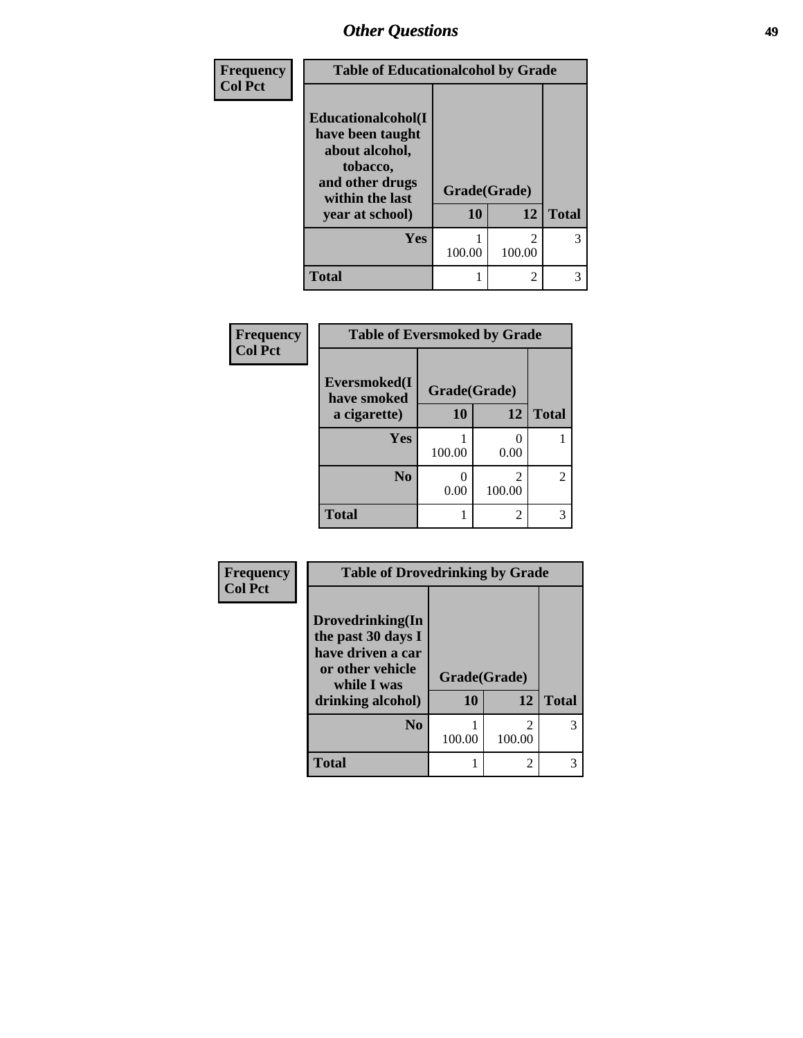| Frequency Col Pct | Table of Educationalcohol by Grade | | |
|---|---|---|---|
| Educationalcohol(I have been taught about alcohol, tobacco, and other drugs within the last year at school) | Grade(Grade) | | |
| | 10 | 12 | Total |
| Yes | 1<br>100.00 | 2<br>100.00 | 3 |
| Total | 1 | 2 | 3 |

| Frequency Col Pct | Table of Eversmoked by Grade | | |
|---|---|---|---|
| Eversmoked(I have smoked a cigarette) | Grade(Grade) | | |
| | 10 | 12 | Total |
| Yes | 1<br>100.00 | 0<br>0.00 | 1 |
| No | 0<br>0.00 | 2<br>100.00 | 2 |
| Total | 1 | 2 | 3 |

| Frequency Col Pct | Table of Drovedrinking by Grade | | |
|---|---|---|---|
| Drovedrinking(In the past 30 days I have driven a car or other vehicle while I was drinking alcohol) | Grade(Grade) | | |
| | 10 | 12 | Total |
| No | 1<br>100.00 | 2<br>100.00 | 3 |
| Total | 1 | 2 | 3 |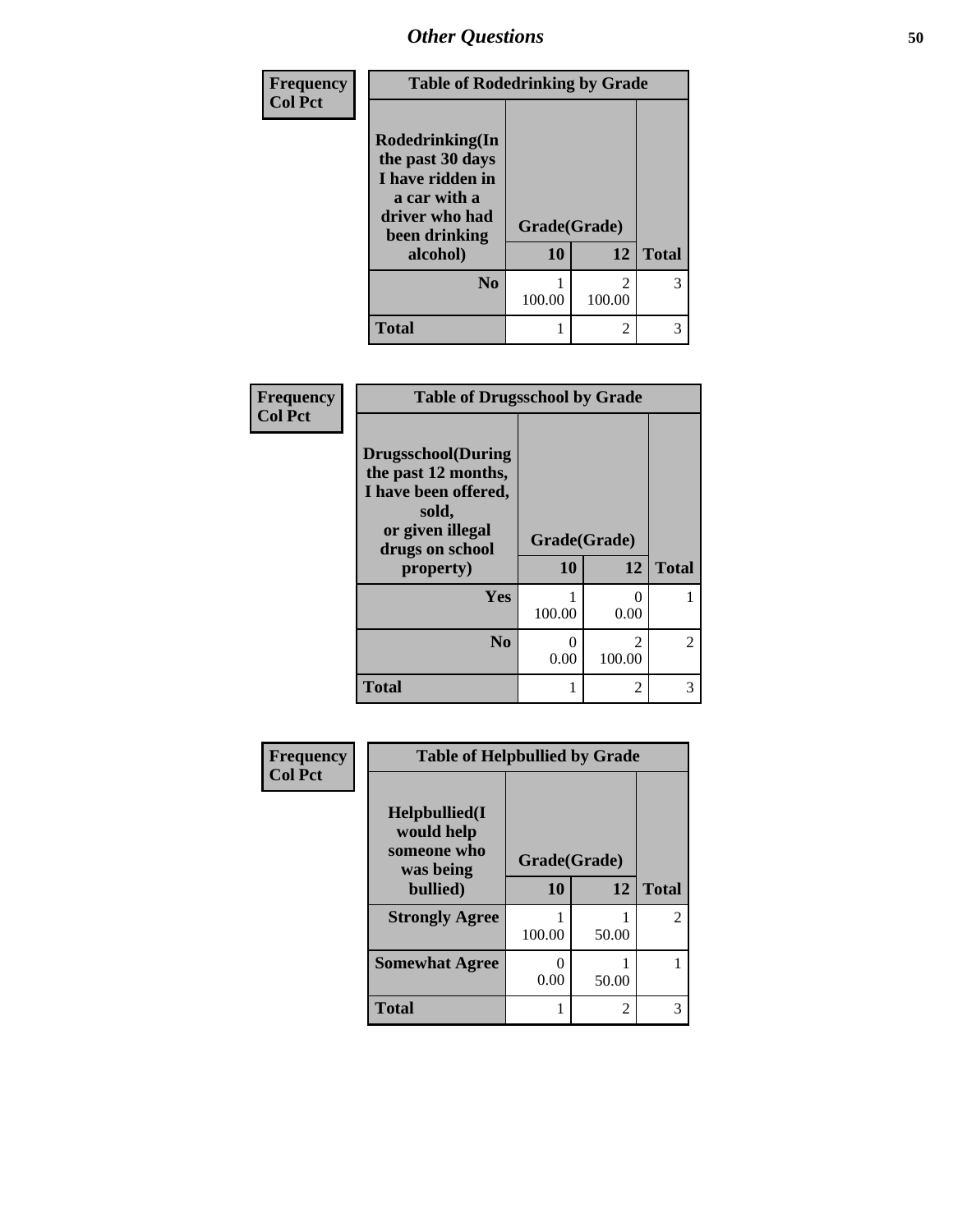| Frequency<br>Col Pct | Table of Rodedrinking by Grade | | |
|---|---|---|---|
| Rodedrinking(In the past 30 days I have ridden in a car with a driver who had been drinking alcohol) | Grade(Grade) | | |
| | 10 | 12 | Total |
| No | 1<br>100.00 | 2<br>100.00 | 3 |
| Total | 1 | 2 | 3 |

| Frequency<br>Col Pct | Table of Drugsschool by Grade | | |
|---|---|---|---|
| Drugsschool(During the past 12 months, I have been offered, sold, or given illegal drugs on school property) | Grade(Grade) | | |
| | 10 | 12 | Total |
| Yes | 1<br>100.00 | 0<br>0.00 | 1 |
| No | 0<br>0.00 | 2<br>100.00 | 2 |
| Total | 1 | 2 | 3 |

| Frequency<br>Col Pct | Table of Helpbullied by Grade | | |
|---|---|---|---|
| Helpbullied(I would help someone who was being bullied) | Grade(Grade) | | |
| | 10 | 12 | Total |
| Strongly Agree | 1<br>100.00 | 1<br>50.00 | 2 |
| Somewhat Agree | 0<br>0.00 | 1<br>50.00 | 1 |
| Total | 1 | 2 | 3 |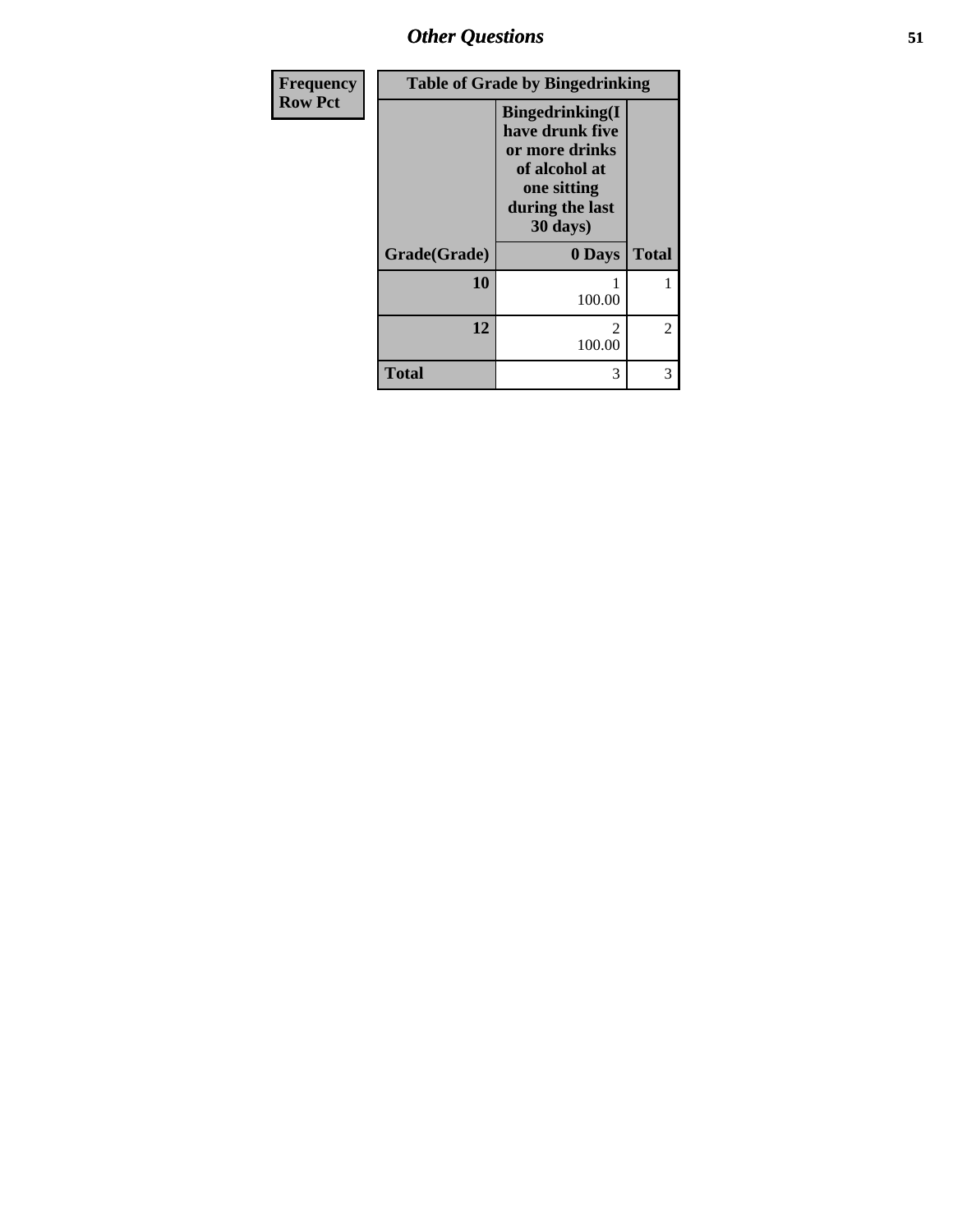| Frequency Row Pct |
| --- |

**Table of Grade by Bingedrinking**

| Grade(Grade) | Bingedrinking(I have drunk five or more drinks of alcohol at one sitting during the last 30 days) 0 Days | Total |
| --- | --- | --- |
| **10** | 1<br>100.00 | 1 |
| **12** | 2<br>100.00 | 2 |
| **Total** | 3 | 3 |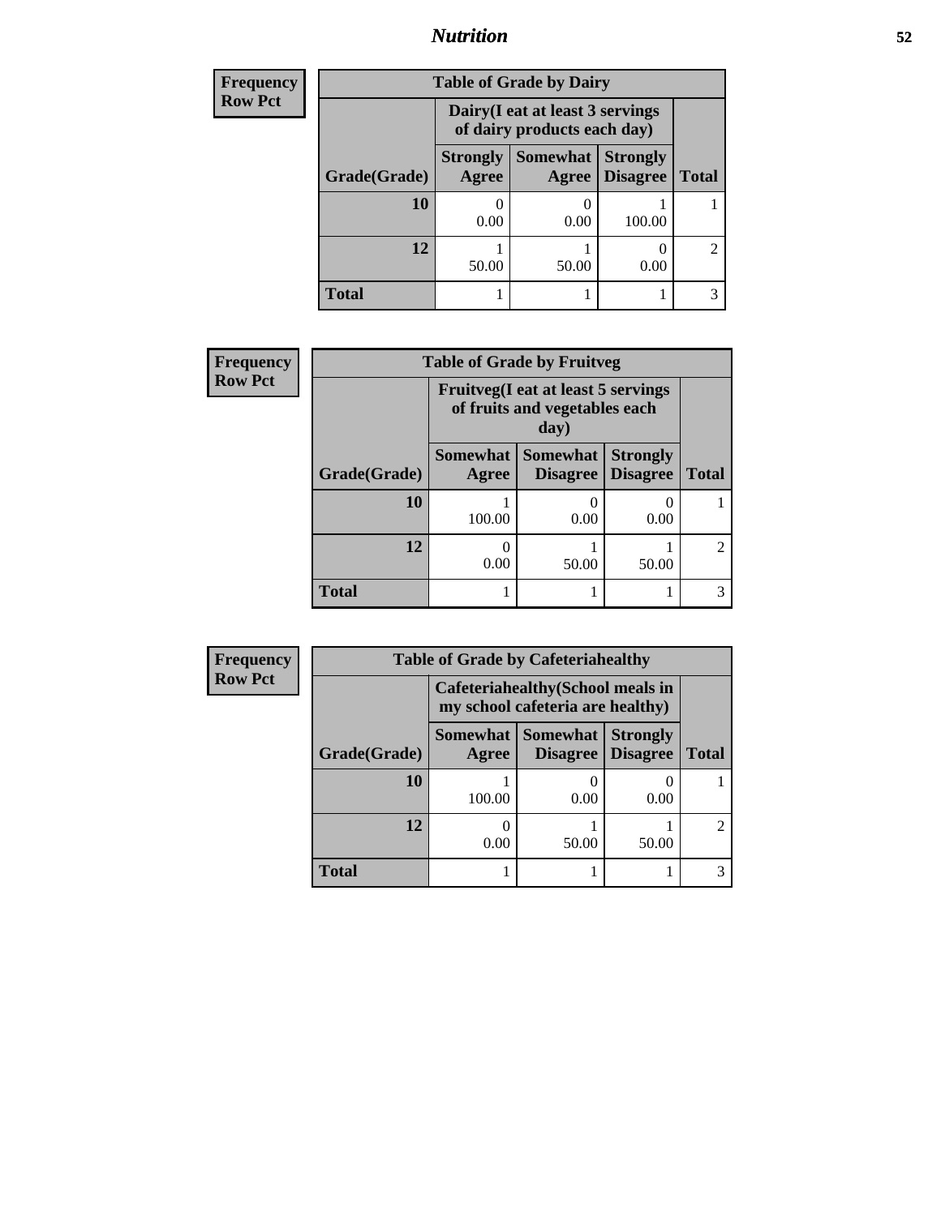## Nutrition

| Frequency<br>Row Pct |
|---|

**Table of Grade by Dairy**

| Grade(Grade) | Dairy(I eat at least 3 servings of dairy products each day) | | | Total |
|---|---|---|---|---|
| | Strongly Agree | Somewhat Agree | Strongly Disagree | |
| 10 | 0<br>0.00 | 0<br>0.00 | 1<br>100.00 | 1 |
| 12 | 1<br>50.00 | 1<br>50.00 | 0<br>0.00 | 2 |
| Total | 1 | 1 | 1 | 3 |

| Frequency<br>Row Pct |
|---|

**Table of Grade by Fruitveg**

| Grade(Grade) | Fruitveg(I eat at least 5 servings of fruits and vegetables each day) | | | Total |
|---|---|---|---|---|
| | Somewhat Agree | Somewhat Disagree | Strongly Disagree | |
| 10 | 1<br>100.00 | 0<br>0.00 | 0<br>0.00 | 1 |
| 12 | 0<br>0.00 | 1<br>50.00 | 1<br>50.00 | 2 |
| Total | 1 | 1 | 1 | 3 |

| Frequency<br>Row Pct |
|---|

**Table of Grade by Cafeteriahealthy**

| Grade(Grade) | Cafeteriahealthy(School meals in my school cafeteria are healthy) | | | Total |
|---|---|---|---|---|
| | Somewhat Agree | Somewhat Disagree | Strongly Disagree | |
| 10 | 1<br>100.00 | 0<br>0.00 | 0<br>0.00 | 1 |
| 12 | 0<br>0.00 | 1<br>50.00 | 1<br>50.00 | 2 |
| Total | 1 | 1 | 1 | 3 |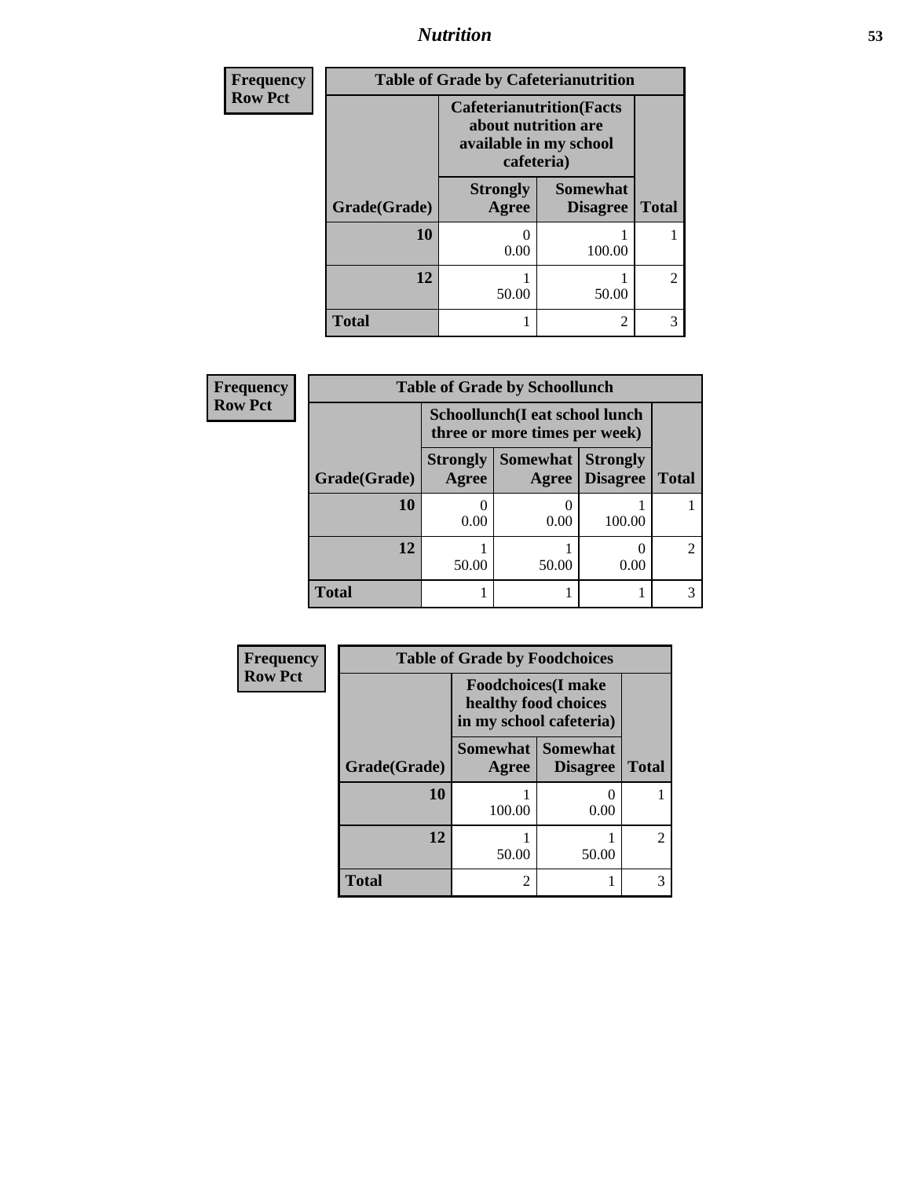| Frequency<br>Row Pct |
|---|

| Table of Grade by Cafeterianutrition | | | |
|---|---|---|---|
| | Cafeterianutrition(Facts about nutrition are available in my school cafeteria) | | |
| Grade(Grade) | Strongly Agree | Somewhat Disagree | Total |
| 10 | 0<br>0.00 | 1<br>100.00 | 1 |
| 12 | 1<br>50.00 | 1<br>50.00 | 2 |
| Total | 1 | 2 | 3 |

| Frequency<br>Row Pct |
|---|

| Table of Grade by Schoollunch | | | | |
|---|---|---|---|---|
| | Schoollunch(I eat school lunch three or more times per week) | | | |
| Grade(Grade) | Strongly Agree | Somewhat Agree | Strongly Disagree | Total |
| 10 | 0<br>0.00 | 0<br>0.00 | 1<br>100.00 | 1 |
| 12 | 1<br>50.00 | 1<br>50.00 | 0<br>0.00 | 2 |
| Total | 1 | 1 | 1 | 3 |

| Frequency<br>Row Pct |
|---|

| Table of Grade by Foodchoices | | | |
|---|---|---|---|
| | Foodchoices(I make healthy food choices in my school cafeteria) | | |
| Grade(Grade) | Somewhat Agree | Somewhat Disagree | Total |
| 10 | 1<br>100.00 | 0<br>0.00 | 1 |
| 12 | 1<br>50.00 | 1<br>50.00 | 2 |
| Total | 2 | 1 | 3 |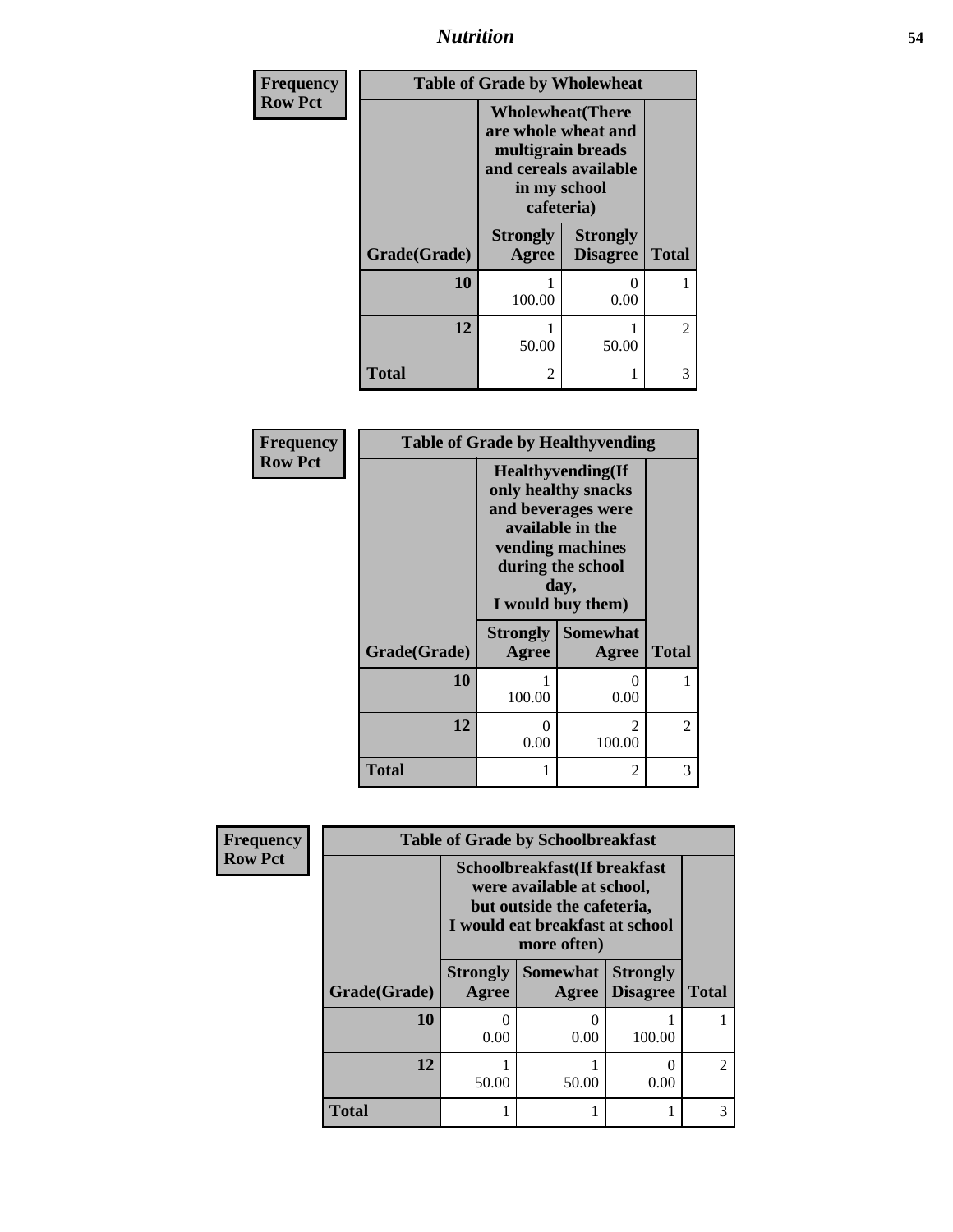# Nutrition

**Frequency**
**Row Pct**

| Table of Grade by Wholewheat | | | |
|---|---|---|---|
| | Wholewheat(There are whole wheat and multigrain breads and cereals available in my school cafeteria) | | |
| Grade(Grade) | Strongly Agree | Strongly Disagree | Total |
| 10 | 1<br>100.00 | 0<br>0.00 | 1 |
| 12 | 1<br>50.00 | 1<br>50.00 | 2 |
| Total | 2 | 1 | 3 |

**Frequency**
**Row Pct**

| Table of Grade by Healthyvending | | | |
|---|---|---|---|
| | Healthyvending(If only healthy snacks and beverages were available in the vending machines during the school day, I would buy them) | | |
| Grade(Grade) | Strongly Agree | Somewhat Agree | Total |
| 10 | 1<br>100.00 | 0<br>0.00 | 1 |
| 12 | 0<br>0.00 | 2<br>100.00 | 2 |
| Total | 1 | 2 | 3 |

**Frequency**
**Row Pct**

| Table of Grade by Schoolbreakfast | | | | |
|---|---|---|---|---|
| | Schoolbreakfast(If breakfast were available at school, but outside the cafeteria, I would eat breakfast at school more often) | | | |
| Grade(Grade) | Strongly Agree | Somewhat Agree | Strongly Disagree | Total |
| 10 | 0<br>0.00 | 0<br>0.00 | 1<br>100.00 | 1 |
| 12 | 1<br>50.00 | 1<br>50.00 | 0<br>0.00 | 2 |
| Total | 1 | 1 | 1 | 3 |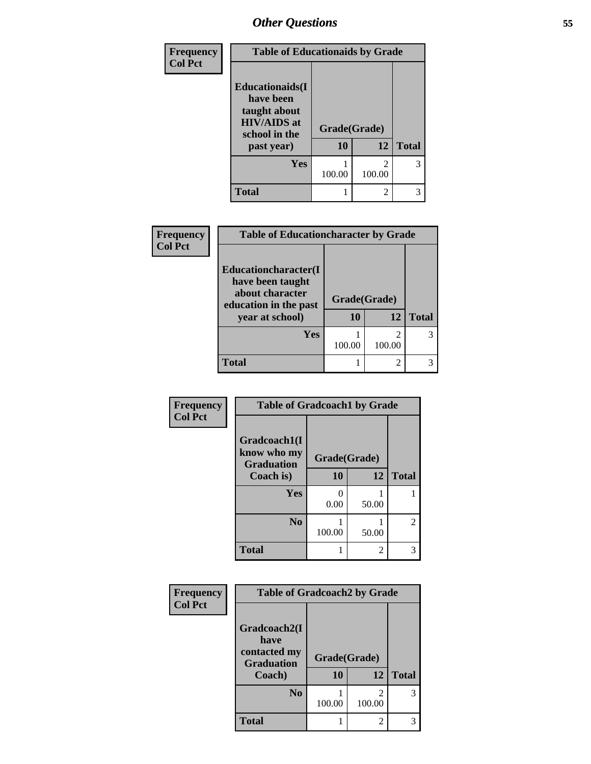## Other Questions

| Frequency<br>Col Pct |
|---|

**Table of Educationaids by Grade**

| Educationaids(I have been taught about HIV/AIDS at school in the past year) | Grade(Grade) | | Total |
|---|---|---|---|
| | 10 | 12 | |
| Yes | 1<br>100.00 | 2<br>100.00 | 3 |
| Total | 1 | 2 | 3 |

| Frequency<br>Col Pct |
|---|

**Table of Educationcharacter by Grade**

| Educationcharacter(I have been taught about character education in the past year at school) | Grade(Grade) | | Total |
|---|---|---|---|
| | 10 | 12 | |
| Yes | 1<br>100.00 | 2<br>100.00 | 3 |
| Total | 1 | 2 | 3 |

| Frequency<br>Col Pct |
|---|

**Table of Gradcoach1 by Grade**

| Gradcoach1(I know who my Graduation Coach is) | Grade(Grade) | | Total |
|---|---|---|---|
| | 10 | 12 | |
| Yes | 0<br>0.00 | 1<br>50.00 | 1 |
| No | 1<br>100.00 | 1<br>50.00 | 2 |
| Total | 1 | 2 | 3 |

| Frequency<br>Col Pct |
|---|

**Table of Gradcoach2 by Grade**

| Gradcoach2(I have contacted my Graduation Coach) | Grade(Grade) | | Total |
|---|---|---|---|
| | 10 | 12 | |
| No | 1<br>100.00 | 2<br>100.00 | 3 |
| Total | 1 | 2 | 3 |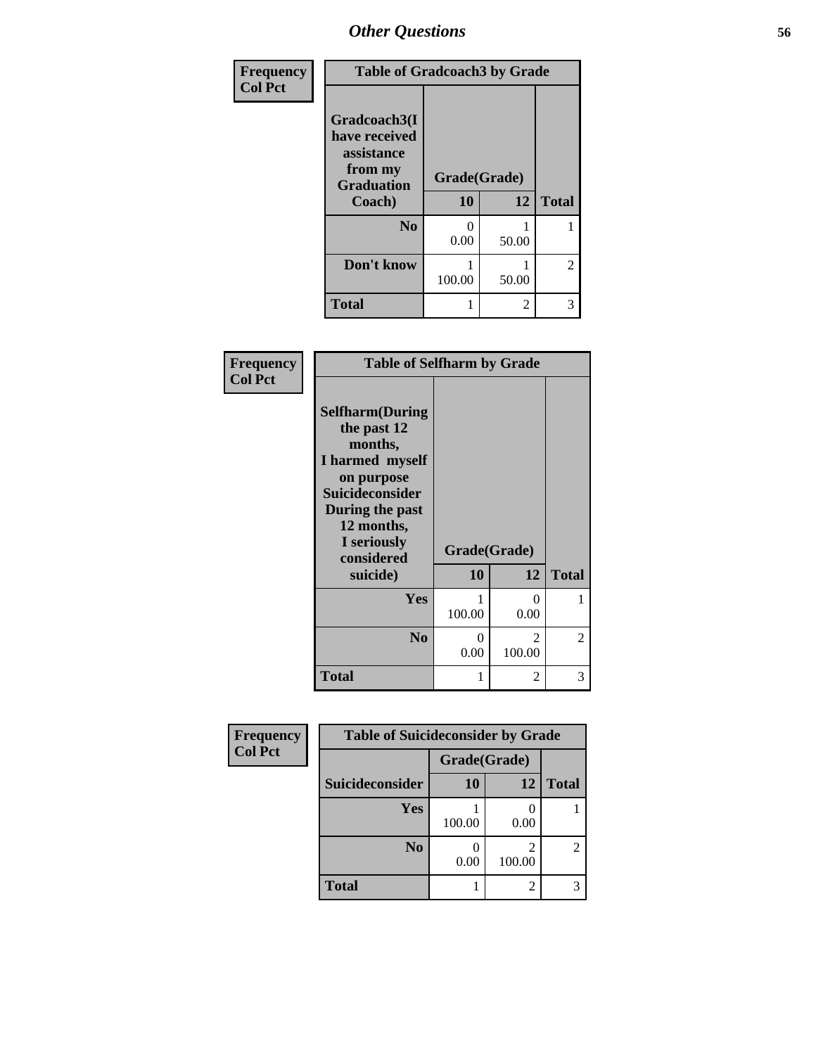| Frequency<br>Col Pct | Table of Gradcoach3 by Grade | | |
|---|---|---|---|
| Gradcoach3(I have received assistance from my Graduation Coach) | Grade(Grade) | | |
| | 10 | 12 | Total |
| No | 0<br>0.00 | 1<br>50.00 | 1 |
| Don't know | 1<br>100.00 | 1<br>50.00 | 2 |
| Total | 1 | 2 | 3 |

| Frequency<br>Col Pct | Table of Selfharm by Grade | | |
|---|---|---|---|
| Selfharm(During the past 12 months, I harmed myself on purpose Suicideconsider During the past 12 months, I seriously considered suicide) | Grade(Grade) | | |
| | 10 | 12 | Total |
| Yes | 1<br>100.00 | 0<br>0.00 | 1 |
| No | 0<br>0.00 | 2<br>100.00 | 2 |
| Total | 1 | 2 | 3 |

| Frequency<br>Col Pct | Table of Suicideconsider by Grade | | |
|---|---|---|---|
| | Grade(Grade) | | |
| Suicideconsider | 10 | 12 | Total |
| Yes | 1<br>100.00 | 0<br>0.00 | 1 |
| No | 0<br>0.00 | 2<br>100.00 | 2 |
| Total | 1 | 2 | 3 |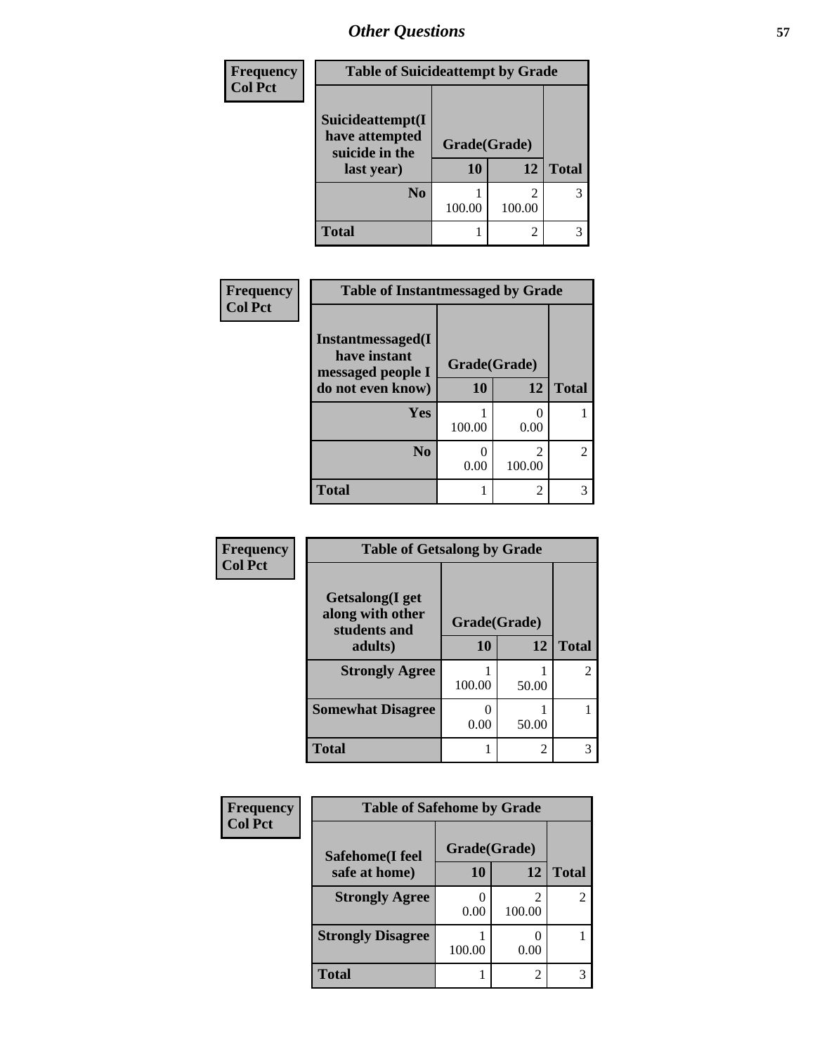## Other Questions

Frequency
Col Pct

**Table of Suicideattempt by Grade**

| Suicideattempt(I have attempted suicide in the last year) | Grade(Grade) 10 | 12 | Total |
|---|---|---|---|
| **No** | 1<br>100.00 | 2<br>100.00 | 3 |
| **Total** | 1 | 2 | 3 |

Frequency
Col Pct

**Table of Instantmessaged by Grade**

| Instantmessaged(I have instant messaged people I do not even know) | Grade(Grade) 10 | 12 | Total |
|---|---|---|---|
| **Yes** | 1<br>100.00 | 0<br>0.00 | 1 |
| **No** | 0<br>0.00 | 2<br>100.00 | 2 |
| **Total** | 1 | 2 | 3 |

Frequency
Col Pct

**Table of Getsalong by Grade**

| Getsalong(I get along with other students and adults) | Grade(Grade) 10 | 12 | Total |
|---|---|---|---|
| **Strongly Agree** | 1<br>100.00 | 1<br>50.00 | 2 |
| **Somewhat Disagree** | 0<br>0.00 | 1<br>50.00 | 1 |
| **Total** | 1 | 2 | 3 |

Frequency
Col Pct

**Table of Safehome by Grade**

| Safehome(I feel safe at home) | Grade(Grade) 10 | 12 | Total |
|---|---|---|---|
| **Strongly Agree** | 0<br>0.00 | 2<br>100.00 | 2 |
| **Strongly Disagree** | 1<br>100.00 | 0<br>0.00 | 1 |
| **Total** | 1 | 2 | 3 |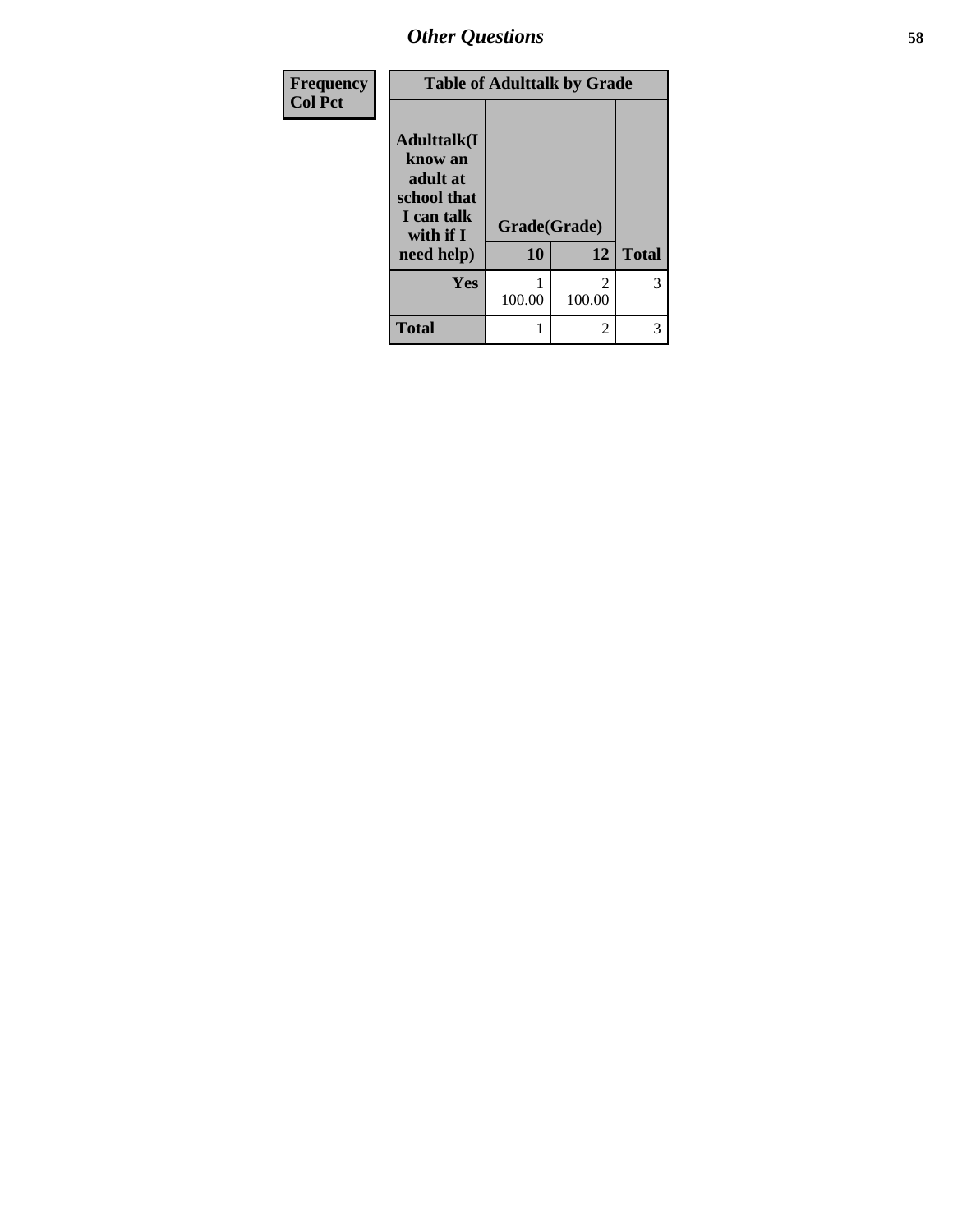## Other Questions

| Frequency<br>Col Pct | Table of Adulttalk by Grade | | |
|---|---|---|---|
| Adulttalk(I know an adult at school that I can talk with if I need help) | Grade(Grade) | | |
| | 10 | 12 | Total |
| Yes | 1<br>100.00 | 2<br>100.00 | 3 |
| Total | 1 | 2 | 3 |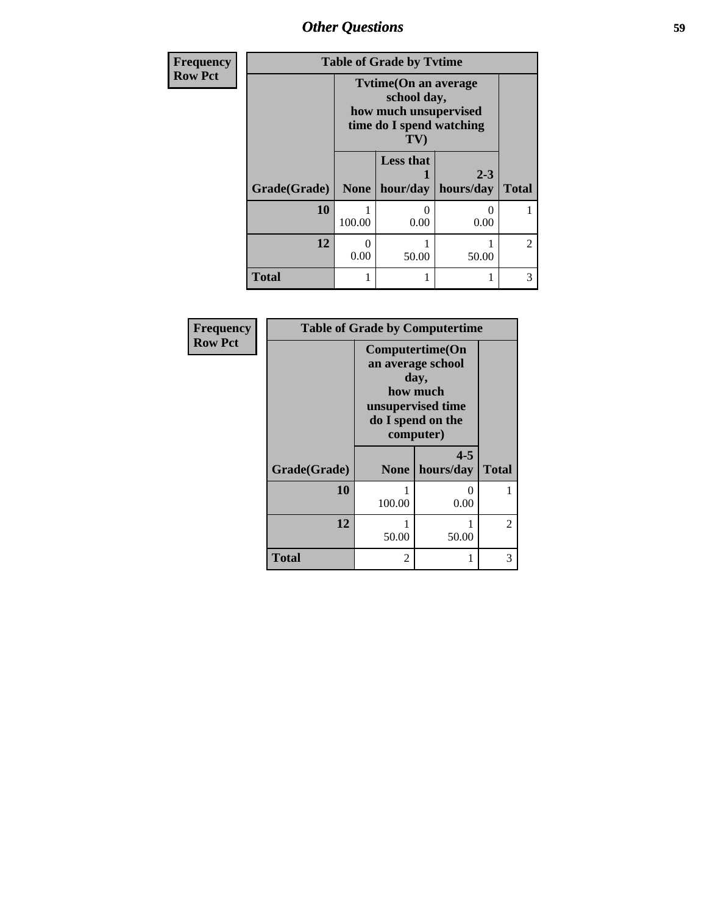| Frequency Row Pct | Table of Grade by Tvtime | | | |
|---|---|---|---|---|
| | Tvtime(On an average school day, how much unsupervised time do I spend watching TV) | | | |
| Grade(Grade) | None | Less that 1 hour/day | 2-3 hours/day | Total |
| 10 | 1<br>100.00 | 0<br>0.00 | 0<br>0.00 | 1 |
| 12 | 0<br>0.00 | 1<br>50.00 | 1<br>50.00 | 2 |
| Total | 1 | 1 | 1 | 3 |

| Frequency Row Pct | Table of Grade by Computertime | | |
|---|---|---|---|
| | Computertime(On an average school day, how much unsupervised time do I spend on the computer) | | |
| Grade(Grade) | None | 4-5 hours/day | Total |
| 10 | 1<br>100.00 | 0<br>0.00 | 1 |
| 12 | 1<br>50.00 | 1<br>50.00 | 2 |
| Total | 2 | 1 | 3 |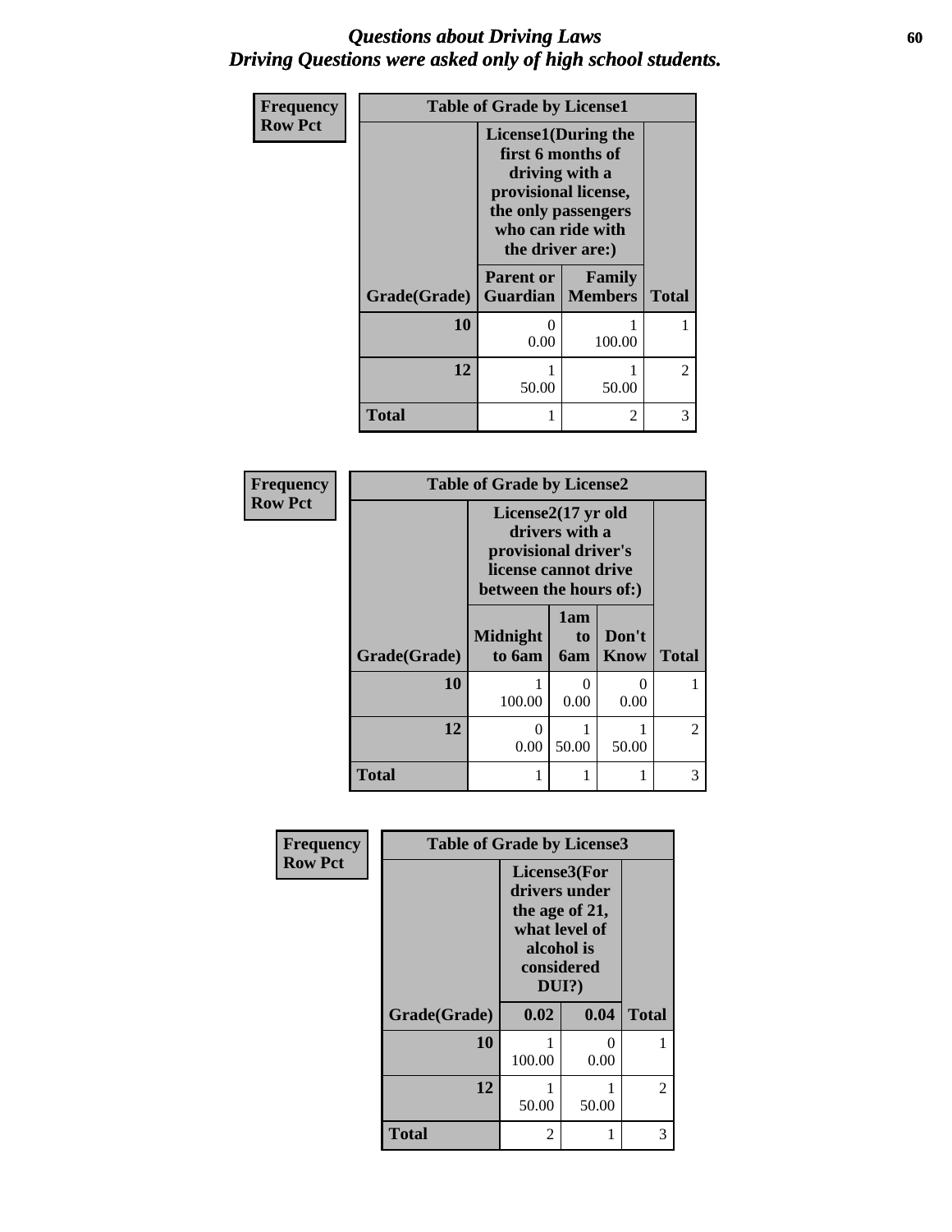# *Questions about Driving Laws*
# *Driving Questions were asked only of high school students.*

**Frequency / Row Pct**

**Table of Grade by License1**

| Grade(Grade) | License1(During the first 6 months of driving with a provisional license, the only passengers who can ride with the driver are:) | | Total |
|---|---|---|---|
| | Parent or Guardian | Family Members | |
| **10** | 0<br>0.00 | 1<br>100.00 | 1 |
| **12** | 1<br>50.00 | 1<br>50.00 | 2 |
| **Total** | 1 | 2 | 3 |

**Frequency / Row Pct**

**Table of Grade by License2**

| Grade(Grade) | License2(17 yr old drivers with a provisional driver's license cannot drive between the hours of:) | | | Total |
|---|---|---|---|---|
| | Midnight to 6am | 1am to 6am | Don't Know | |
| **10** | 1<br>100.00 | 0<br>0.00 | 0<br>0.00 | 1 |
| **12** | 0<br>0.00 | 1<br>50.00 | 1<br>50.00 | 2 |
| **Total** | 1 | 1 | 1 | 3 |

**Frequency / Row Pct**

**Table of Grade by License3**

| Grade(Grade) | License3(For drivers under the age of 21, what level of alcohol is considered DUI?) | | Total |
|---|---|---|---|
| | 0.02 | 0.04 | |
| **10** | 1<br>100.00 | 0<br>0.00 | 1 |
| **12** | 1<br>50.00 | 1<br>50.00 | 2 |
| **Total** | 2 | 1 | 3 |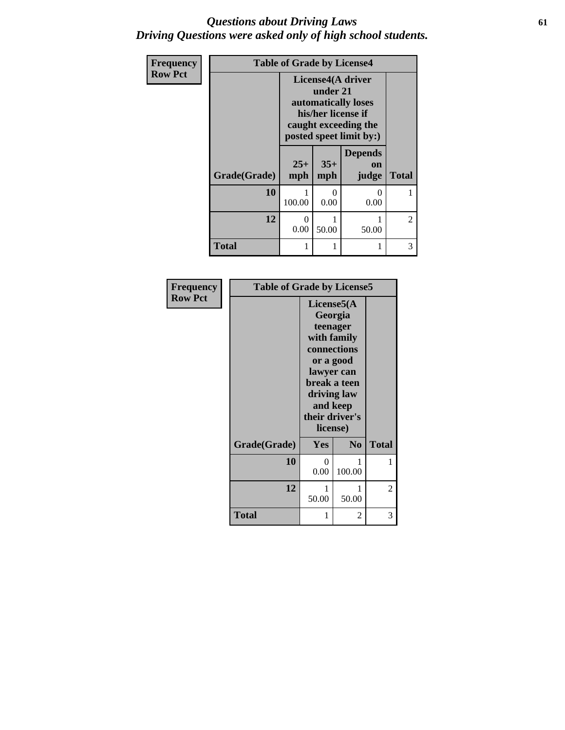# *Questions about Driving Laws*
## *Driving Questions were asked only of high school students.*

| Frequency<br>Row Pct | Table of Grade by License4 | | | |
|---|---|---|---|---|
| | License4(A driver under 21 automatically loses his/her license if caught exceeding the posted speet limit by:) | | | |
| **Grade(Grade)** | **25+ mph** | **35+ mph** | **Depends on judge** | **Total** |
| **10** | 1<br>100.00 | 0<br>0.00 | 0<br>0.00 | 1 |
| **12** | 0<br>0.00 | 1<br>50.00 | 1<br>50.00 | 2 |
| **Total** | 1 | 1 | 1 | 3 |

| Frequency<br>Row Pct | Table of Grade by License5 | | |
|---|---|---|---|
| | License5(A Georgia teenager with family connections or a good lawyer can break a teen driving law and keep their driver's license) | | |
| **Grade(Grade)** | **Yes** | **No** | **Total** |
| **10** | 0<br>0.00 | 1<br>100.00 | 1 |
| **12** | 1<br>50.00 | 1<br>50.00 | 2 |
| **Total** | 1 | 2 | 3 |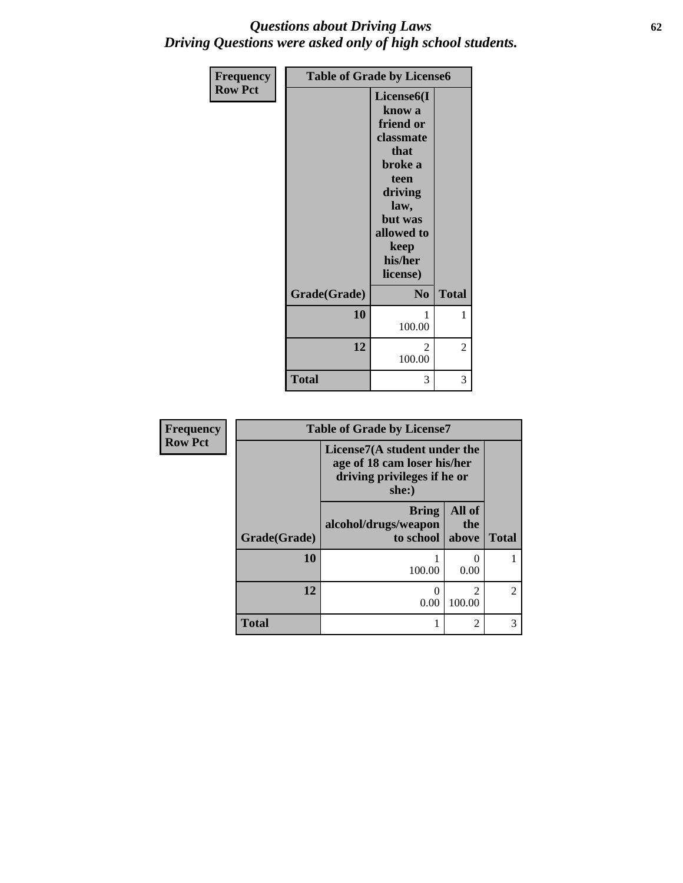# *Questions about Driving Laws*
## *Driving Questions were asked only of high school students.*

| Frequency Row Pct | Table of Grade by License6 | |
|---|---|---|
| | License6(I know a friend or classmate that broke a teen driving law, but was allowed to keep his/her license) | |
| Grade(Grade) | No | Total |
| 10 | 1<br>100.00 | 1 |
| 12 | 2<br>100.00 | 2 |
| Total | 3 | 3 |

| Frequency Row Pct | Table of Grade by License7 | | |
|---|---|---|---|
| | License7(A student under the age of 18 cam loser his/her driving privileges if he or she:) | | |
| Grade(Grade) | Bring alcohol/drugs/weapon to school | All of the above | Total |
| 10 | 1<br>100.00 | 0<br>0.00 | 1 |
| 12 | 0<br>0.00 | 2<br>100.00 | 2 |
| Total | 1 | 2 | 3 |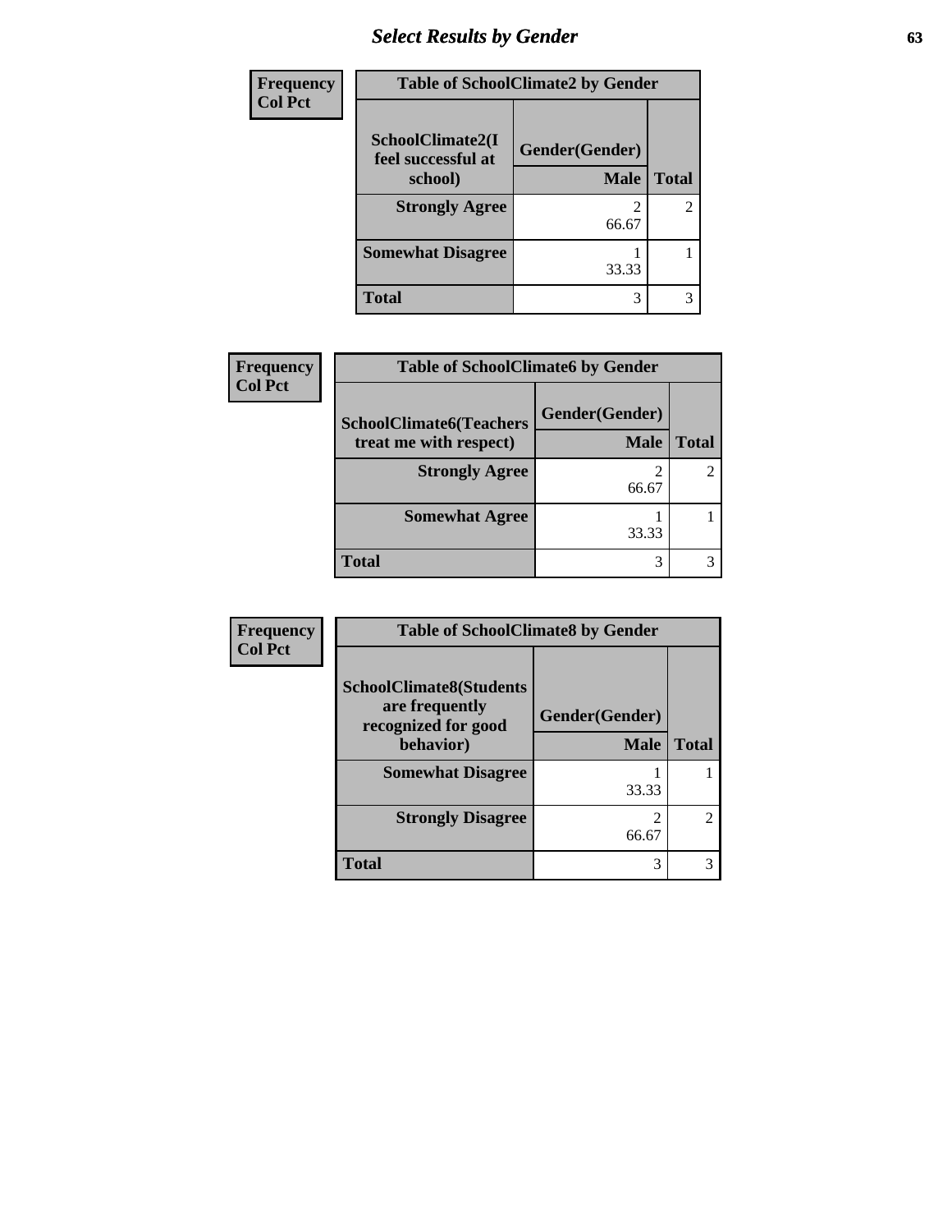| Frequency<br>Col Pct |
|---|

| Table of SchoolClimate2 by Gender | | |
|---|---|---|
| SchoolClimate2(I feel successful at school) | Gender(Gender) | |
| | Male | Total |
| Strongly Agree | 2<br>66.67 | 2 |
| Somewhat Disagree | 1<br>33.33 | 1 |
| Total | 3 | 3 |

| Frequency<br>Col Pct |
|---|

| Table of SchoolClimate6 by Gender | | |
|---|---|---|
| SchoolClimate6(Teachers treat me with respect) | Gender(Gender) | |
| | Male | Total |
| Strongly Agree | 2<br>66.67 | 2 |
| Somewhat Agree | 1<br>33.33 | 1 |
| Total | 3 | 3 |

| Frequency<br>Col Pct |
|---|

| Table of SchoolClimate8 by Gender | | |
|---|---|---|
| SchoolClimate8(Students are frequently recognized for good behavior) | Gender(Gender) | |
| | Male | Total |
| Somewhat Disagree | 1<br>33.33 | 1 |
| Strongly Disagree | 2<br>66.67 | 2 |
| Total | 3 | 3 |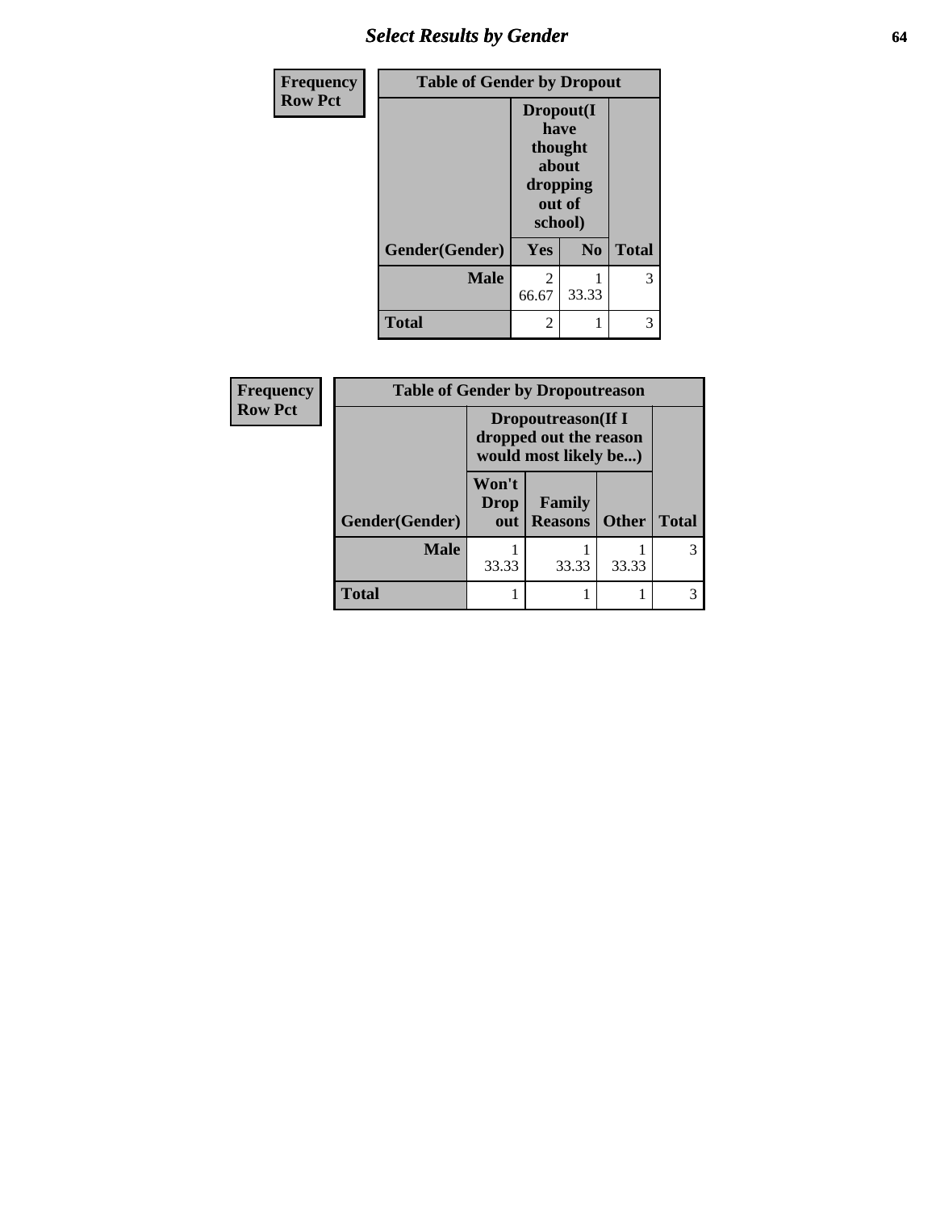## Select Results by Gender

| Frequency Row Pct | Table of Gender by Dropout | | |
|---|---|---|---|
| | Dropout(I have thought about dropping out of school) | | |
| Gender(Gender) | Yes | No | Total |
| **Male** | 2<br>66.67 | 1<br>33.33 | 3 |
| **Total** | 2 | 1 | 3 |

| Frequency Row Pct | Table of Gender by Dropoutreason | | | |
|---|---|---|---|---|
| | Dropoutreason(If I dropped out the reason would most likely be...) | | | |
| Gender(Gender) | Won't Drop out | Family Reasons | Other | Total |
| **Male** | 1<br>33.33 | 1<br>33.33 | 1<br>33.33 | 3 |
| **Total** | 1 | 1 | 1 | 3 |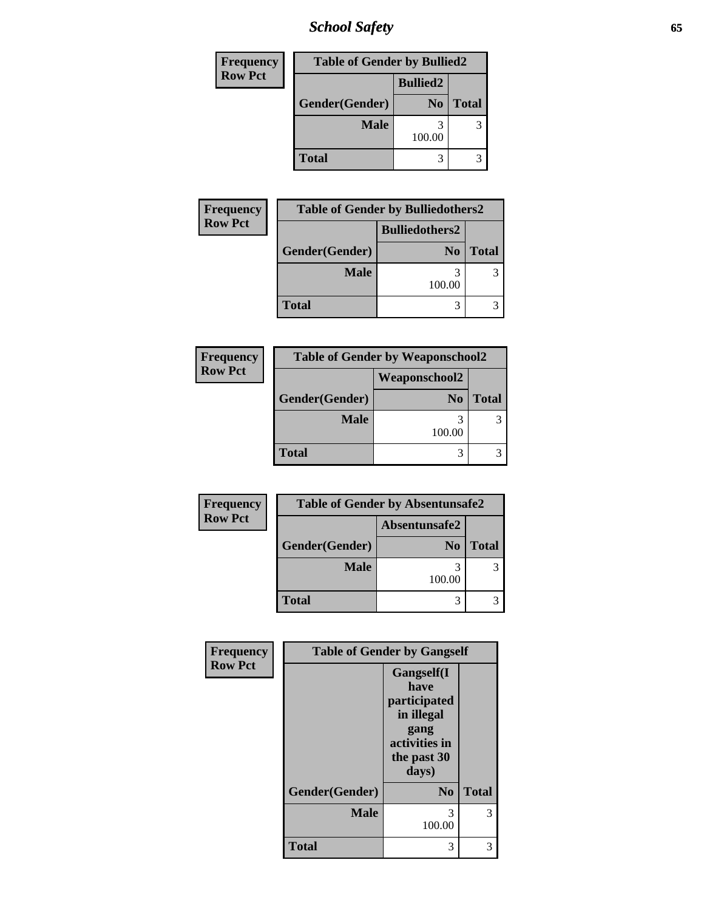| Frequency<br>Row Pct | Table of Gender by Bullied2 | |
|---|---|---|
| | Bullied2 | |
| Gender(Gender) | No | Total |
| Male | 3<br>100.00 | 3 |
| Total | 3 | 3 |

| Frequency<br>Row Pct | Table of Gender by Bulliedothers2 | |
|---|---|---|
| | Bulliedothers2 | |
| Gender(Gender) | No | Total |
| Male | 3<br>100.00 | 3 |
| Total | 3 | 3 |

| Frequency<br>Row Pct | Table of Gender by Weaponschool2 | |
|---|---|---|
| | Weaponschool2 | |
| Gender(Gender) | No | Total |
| Male | 3<br>100.00 | 3 |
| Total | 3 | 3 |

| Frequency<br>Row Pct | Table of Gender by Absentunsafe2 | |
|---|---|---|
| | Absentunsafe2 | |
| Gender(Gender) | No | Total |
| Male | 3<br>100.00 | 3 |
| Total | 3 | 3 |

| Frequency<br>Row Pct | Table of Gender by Gangself | |
|---|---|---|
| | Gangself(I have participated in illegal gang activities in the past 30 days) | |
| Gender(Gender) | No | Total |
| Male | 3<br>100.00 | 3 |
| Total | 3 | 3 |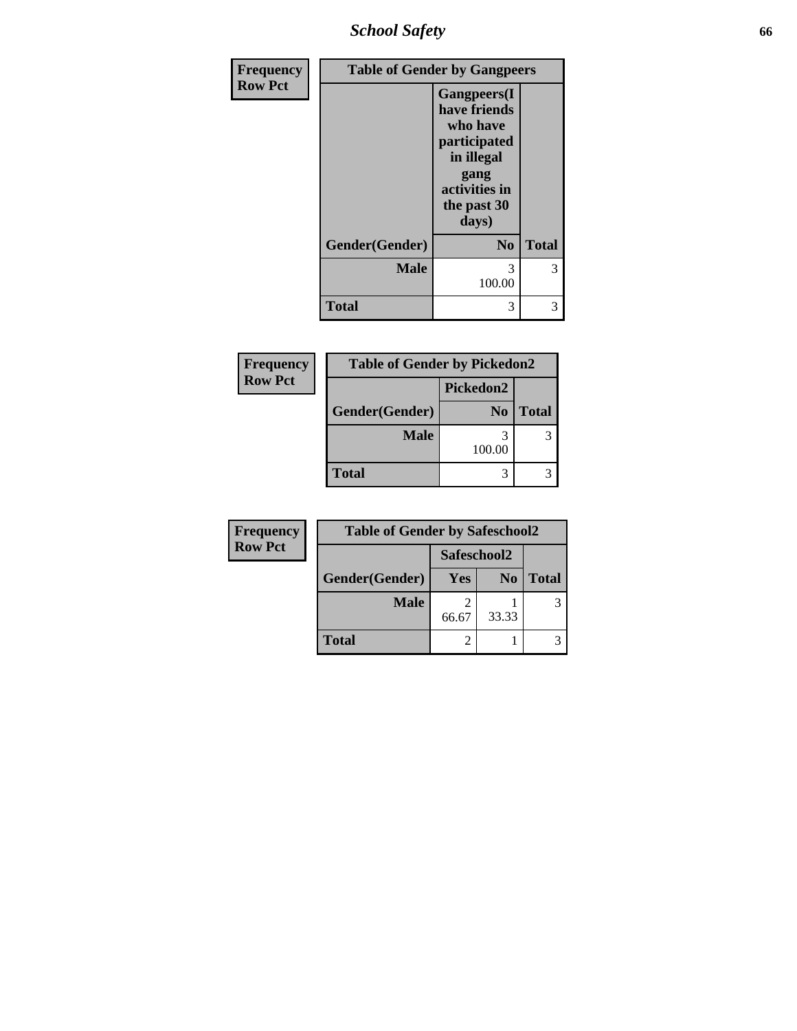## School Safety

| Frequency Row Pct | | |
|---|---|---|
| **Table of Gender by Gangpeers** | | |
| | **Gangpeers(I have friends who have participated in illegal gang activities in the past 30 days)** | |
| **Gender(Gender)** | **No** | **Total** |
| **Male** | 3<br>100.00 | 3 |
| **Total** | 3 | 3 |

| Frequency Row Pct | | |
|---|---|---|
| **Table of Gender by Pickedon2** | | |
| | **Pickedon2** | |
| **Gender(Gender)** | **No** | **Total** |
| **Male** | 3<br>100.00 | 3 |
| **Total** | 3 | 3 |

| Frequency Row Pct | | | |
|---|---|---|---|
| **Table of Gender by Safeschool2** | | | |
| | **Safeschool2** | | |
| **Gender(Gender)** | **Yes** | **No** | **Total** |
| **Male** | 2<br>66.67 | 1<br>33.33 | 3 |
| **Total** | 2 | 1 | 3 |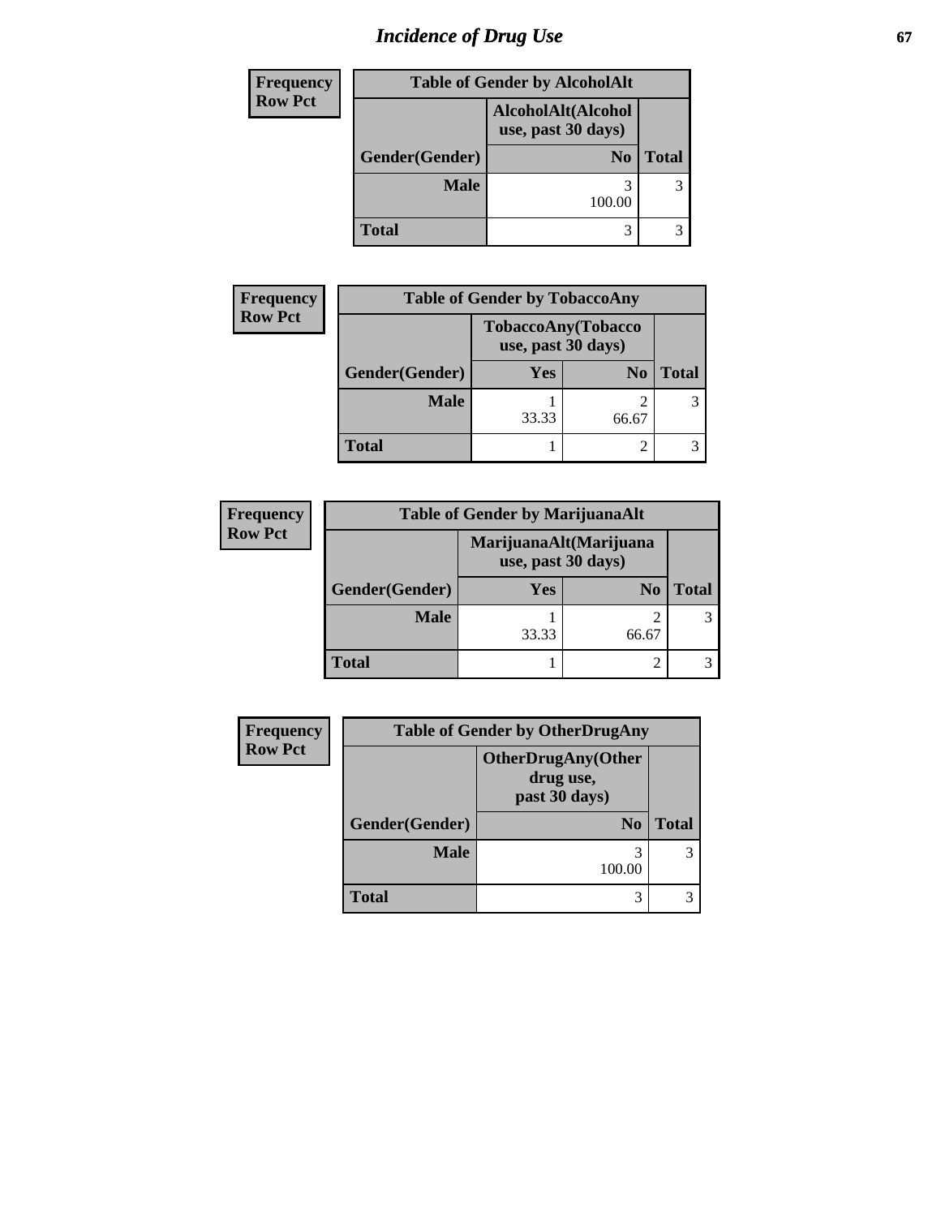# Incidence of Drug Use

**Frequency**
**Row Pct**

| Table of Gender by AlcoholAlt | | |
|---|---|---|
| | AlcoholAlt(Alcohol use, past 30 days) | |
| Gender(Gender) | No | Total |
| **Male** | 3<br>100.00 | 3 |
| **Total** | 3 | 3 |

**Frequency**
**Row Pct**

| Table of Gender by TobaccoAny | | | |
|---|---|---|---|
| | TobaccoAny(Tobacco use, past 30 days) | | |
| Gender(Gender) | Yes | No | Total |
| **Male** | 1<br>33.33 | 2<br>66.67 | 3 |
| **Total** | 1 | 2 | 3 |

**Frequency**
**Row Pct**

| Table of Gender by MarijuanaAlt | | | |
|---|---|---|---|
| | MarijuanaAlt(Marijuana use, past 30 days) | | |
| Gender(Gender) | Yes | No | Total |
| **Male** | 1<br>33.33 | 2<br>66.67 | 3 |
| **Total** | 1 | 2 | 3 |

**Frequency**
**Row Pct**

| Table of Gender by OtherDrugAny | | |
|---|---|---|
| | OtherDrugAny(Other drug use, past 30 days) | |
| Gender(Gender) | No | Total |
| **Male** | 3<br>100.00 | 3 |
| **Total** | 3 | 3 |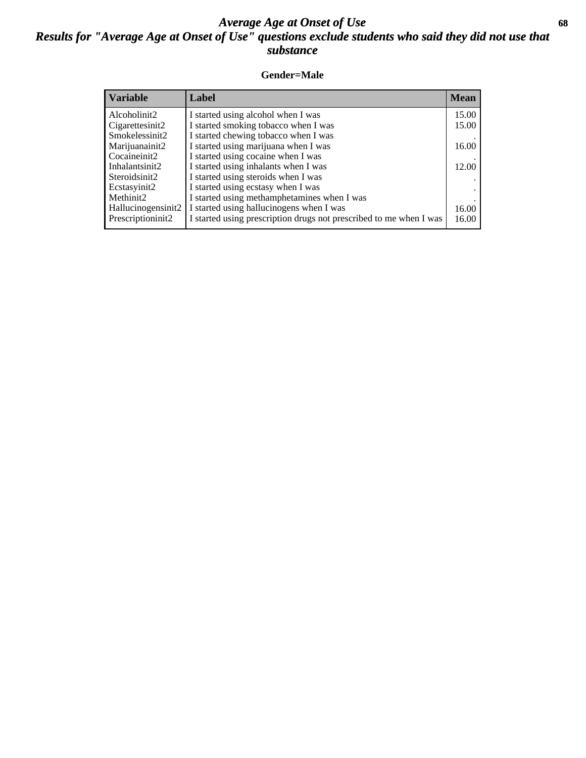# *Average Age at Onset of Use*
## *Results for "Average Age at Onset of Use" questions exclude students who said they did not use that substance*

**Gender=Male**

| Variable | Label | Mean |
|---|---|---|
| Alcoholinit2 | I started using alcohol when I was | 15.00 |
| Cigarettesinit2 | I started smoking tobacco when I was | 15.00 |
| Smokelessinit2 | I started chewing tobacco when I was | . |
| Marijuanainit2 | I started using marijuana when I was | 16.00 |
| Cocaineinit2 | I started using cocaine when I was | . |
| Inhalantsinit2 | I started using inhalants when I was | 12.00 |
| Steroidsinit2 | I started using steroids when I was | . |
| Ecstasyinit2 | I started using ecstasy when I was | . |
| Methinit2 | I started using methamphetamines when I was | . |
| Hallucinogensinit2 | I started using hallucinogens when I was | 16.00 |
| Prescriptioninit2 | I started using prescription drugs not prescribed to me when I was | 16.00 |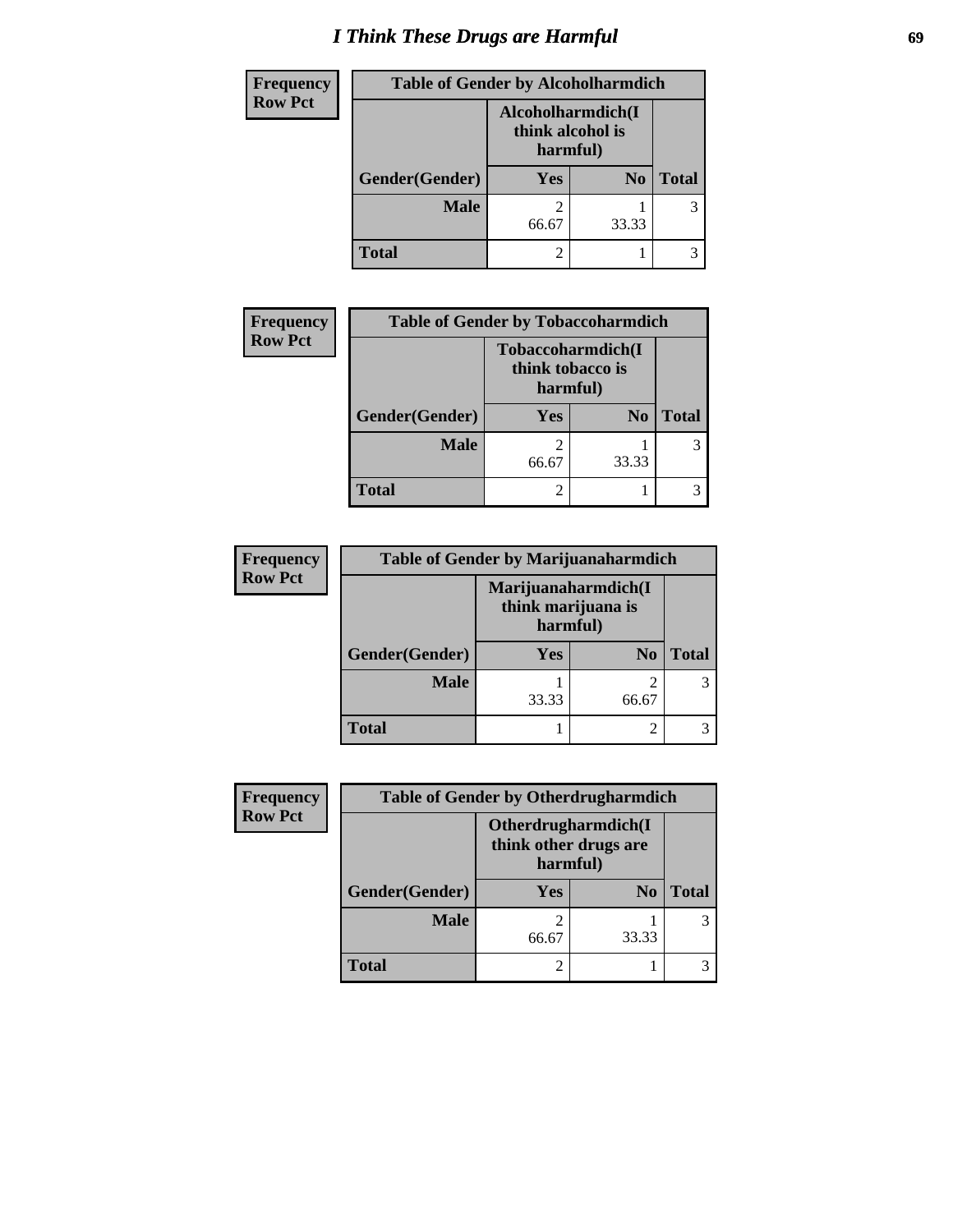# I Think These Drugs are Harmful

| Frequency<br>Row Pct | Table of Gender by Alcoholharmdich | | |
|---|---|---|---|
| | Alcoholharmdich(I think alcohol is harmful) | | |
| Gender(Gender) | Yes | No | Total |
| Male | 2<br>66.67 | 1<br>33.33 | 3 |
| Total | 2 | 1 | 3 |

| Frequency<br>Row Pct | Table of Gender by Tobaccoharmdich | | |
|---|---|---|---|
| | Tobaccoharmdich(I think tobacco is harmful) | | |
| Gender(Gender) | Yes | No | Total |
| Male | 2<br>66.67 | 1<br>33.33 | 3 |
| Total | 2 | 1 | 3 |

| Frequency<br>Row Pct | Table of Gender by Marijuanaharmdich | | |
|---|---|---|---|
| | Marijuanaharmdich(I think marijuana is harmful) | | |
| Gender(Gender) | Yes | No | Total |
| Male | 1<br>33.33 | 2<br>66.67 | 3 |
| Total | 1 | 2 | 3 |

| Frequency<br>Row Pct | Table of Gender by Otherdrugharmdich | | |
|---|---|---|---|
| | Otherdrugharmdich(I think other drugs are harmful) | | |
| Gender(Gender) | Yes | No | Total |
| Male | 2<br>66.67 | 1<br>33.33 | 3 |
| Total | 2 | 1 | 3 |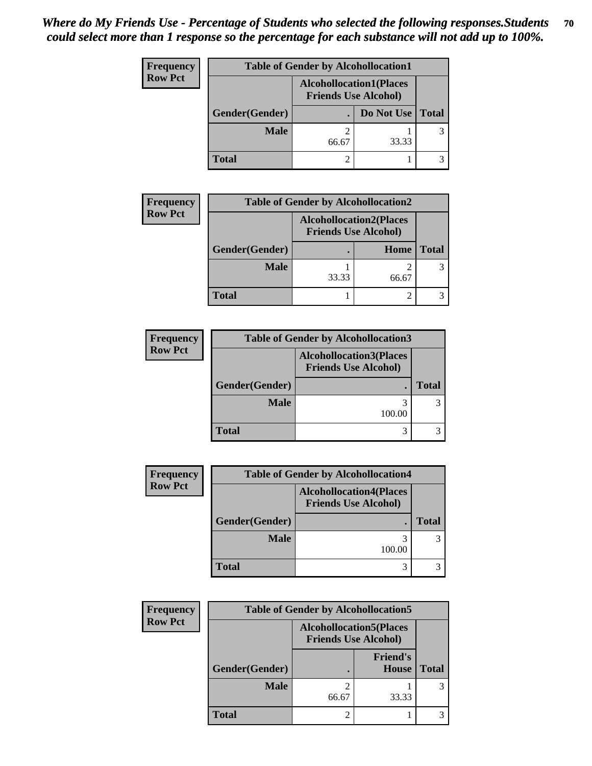*Where do My Friends Use - Percentage of Students who selected the following responses.Students could select more than 1 response so the percentage for each substance will not add up to 100%.*

**Frequency**
**Row Pct**

| Table of Gender by Alcohollocation1 | | | |
|---|---|---|---|
| | Alcohollocation1(Places Friends Use Alcohol) | | |
| Gender(Gender) | . | Do Not Use | Total |
| Male | 2<br>66.67 | 1<br>33.33 | 3 |
| Total | 2 | 1 | 3 |

**Frequency**
**Row Pct**

| Table of Gender by Alcohollocation2 | | | |
|---|---|---|---|
| | Alcohollocation2(Places Friends Use Alcohol) | | |
| Gender(Gender) | . | Home | Total |
| Male | 1<br>33.33 | 2<br>66.67 | 3 |
| Total | 1 | 2 | 3 |

**Frequency**
**Row Pct**

| Table of Gender by Alcohollocation3 | | |
|---|---|---|
| | Alcohollocation3(Places Friends Use Alcohol) | |
| Gender(Gender) | . | Total |
| Male | 3<br>100.00 | 3 |
| Total | 3 | 3 |

**Frequency**
**Row Pct**

| Table of Gender by Alcohollocation4 | | |
|---|---|---|
| | Alcohollocation4(Places Friends Use Alcohol) | |
| Gender(Gender) | . | Total |
| Male | 3<br>100.00 | 3 |
| Total | 3 | 3 |

**Frequency**
**Row Pct**

| Table of Gender by Alcohollocation5 | | | |
|---|---|---|---|
| | Alcohollocation5(Places Friends Use Alcohol) | | |
| Gender(Gender) | . | Friend's House | Total |
| Male | 2<br>66.67 | 1<br>33.33 | 3 |
| Total | 2 | 1 | 3 |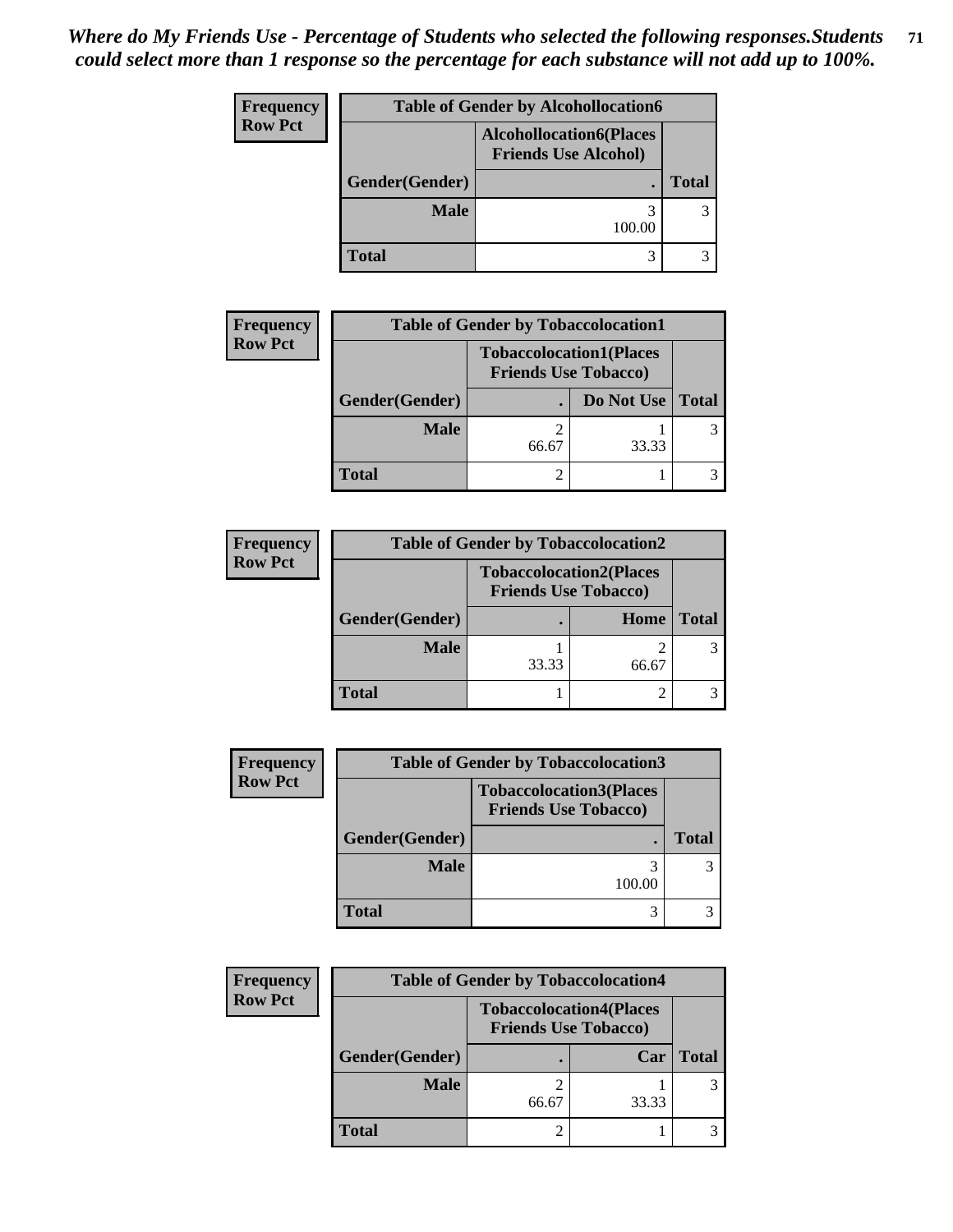*Where do My Friends Use - Percentage of Students who selected the following responses.Students could select more than 1 response so the percentage for each substance will not add up to 100%.*

**Table of Gender by Alcohollocation6**

Frequency / Row Pct

| Gender(Gender) | Alcohollocation6(Places Friends Use Alcohol) . | Total |
|---|---|---|
| Male | 3<br>100.00 | 3 |
| Total | 3 | 3 |

**Table of Gender by Tobaccolocation1**

Frequency / Row Pct

| Gender(Gender) | Tobaccolocation1(Places Friends Use Tobacco) . | Do Not Use | Total |
|---|---|---|---|
| Male | 2<br>66.67 | 1<br>33.33 | 3 |
| Total | 2 | 1 | 3 |

**Table of Gender by Tobaccolocation2**

Frequency / Row Pct

| Gender(Gender) | Tobaccolocation2(Places Friends Use Tobacco) . | Home | Total |
|---|---|---|---|
| Male | 1<br>33.33 | 2<br>66.67 | 3 |
| Total | 1 | 2 | 3 |

**Table of Gender by Tobaccolocation3**

Frequency / Row Pct

| Gender(Gender) | Tobaccolocation3(Places Friends Use Tobacco) . | Total |
|---|---|---|
| Male | 3<br>100.00 | 3 |
| Total | 3 | 3 |

**Table of Gender by Tobaccolocation4**

Frequency / Row Pct

| Gender(Gender) | Tobaccolocation4(Places Friends Use Tobacco) . | Car | Total |
|---|---|---|---|
| Male | 2<br>66.67 | 1<br>33.33 | 3 |
| Total | 2 | 1 | 3 |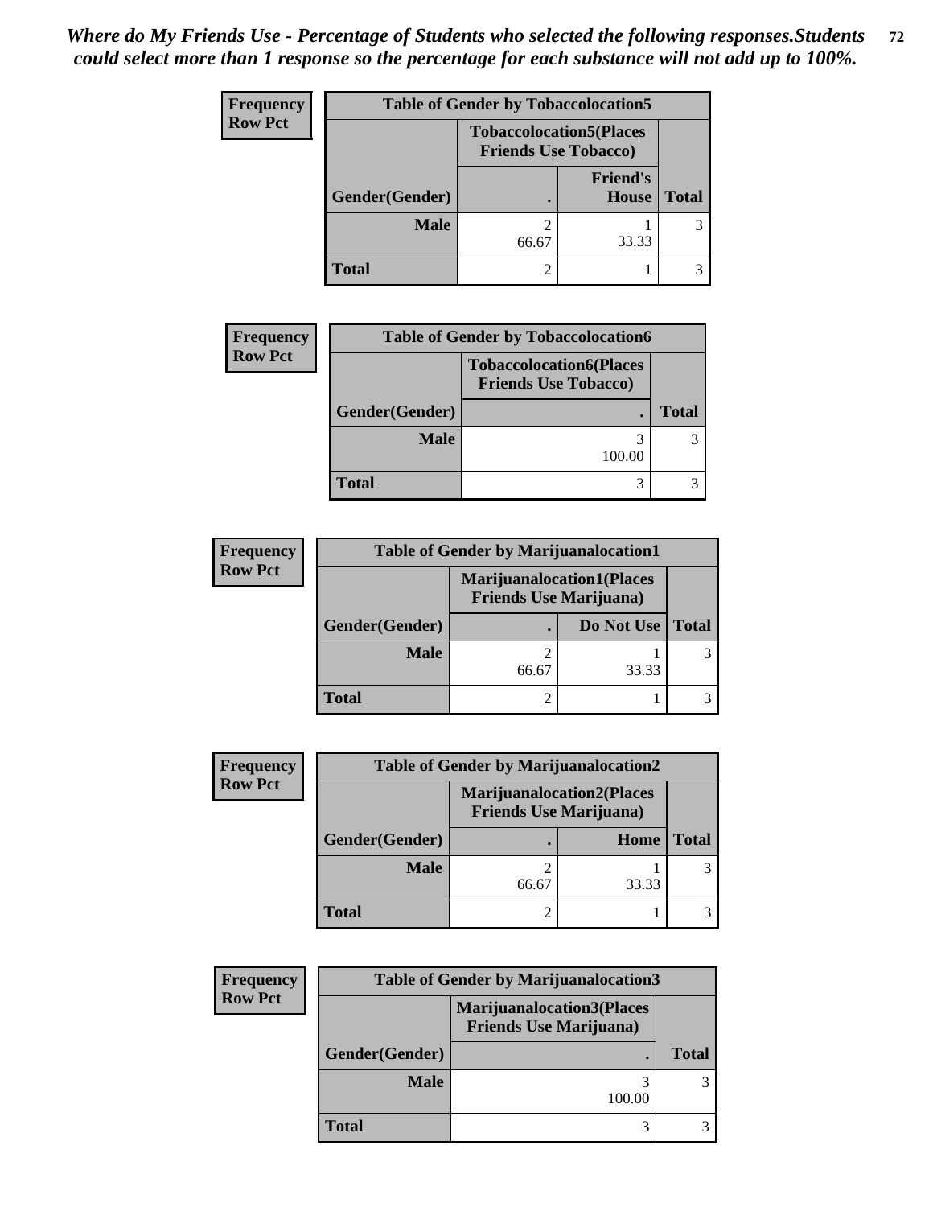*Where do My Friends Use - Percentage of Students who selected the following responses.Students could select more than 1 response so the percentage for each substance will not add up to 100%.*

**Frequency**
**Row Pct**

| Table of Gender by Tobaccolocation5 | | | |
|---|---|---|---|
| | Tobaccolocation5(Places Friends Use Tobacco) | | |
| Gender(Gender) | . | Friend's House | Total |
| **Male** | 2<br>66.67 | 1<br>33.33 | 3 |
| **Total** | 2 | 1 | 3 |

**Frequency**
**Row Pct**

| Table of Gender by Tobaccolocation6 | | |
|---|---|---|
| | Tobaccolocation6(Places Friends Use Tobacco) | |
| Gender(Gender) | . | Total |
| **Male** | 3<br>100.00 | 3 |
| **Total** | 3 | 3 |

**Frequency**
**Row Pct**

| Table of Gender by Marijuanalocation1 | | | |
|---|---|---|---|
| | Marijuanalocation1(Places Friends Use Marijuana) | | |
| Gender(Gender) | . | Do Not Use | Total |
| **Male** | 2<br>66.67 | 1<br>33.33 | 3 |
| **Total** | 2 | 1 | 3 |

**Frequency**
**Row Pct**

| Table of Gender by Marijuanalocation2 | | | |
|---|---|---|---|
| | Marijuanalocation2(Places Friends Use Marijuana) | | |
| Gender(Gender) | . | Home | Total |
| **Male** | 2<br>66.67 | 1<br>33.33 | 3 |
| **Total** | 2 | 1 | 3 |

**Frequency**
**Row Pct**

| Table of Gender by Marijuanalocation3 | | |
|---|---|---|
| | Marijuanalocation3(Places Friends Use Marijuana) | |
| Gender(Gender) | . | Total |
| **Male** | 3<br>100.00 | 3 |
| **Total** | 3 | 3 |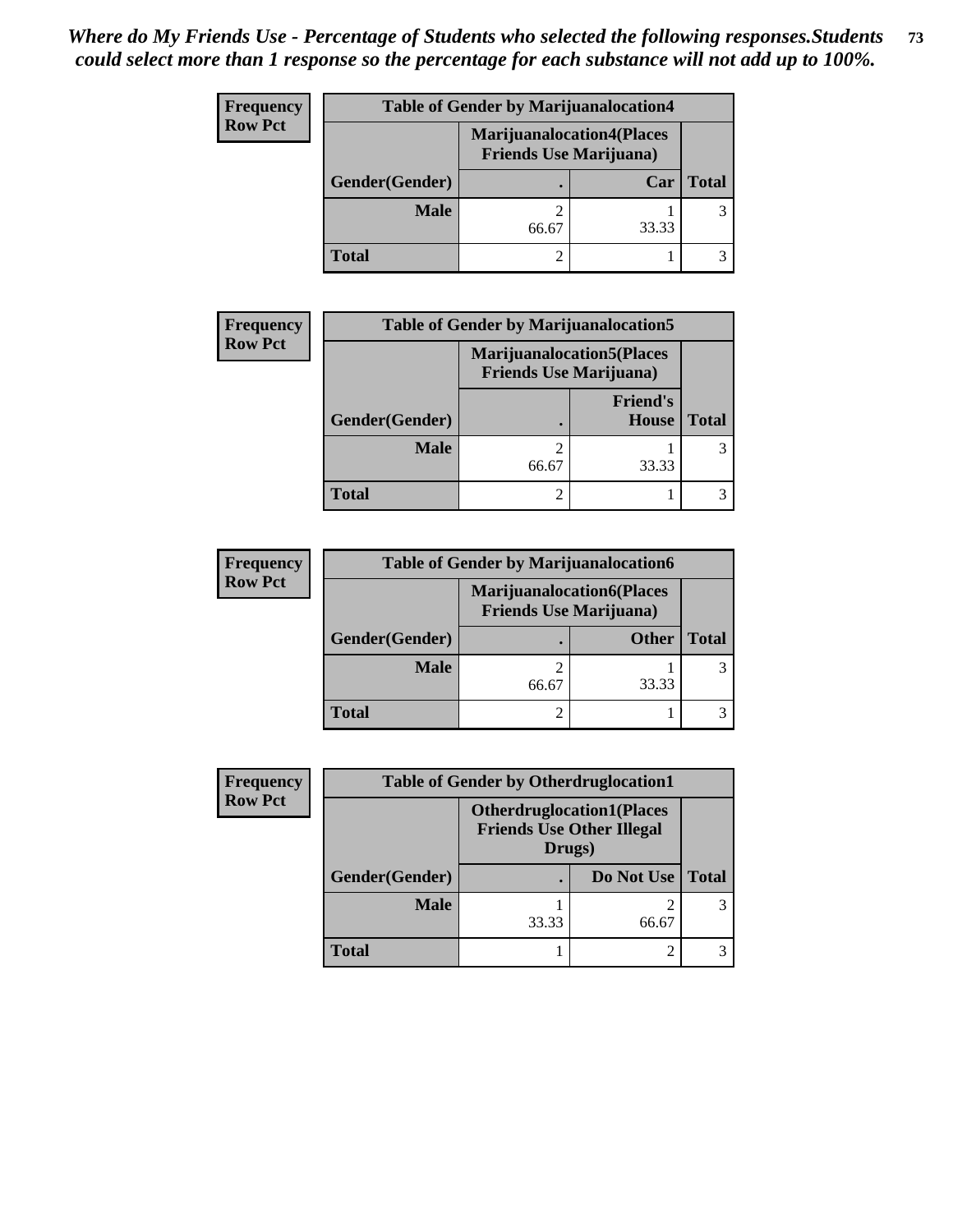*Where do My Friends Use - Percentage of Students who selected the following responses.Students could select more than 1 response so the percentage for each substance will not add up to 100%.*

**Frequency**
**Row Pct**

| Table of Gender by Marijuanalocation4 | | | |
|---|---|---|---|
| | Marijuanalocation4(Places Friends Use Marijuana) | | |
| Gender(Gender) | . | Car | Total |
| Male | 2<br>66.67 | 1<br>33.33 | 3 |
| Total | 2 | 1 | 3 |

**Frequency**
**Row Pct**

| Table of Gender by Marijuanalocation5 | | | |
|---|---|---|---|
| | Marijuanalocation5(Places Friends Use Marijuana) | | |
| Gender(Gender) | . | Friend's House | Total |
| Male | 2<br>66.67 | 1<br>33.33 | 3 |
| Total | 2 | 1 | 3 |

**Frequency**
**Row Pct**

| Table of Gender by Marijuanalocation6 | | | |
|---|---|---|---|
| | Marijuanalocation6(Places Friends Use Marijuana) | | |
| Gender(Gender) | . | Other | Total |
| Male | 2<br>66.67 | 1<br>33.33 | 3 |
| Total | 2 | 1 | 3 |

**Frequency**
**Row Pct**

| Table of Gender by Otherdruglocation1 | | | |
|---|---|---|---|
| | Otherdruglocation1(Places Friends Use Other Illegal Drugs) | | |
| Gender(Gender) | . | Do Not Use | Total |
| Male | 1<br>33.33 | 2<br>66.67 | 3 |
| Total | 1 | 2 | 3 |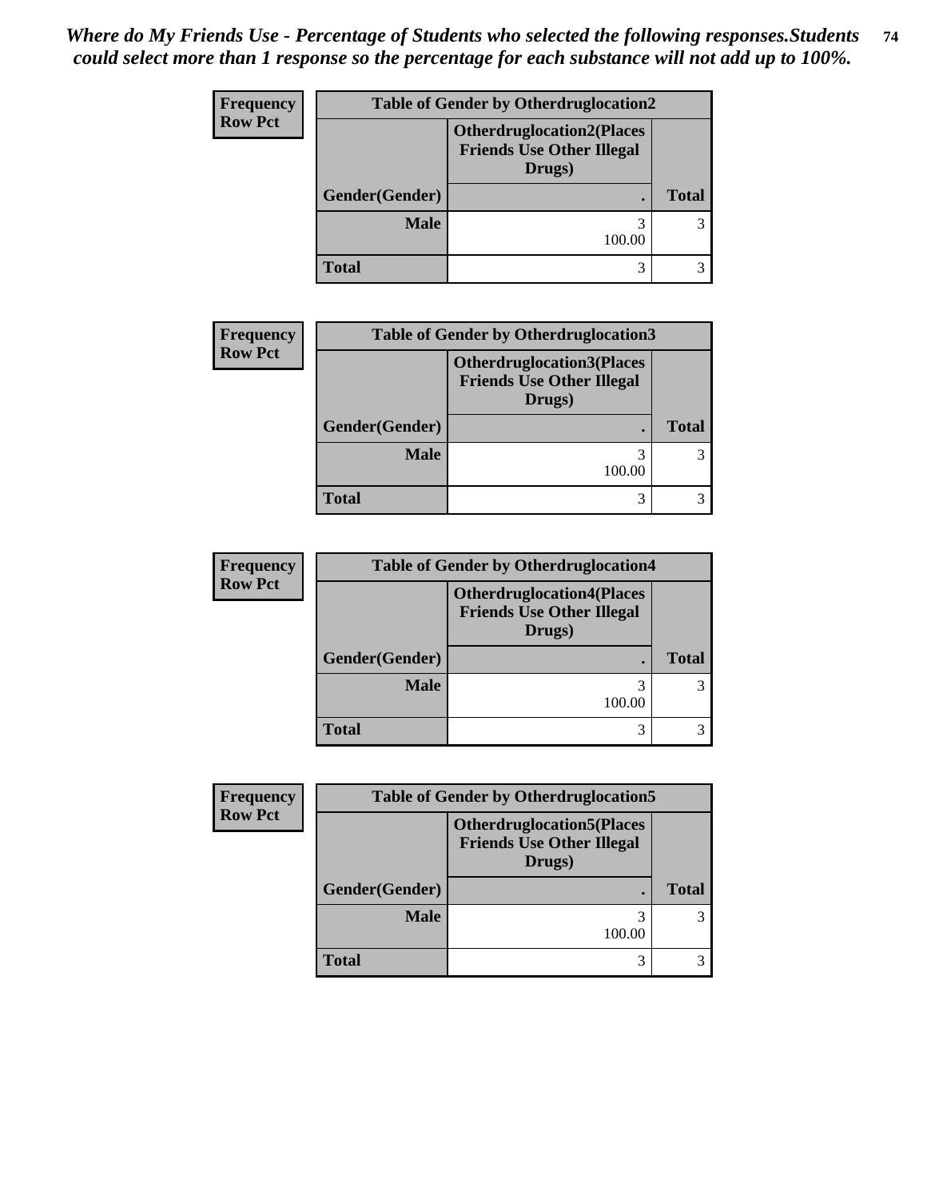*Where do My Friends Use - Percentage of Students who selected the following responses.Students could select more than 1 response so the percentage for each substance will not add up to 100%.*

**Frequency**
**Row Pct**

| Table of Gender by Otherdruglocation2 | | |
|---|---|---|
| | Otherdruglocation2(Places Friends Use Other Illegal Drugs) | |
| Gender(Gender) | . | Total |
| Male | 3<br>100.00 | 3 |
| Total | 3 | 3 |

**Frequency**
**Row Pct**

| Table of Gender by Otherdruglocation3 | | |
|---|---|---|
| | Otherdruglocation3(Places Friends Use Other Illegal Drugs) | |
| Gender(Gender) | . | Total |
| Male | 3<br>100.00 | 3 |
| Total | 3 | 3 |

**Frequency**
**Row Pct**

| Table of Gender by Otherdruglocation4 | | |
|---|---|---|
| | Otherdruglocation4(Places Friends Use Other Illegal Drugs) | |
| Gender(Gender) | . | Total |
| Male | 3<br>100.00 | 3 |
| Total | 3 | 3 |

**Frequency**
**Row Pct**

| Table of Gender by Otherdruglocation5 | | |
|---|---|---|
| | Otherdruglocation5(Places Friends Use Other Illegal Drugs) | |
| Gender(Gender) | . | Total |
| Male | 3<br>100.00 | 3 |
| Total | 3 | 3 |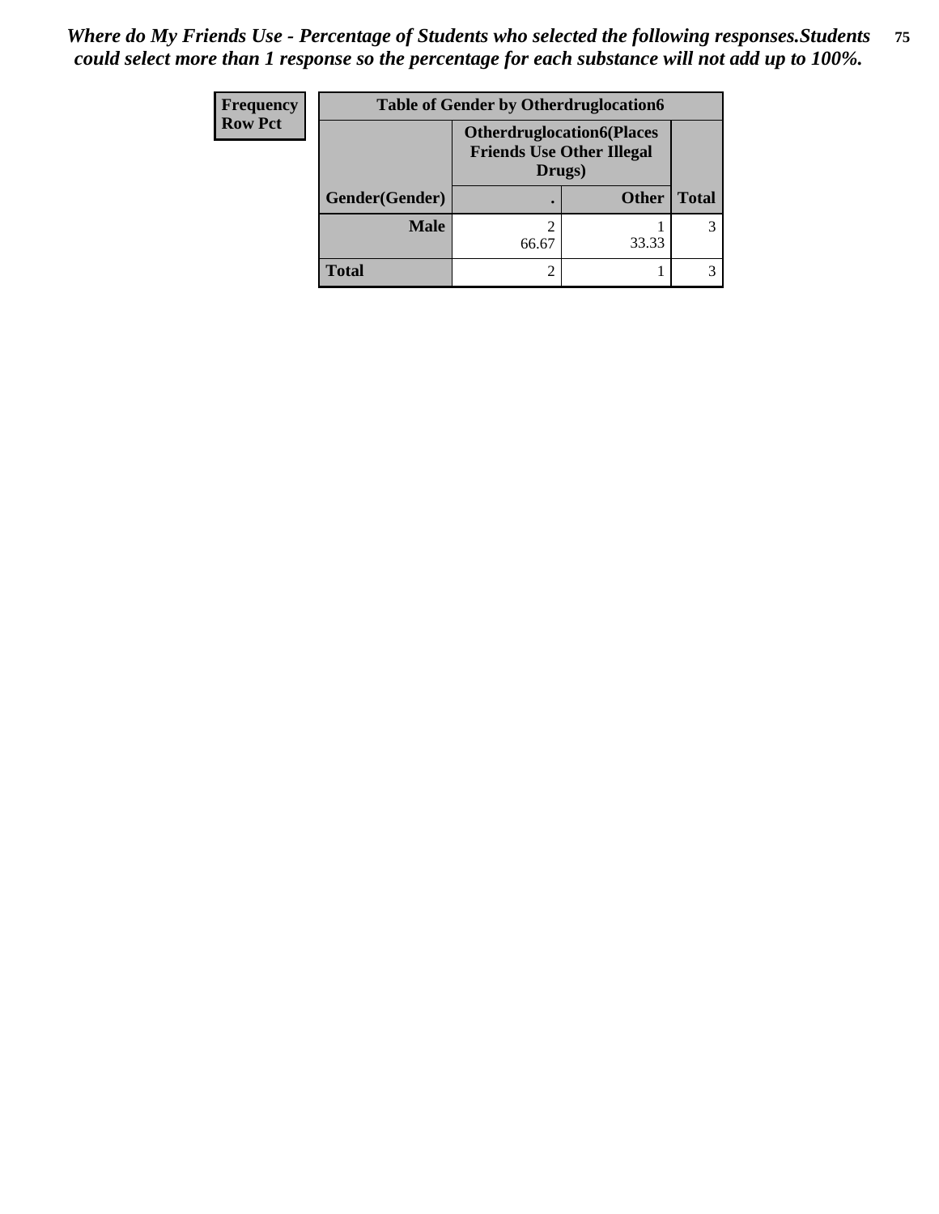*Where do My Friends Use - Percentage of Students who selected the following responses.Students could select more than 1 response so the percentage for each substance will not add up to 100%.*

| Frequency<br>Row Pct | Table of Gender by Otherdruglocation6 | | |
|---|---|---|---|
| | Otherdruglocation6(Places Friends Use Other Illegal Drugs) | | |
| Gender(Gender) | . | Other | Total |
| **Male** | 2<br>66.67 | 1<br>33.33 | 3 |
| **Total** | 2 | 1 | 3 |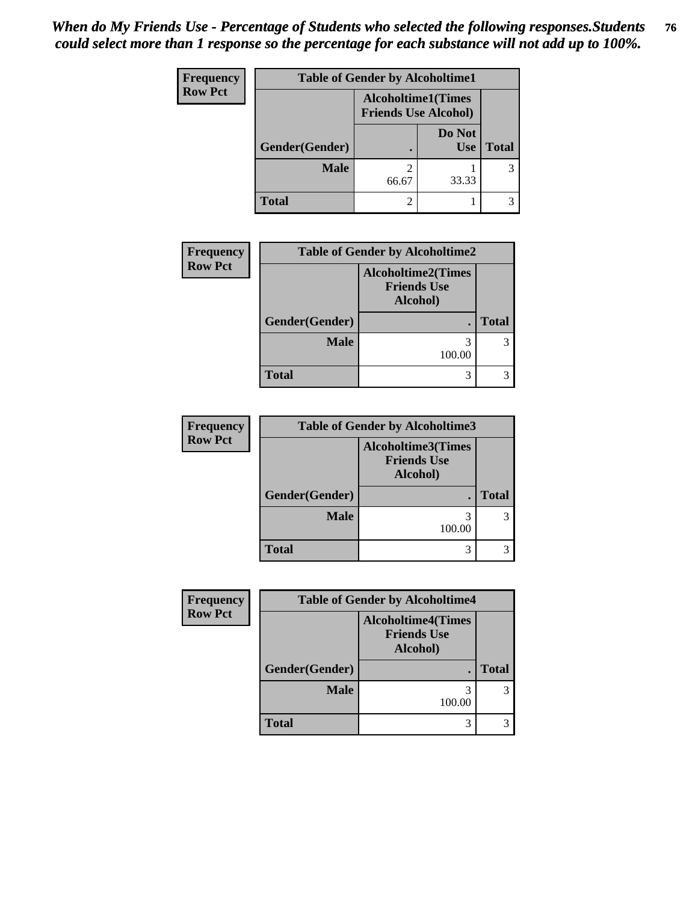*When do My Friends Use - Percentage of Students who selected the following responses.Students could select more than 1 response so the percentage for each substance will not add up to 100%.*

| Frequency<br>Row Pct | Table of Gender by Alcoholtime1 | | |
|---|---|---|---|
| | Alcoholtime1(Times Friends Use Alcohol) | | |
| Gender(Gender) | . | Do Not Use | Total |
| Male | 2<br>66.67 | 1<br>33.33 | 3 |
| Total | 2 | 1 | 3 |

| Frequency<br>Row Pct | Table of Gender by Alcoholtime2 | |
|---|---|---|
| | Alcoholtime2(Times Friends Use Alcohol) | |
| Gender(Gender) | . | Total |
| Male | 3<br>100.00 | 3 |
| Total | 3 | 3 |

| Frequency<br>Row Pct | Table of Gender by Alcoholtime3 | |
|---|---|---|
| | Alcoholtime3(Times Friends Use Alcohol) | |
| Gender(Gender) | . | Total |
| Male | 3<br>100.00 | 3 |
| Total | 3 | 3 |

| Frequency<br>Row Pct | Table of Gender by Alcoholtime4 | |
|---|---|---|
| | Alcoholtime4(Times Friends Use Alcohol) | |
| Gender(Gender) | . | Total |
| Male | 3<br>100.00 | 3 |
| Total | 3 | 3 |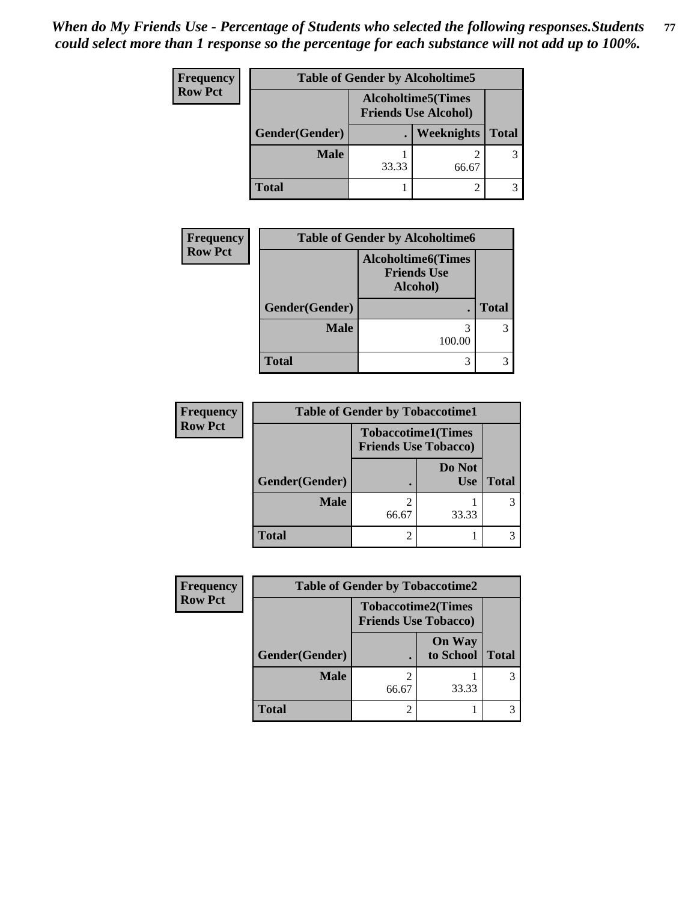*When do My Friends Use - Percentage of Students who selected the following responses.Students could select more than 1 response so the percentage for each substance will not add up to 100%.*

**Frequency**
**Row Pct**

| Table of Gender by Alcoholtime5 | | | |
|---|---|---|---|
| | Alcoholtime5(Times Friends Use Alcohol) | | |
| Gender(Gender) | . | Weeknights | Total |
| Male | 1<br>33.33 | 2<br>66.67 | 3 |
| Total | 1 | 2 | 3 |

**Frequency**
**Row Pct**

| Table of Gender by Alcoholtime6 | | |
|---|---|---|
| | Alcoholtime6(Times Friends Use Alcohol) | |
| Gender(Gender) | . | Total |
| Male | 3<br>100.00 | 3 |
| Total | 3 | 3 |

**Frequency**
**Row Pct**

| Table of Gender by Tobaccotime1 | | | |
|---|---|---|---|
| | Tobaccotime1(Times Friends Use Tobacco) | | |
| Gender(Gender) | . | Do Not Use | Total |
| Male | 2<br>66.67 | 1<br>33.33 | 3 |
| Total | 2 | 1 | 3 |

**Frequency**
**Row Pct**

| Table of Gender by Tobaccotime2 | | | |
|---|---|---|---|
| | Tobaccotime2(Times Friends Use Tobacco) | | |
| Gender(Gender) | . | On Way to School | Total |
| Male | 2<br>66.67 | 1<br>33.33 | 3 |
| Total | 2 | 1 | 3 |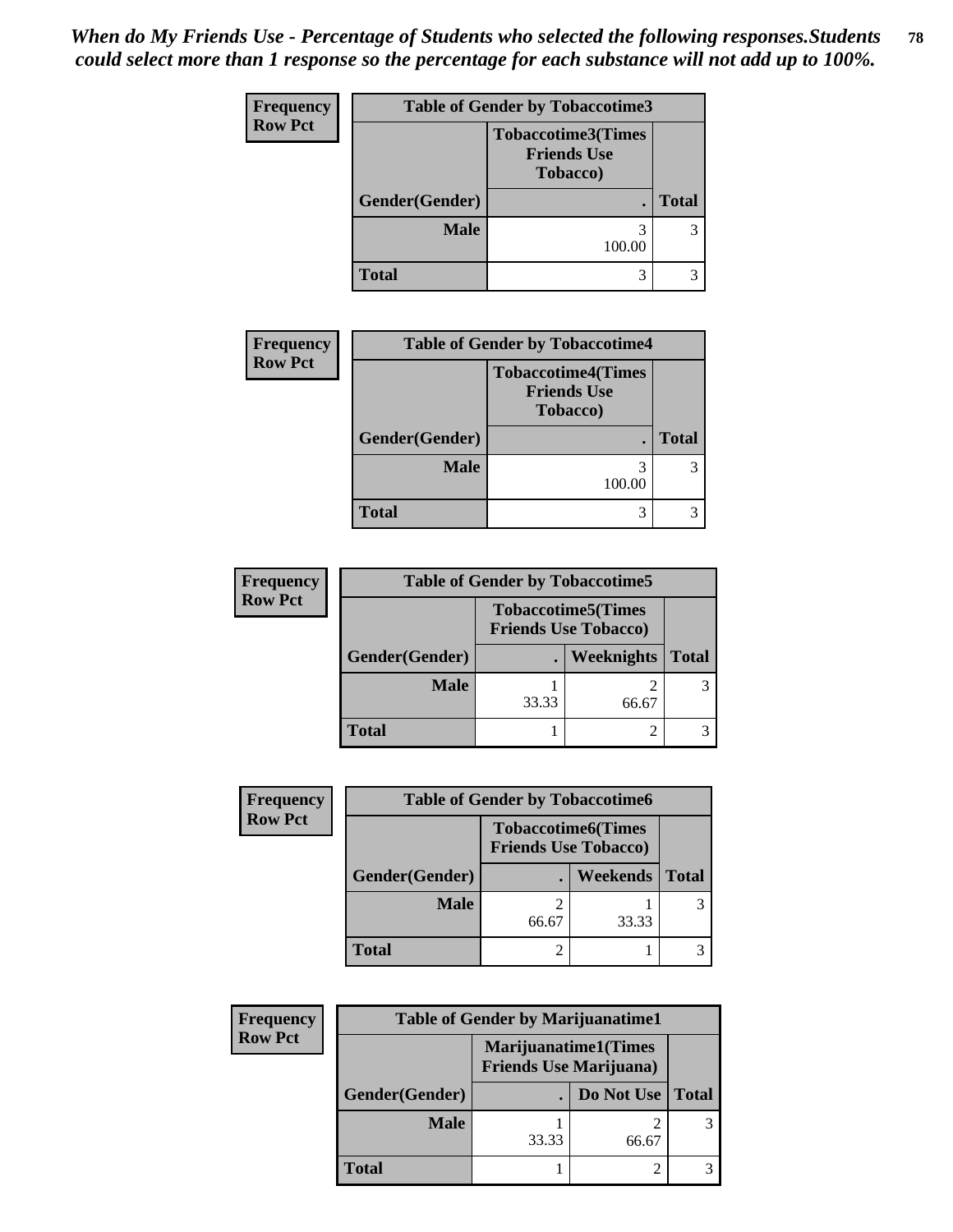*When do My Friends Use - Percentage of Students who selected the following responses.Students could select more than 1 response so the percentage for each substance will not add up to 100%.*

**Frequency Row Pct**

| Table of Gender by Tobaccotime3 | | |
|---|---|---|
| | Tobaccotime3(Times Friends Use Tobacco) | |
| Gender(Gender) | . | Total |
| Male | 3<br>100.00 | 3 |
| Total | 3 | 3 |

**Frequency Row Pct**

| Table of Gender by Tobaccotime4 | | |
|---|---|---|
| | Tobaccotime4(Times Friends Use Tobacco) | |
| Gender(Gender) | . | Total |
| Male | 3<br>100.00 | 3 |
| Total | 3 | 3 |

**Frequency Row Pct**

| Table of Gender by Tobaccotime5 | | | |
|---|---|---|---|
| | Tobaccotime5(Times Friends Use Tobacco) | | |
| Gender(Gender) | . | Weeknights | Total |
| Male | 1<br>33.33 | 2<br>66.67 | 3 |
| Total | 1 | 2 | 3 |

**Frequency Row Pct**

| Table of Gender by Tobaccotime6 | | | |
|---|---|---|---|
| | Tobaccotime6(Times Friends Use Tobacco) | | |
| Gender(Gender) | . | Weekends | Total |
| Male | 2<br>66.67 | 1<br>33.33 | 3 |
| Total | 2 | 1 | 3 |

**Frequency Row Pct**

| Table of Gender by Marijuanatime1 | | | |
|---|---|---|---|
| | Marijuanatime1(Times Friends Use Marijuana) | | |
| Gender(Gender) | . | Do Not Use | Total |
| Male | 1<br>33.33 | 2<br>66.67 | 3 |
| Total | 1 | 2 | 3 |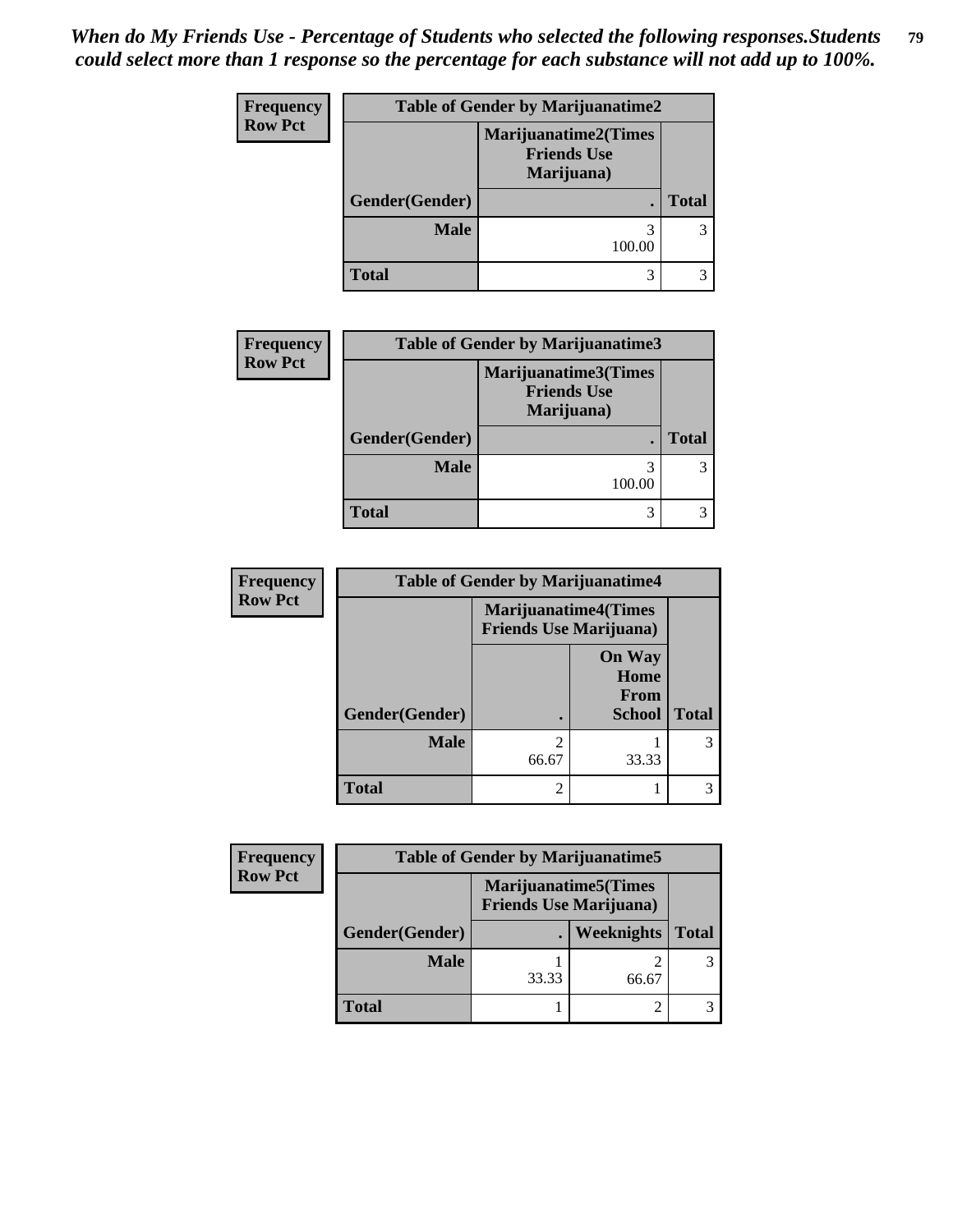*When do My Friends Use - Percentage of Students who selected the following responses.Students could select more than 1 response so the percentage for each substance will not add up to 100%.*

| Frequency<br>Row Pct | Table of Gender by Marijuanatime2 | |
|---|---|---|
| | Marijuanatime2(Times Friends Use Marijuana) | |
| Gender(Gender) | . | Total |
| Male | 3<br>100.00 | 3 |
| Total | 3 | 3 |

| Frequency<br>Row Pct | Table of Gender by Marijuanatime3 | |
|---|---|---|
| | Marijuanatime3(Times Friends Use Marijuana) | |
| Gender(Gender) | . | Total |
| Male | 3<br>100.00 | 3 |
| Total | 3 | 3 |

| Frequency<br>Row Pct | Table of Gender by Marijuanatime4 | | |
|---|---|---|---|
| | Marijuanatime4(Times Friends Use Marijuana) | | |
| Gender(Gender) | . | On Way Home From School | Total |
| Male | 2<br>66.67 | 1<br>33.33 | 3 |
| Total | 2 | 1 | 3 |

| Frequency<br>Row Pct | Table of Gender by Marijuanatime5 | | |
|---|---|---|---|
| | Marijuanatime5(Times Friends Use Marijuana) | | |
| Gender(Gender) | . | Weeknights | Total |
| Male | 1<br>33.33 | 2<br>66.67 | 3 |
| Total | 1 | 2 | 3 |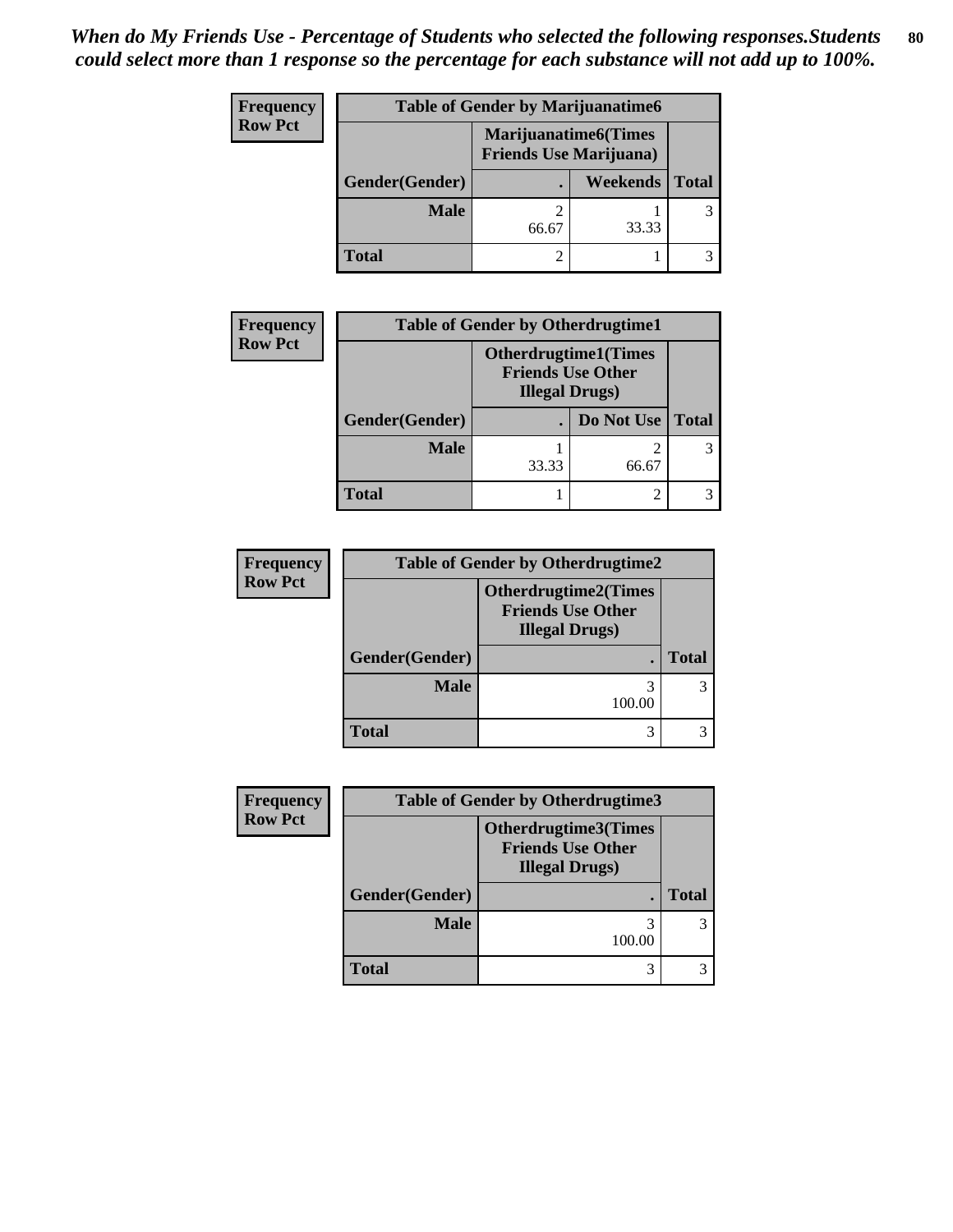*When do My Friends Use - Percentage of Students who selected the following responses.Students could select more than 1 response so the percentage for each substance will not add up to 100%.*

**Frequency**
**Row Pct**

| Table of Gender by Marijuanatime6 | | | |
|---|---|---|---|
| | Marijuanatime6(Times Friends Use Marijuana) | | |
| Gender(Gender) | . | Weekends | Total |
| Male | 2<br>66.67 | 1<br>33.33 | 3 |
| Total | 2 | 1 | 3 |

**Frequency**
**Row Pct**

| Table of Gender by Otherdrugtime1 | | | |
|---|---|---|---|
| | Otherdrugtime1(Times Friends Use Other Illegal Drugs) | | |
| Gender(Gender) | . | Do Not Use | Total |
| Male | 1<br>33.33 | 2<br>66.67 | 3 |
| Total | 1 | 2 | 3 |

**Frequency**
**Row Pct**

| Table of Gender by Otherdrugtime2 | | |
|---|---|---|
| | Otherdrugtime2(Times Friends Use Other Illegal Drugs) | |
| Gender(Gender) | . | Total |
| Male | 3<br>100.00 | 3 |
| Total | 3 | 3 |

**Frequency**
**Row Pct**

| Table of Gender by Otherdrugtime3 | | |
|---|---|---|
| | Otherdrugtime3(Times Friends Use Other Illegal Drugs) | |
| Gender(Gender) | . | Total |
| Male | 3<br>100.00 | 3 |
| Total | 3 | 3 |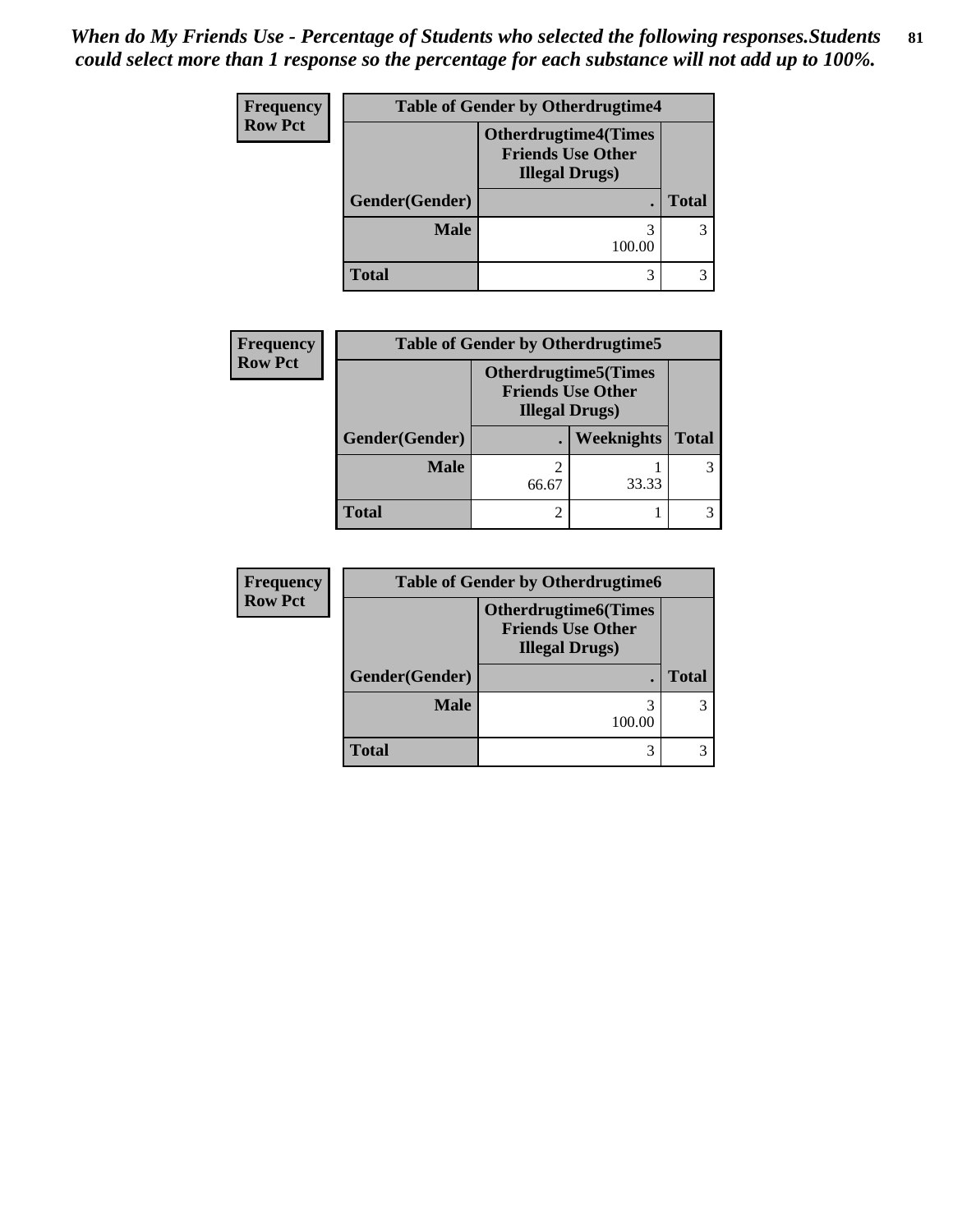*When do My Friends Use - Percentage of Students who selected the following responses.Students could select more than 1 response so the percentage for each substance will not add up to 100%.*

**Frequency**
**Row Pct**

| Table of Gender by Otherdrugtime4 | | |
|---|---|---|
| | Otherdrugtime4(Times Friends Use Other Illegal Drugs) | |
| Gender(Gender) | . | Total |
| Male | 3<br>100.00 | 3 |
| Total | 3 | 3 |

**Frequency**
**Row Pct**

| Table of Gender by Otherdrugtime5 | | | |
|---|---|---|---|
| | Otherdrugtime5(Times Friends Use Other Illegal Drugs) | | |
| Gender(Gender) | . | Weeknights | Total |
| Male | 2<br>66.67 | 1<br>33.33 | 3 |
| Total | 2 | 1 | 3 |

**Frequency**
**Row Pct**

| Table of Gender by Otherdrugtime6 | | |
|---|---|---|
| | Otherdrugtime6(Times Friends Use Other Illegal Drugs) | |
| Gender(Gender) | . | Total |
| Male | 3<br>100.00 | 3 |
| Total | 3 | 3 |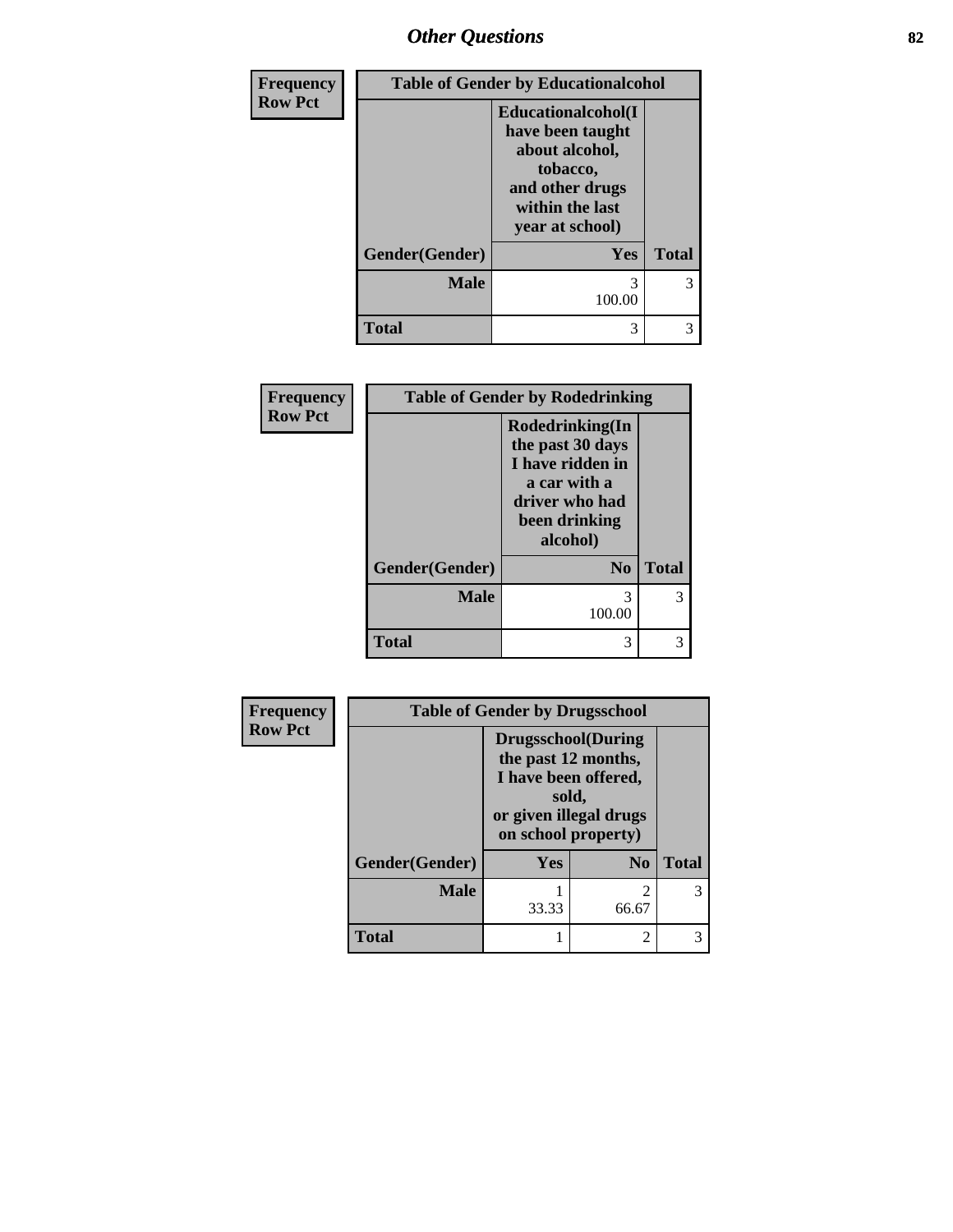| Frequency Row Pct | Table of Gender by Educationalcohol | |
|---|---|---|
| | Educationalcohol(I have been taught about alcohol, tobacco, and other drugs within the last year at school) | |
| Gender(Gender) | Yes | Total |
| Male | 3<br>100.00 | 3 |
| Total | 3 | 3 |

| Frequency Row Pct | Table of Gender by Rodedrinking | |
|---|---|---|
| | Rodedrinking(In the past 30 days I have ridden in a car with a driver who had been drinking alcohol) | |
| Gender(Gender) | No | Total |
| Male | 3<br>100.00 | 3 |
| Total | 3 | 3 |

| Frequency Row Pct | Table of Gender by Drugsschool | | |
|---|---|---|---|
| | Drugsschool(During the past 12 months, I have been offered, sold, or given illegal drugs on school property) | | |
| Gender(Gender) | Yes | No | Total |
| Male | 1<br>33.33 | 2<br>66.67 | 3 |
| Total | 1 | 2 | 3 |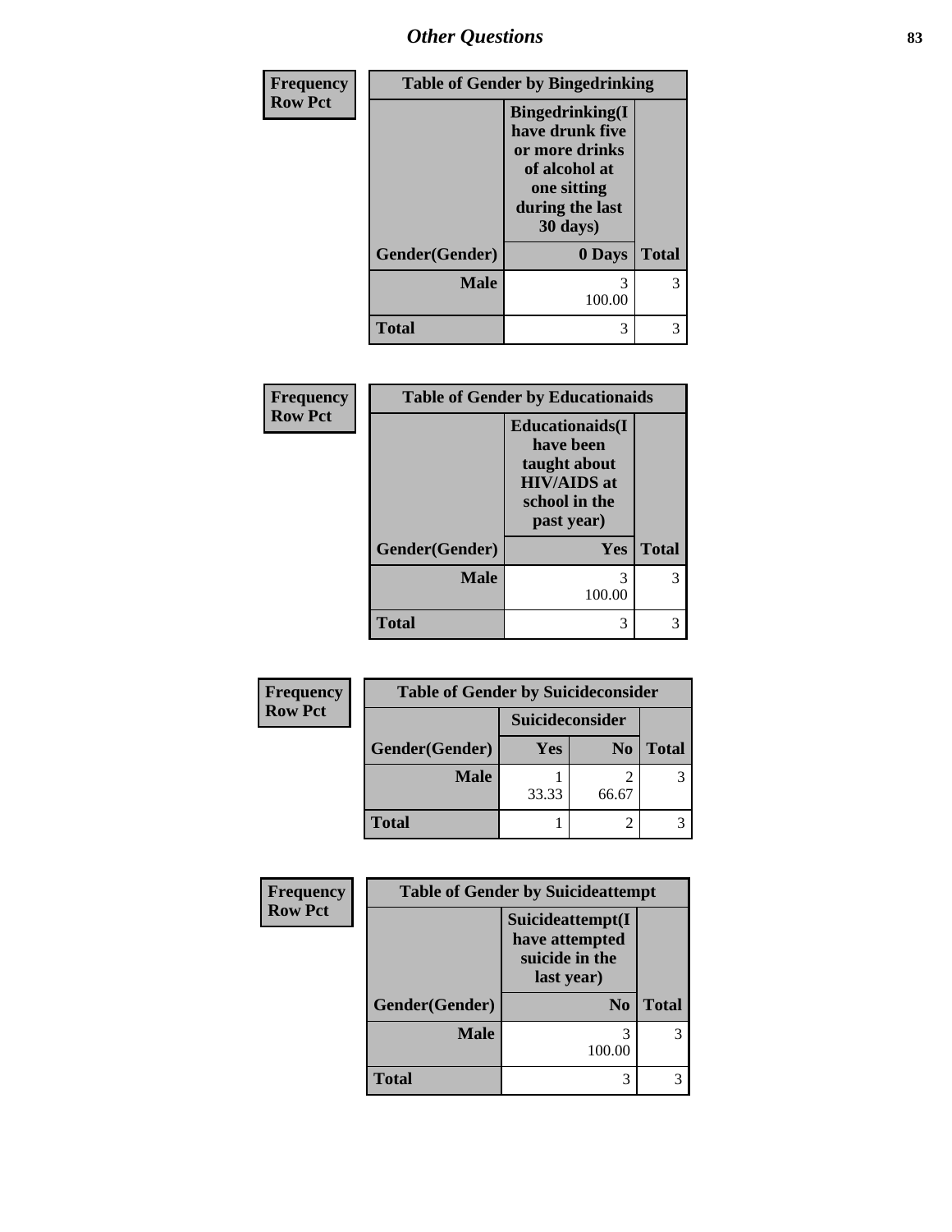| Frequency<br>Row Pct | Table of Gender by Bingedrinking | |
|---|---|---|
| | **Bingedrinking(I have drunk five or more drinks of alcohol at one sitting during the last 30 days)** | |
| **Gender(Gender)** | **0 Days** | **Total** |
| **Male** | 3<br>100.00 | 3 |
| **Total** | 3 | 3 |

| Frequency<br>Row Pct | Table of Gender by Educationaids | |
|---|---|---|
| | **Educationaids(I have been taught about HIV/AIDS at school in the past year)** | |
| **Gender(Gender)** | **Yes** | **Total** |
| **Male** | 3<br>100.00 | 3 |
| **Total** | 3 | 3 |

| Frequency<br>Row Pct | Table of Gender by Suicideconsider | | |
|---|---|---|---|
| | **Suicideconsider** | | |
| **Gender(Gender)** | **Yes** | **No** | **Total** |
| **Male** | 1<br>33.33 | 2<br>66.67 | 3 |
| **Total** | 1 | 2 | 3 |

| Frequency<br>Row Pct | Table of Gender by Suicideattempt | |
|---|---|---|
| | **Suicideattempt(I have attempted suicide in the last year)** | |
| **Gender(Gender)** | **No** | **Total** |
| **Male** | 3<br>100.00 | 3 |
| **Total** | 3 | 3 |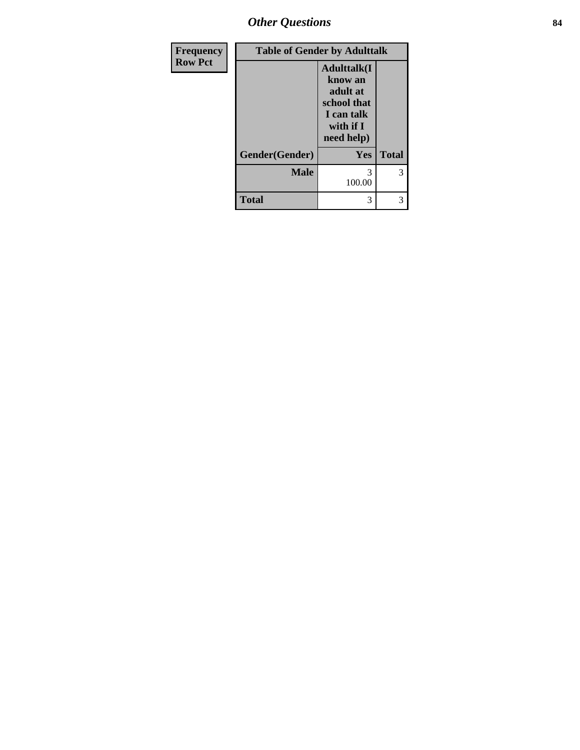# *Other Questions*

| Frequency<br>Row Pct | | | |
|---|---|---|---|
| | **Table of Gender by Adulttalk** | | |
| | | **Adulttalk(I know an adult at school that I can talk with if I need help)** | |
| | **Gender(Gender)** | **Yes** | **Total** |
| | **Male** | 3<br>100.00 | 3 |
| | **Total** | 3 | 3 |